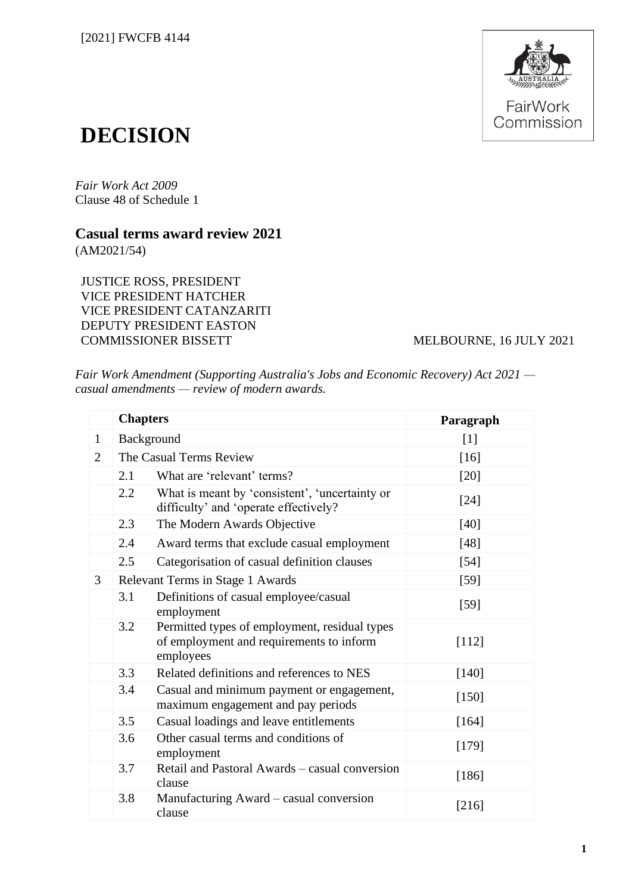[2021] FWCFB 4144

# DECISION

*Fair Work Act 2009*
Clause 48 of Schedule 1

## Casual terms award review 2021

(AM2021/54)

JUSTICE ROSS, PRESIDENT
VICE PRESIDENT HATCHER
VICE PRESIDENT CATANZARITI
DEPUTY PRESIDENT EASTON
COMMISSIONER BISSETT MELBOURNE, 16 JULY 2021

*Fair Work Amendment (Supporting Australia's Jobs and Economic Recovery) Act 2021 — casual amendments — review of modern awards.*

| | Chapters | | Paragraph |
|---|---|---|---|
| 1 | Background | | [1] |
| 2 | The Casual Terms Review | | [16] |
| | 2.1 | What are 'relevant' terms? | [20] |
| | 2.2 | What is meant by 'consistent', 'uncertainty or difficulty' and 'operate effectively? | [24] |
| | 2.3 | The Modern Awards Objective | [40] |
| | 2.4 | Award terms that exclude casual employment | [48] |
| | 2.5 | Categorisation of casual definition clauses | [54] |
| 3 | Relevant Terms in Stage 1 Awards | | [59] |
| | 3.1 | Definitions of casual employee/casual employment | [59] |
| | 3.2 | Permitted types of employment, residual types of employment and requirements to inform employees | [112] |
| | 3.3 | Related definitions and references to NES | [140] |
| | 3.4 | Casual and minimum payment or engagement, maximum engagement and pay periods | [150] |
| | 3.5 | Casual loadings and leave entitlements | [164] |
| | 3.6 | Other casual terms and conditions of employment | [179] |
| | 3.7 | Retail and Pastoral Awards – casual conversion clause | [186] |
| | 3.8 | Manufacturing Award – casual conversion clause | [216] |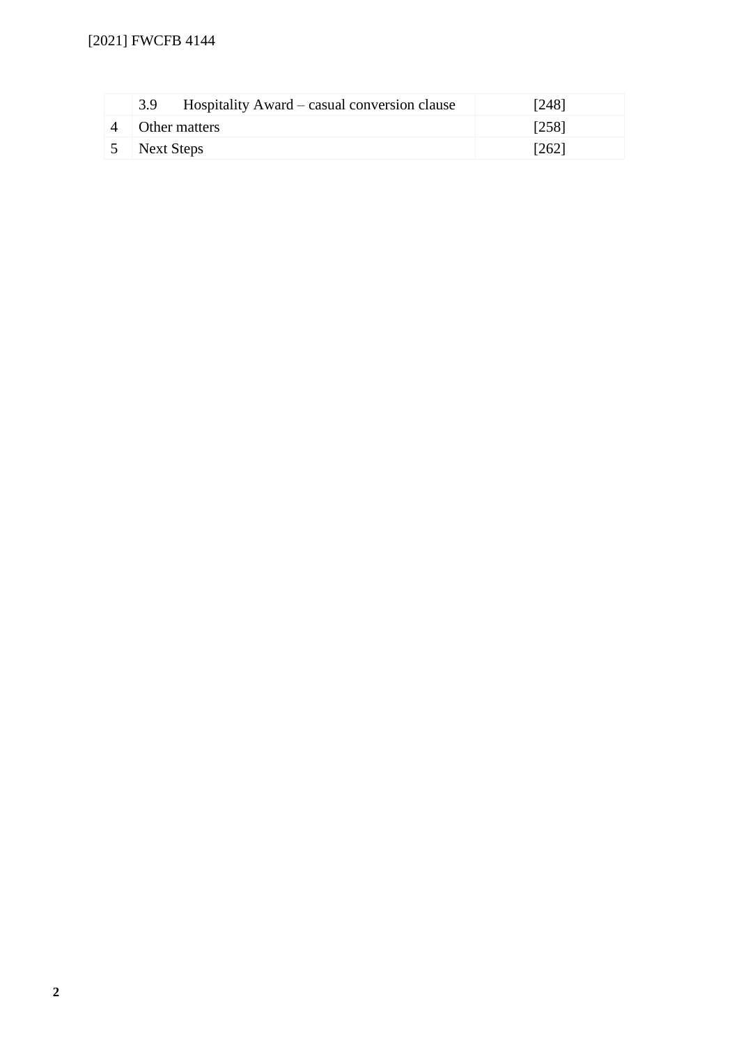| | | |
|---|---|---|
| | 3.9 Hospitality Award – casual conversion clause | [248] |
| 4 | Other matters | [258] |
| 5 | Next Steps | [262] |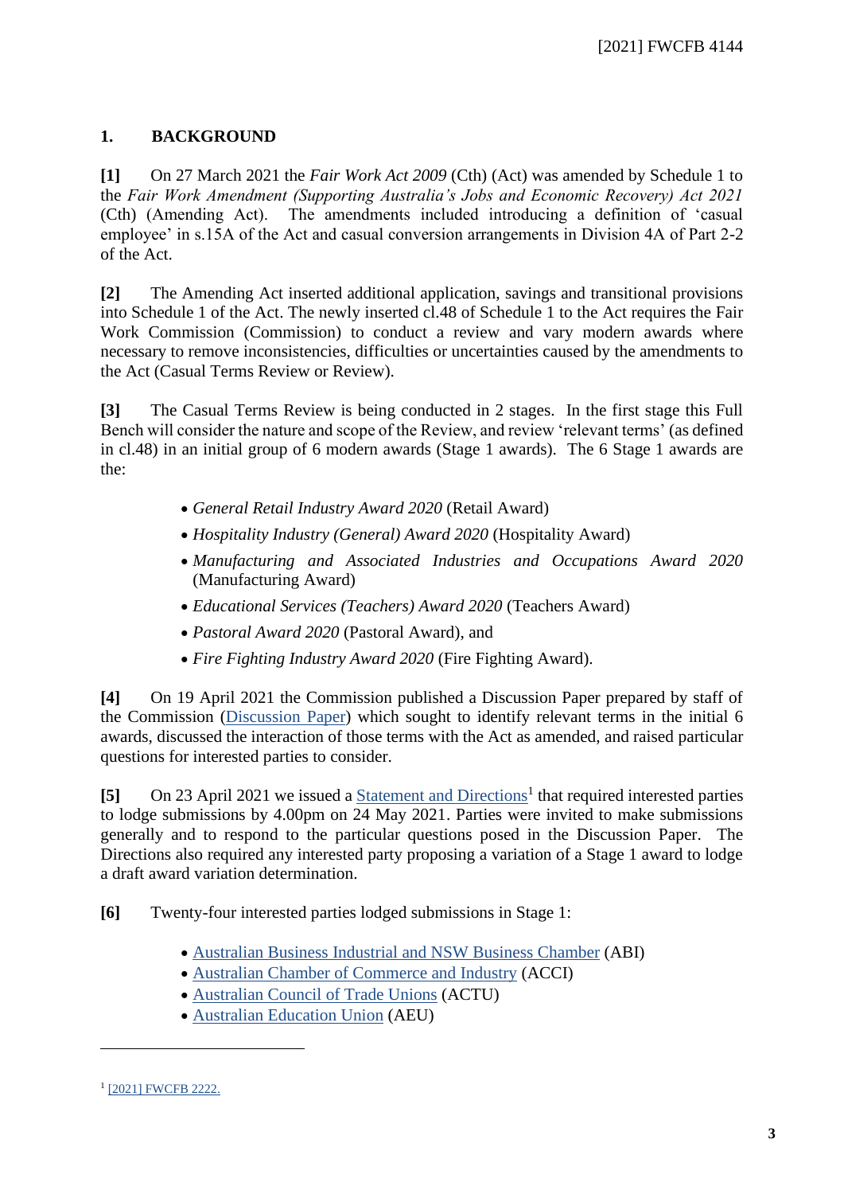## 1. BACKGROUND

**[1]** On 27 March 2021 the *Fair Work Act 2009* (Cth) (Act) was amended by Schedule 1 to the *Fair Work Amendment (Supporting Australia's Jobs and Economic Recovery) Act 2021* (Cth) (Amending Act). The amendments included introducing a definition of 'casual employee' in s.15A of the Act and casual conversion arrangements in Division 4A of Part 2-2 of the Act.

**[2]** The Amending Act inserted additional application, savings and transitional provisions into Schedule 1 of the Act. The newly inserted cl.48 of Schedule 1 to the Act requires the Fair Work Commission (Commission) to conduct a review and vary modern awards where necessary to remove inconsistencies, difficulties or uncertainties caused by the amendments to the Act (Casual Terms Review or Review).

**[3]** The Casual Terms Review is being conducted in 2 stages. In the first stage this Full Bench will consider the nature and scope of the Review, and review 'relevant terms' (as defined in cl.48) in an initial group of 6 modern awards (Stage 1 awards). The 6 Stage 1 awards are the:

- *General Retail Industry Award 2020* (Retail Award)
- *Hospitality Industry (General) Award 2020* (Hospitality Award)
- *Manufacturing and Associated Industries and Occupations Award 2020* (Manufacturing Award)
- *Educational Services (Teachers) Award 2020* (Teachers Award)
- *Pastoral Award 2020* (Pastoral Award), and
- *Fire Fighting Industry Award 2020* (Fire Fighting Award).

**[4]** On 19 April 2021 the Commission published a Discussion Paper prepared by staff of the Commission (Discussion Paper) which sought to identify relevant terms in the initial 6 awards, discussed the interaction of those terms with the Act as amended, and raised particular questions for interested parties to consider.

**[5]** On 23 April 2021 we issued a Statement and Directions[1] that required interested parties to lodge submissions by 4.00pm on 24 May 2021. Parties were invited to make submissions generally and to respond to the particular questions posed in the Discussion Paper. The Directions also required any interested party proposing a variation of a Stage 1 award to lodge a draft award variation determination.

**[6]** Twenty-four interested parties lodged submissions in Stage 1:

- Australian Business Industrial and NSW Business Chamber (ABI)
- Australian Chamber of Commerce and Industry (ACCI)
- Australian Council of Trade Unions (ACTU)
- Australian Education Union (AEU)

---

[1] [2021] FWCFB 2222.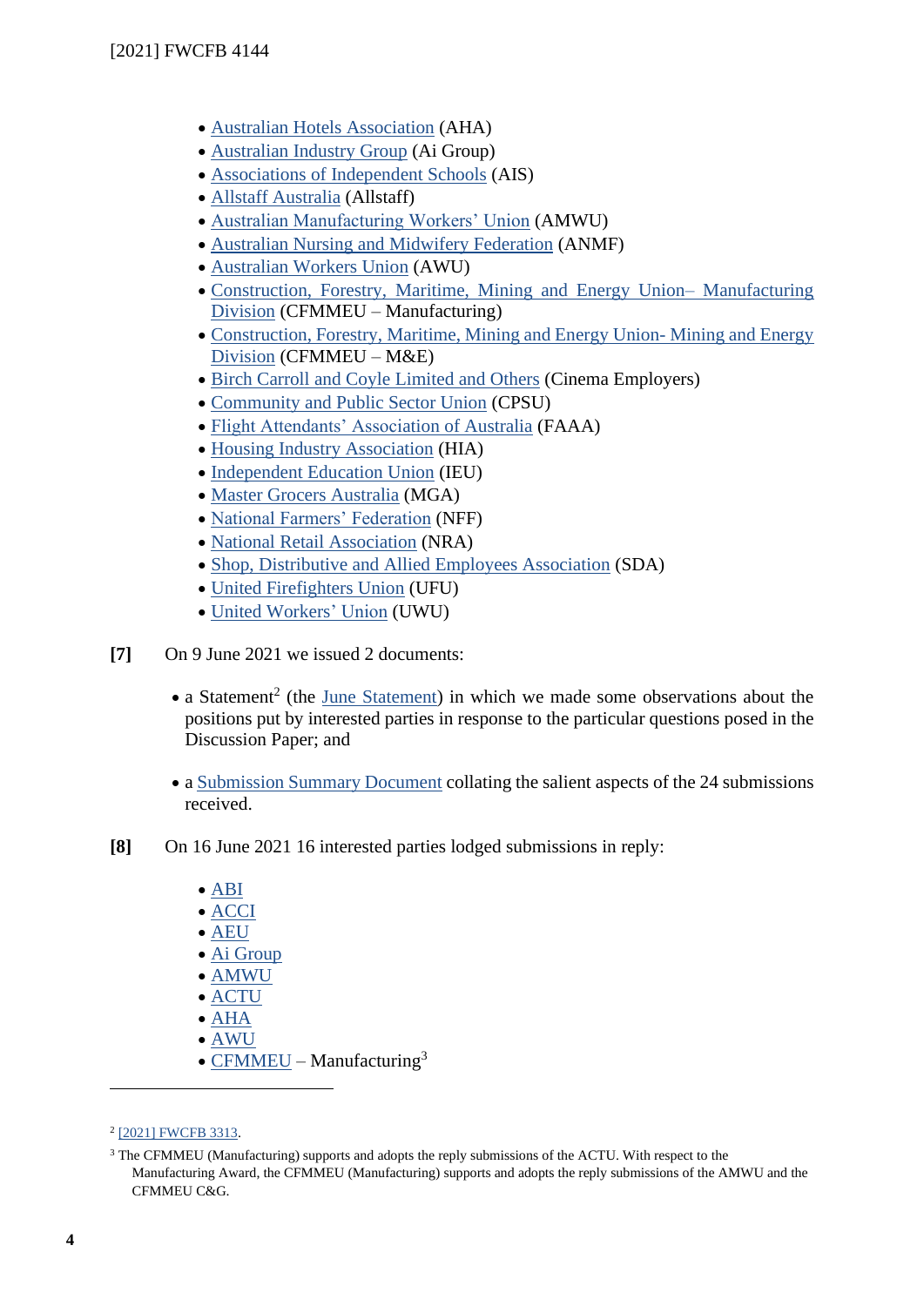- Australian Hotels Association (AHA)
- Australian Industry Group (Ai Group)
- Associations of Independent Schools (AIS)
- Allstaff Australia (Allstaff)
- Australian Manufacturing Workers' Union (AMWU)
- Australian Nursing and Midwifery Federation (ANMF)
- Australian Workers Union (AWU)
- Construction, Forestry, Maritime, Mining and Energy Union– Manufacturing Division (CFMMEU – Manufacturing)
- Construction, Forestry, Maritime, Mining and Energy Union- Mining and Energy Division (CFMMEU – M&E)
- Birch Carroll and Coyle Limited and Others (Cinema Employers)
- Community and Public Sector Union (CPSU)
- Flight Attendants' Association of Australia (FAAA)
- Housing Industry Association (HIA)
- Independent Education Union (IEU)
- Master Grocers Australia (MGA)
- National Farmers' Federation (NFF)
- National Retail Association (NRA)
- Shop, Distributive and Allied Employees Association (SDA)
- United Firefighters Union (UFU)
- United Workers' Union (UWU)

**[7]** On 9 June 2021 we issued 2 documents:

- a Statement[2] (the June Statement) in which we made some observations about the positions put by interested parties in response to the particular questions posed in the Discussion Paper; and
- a Submission Summary Document collating the salient aspects of the 24 submissions received.

**[8]** On 16 June 2021 16 interested parties lodged submissions in reply:

- ABI
- ACCI
- AEU
- Ai Group
- AMWU
- ACTU
- AHA
- AWU
- CFMMEU – Manufacturing[3]

---

[2] [2021] FWCFB 3313.

[3] The CFMMEU (Manufacturing) supports and adopts the reply submissions of the ACTU. With respect to the Manufacturing Award, the CFMMEU (Manufacturing) supports and adopts the reply submissions of the AMWU and the CFMMEU C&G.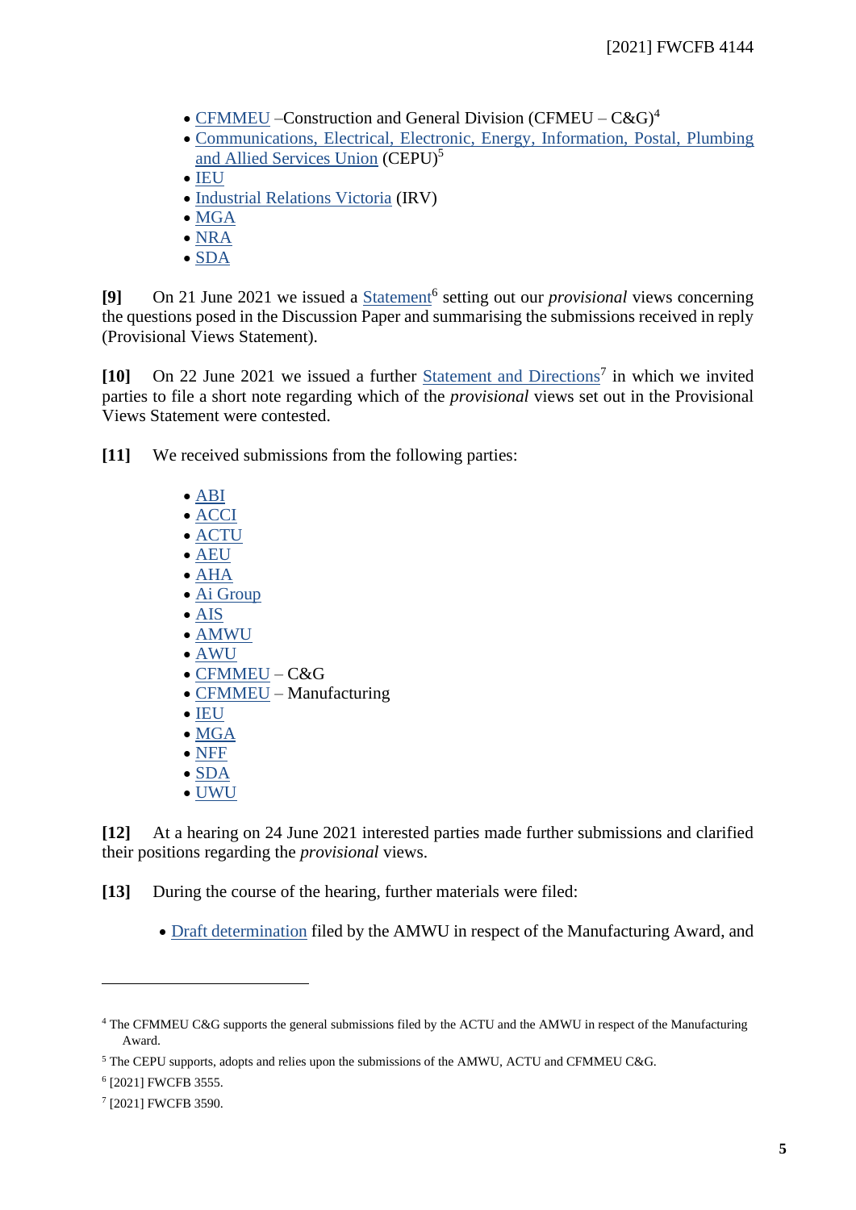- CFMMEU –Construction and General Division (CFMEU – C&G)[4]
- Communications, Electrical, Electronic, Energy, Information, Postal, Plumbing and Allied Services Union (CEPU)[5]
- IEU
- Industrial Relations Victoria (IRV)
- MGA
- NRA
- SDA

**[9]** On 21 June 2021 we issued a Statement[6] setting out our *provisional* views concerning the questions posed in the Discussion Paper and summarising the submissions received in reply (Provisional Views Statement).

**[10]** On 22 June 2021 we issued a further Statement and Directions[7] in which we invited parties to file a short note regarding which of the *provisional* views set out in the Provisional Views Statement were contested.

**[11]** We received submissions from the following parties:

- ABI
- ACCI
- ACTU
- AEU
- AHA
- Ai Group
- AIS
- AMWU
- AWU
- CFMMEU – C&G
- CFMMEU – Manufacturing
- IEU
- MGA
- NFF
- SDA
- UWU

**[12]** At a hearing on 24 June 2021 interested parties made further submissions and clarified their positions regarding the *provisional* views.

**[13]** During the course of the hearing, further materials were filed:

- Draft determination filed by the AMWU in respect of the Manufacturing Award, and

---

[4] The CFMMEU C&G supports the general submissions filed by the ACTU and the AMWU in respect of the Manufacturing Award.

[5] The CEPU supports, adopts and relies upon the submissions of the AMWU, ACTU and CFMMEU C&G.

[6] [2021] FWCFB 3555.

[7] [2021] FWCFB 3590.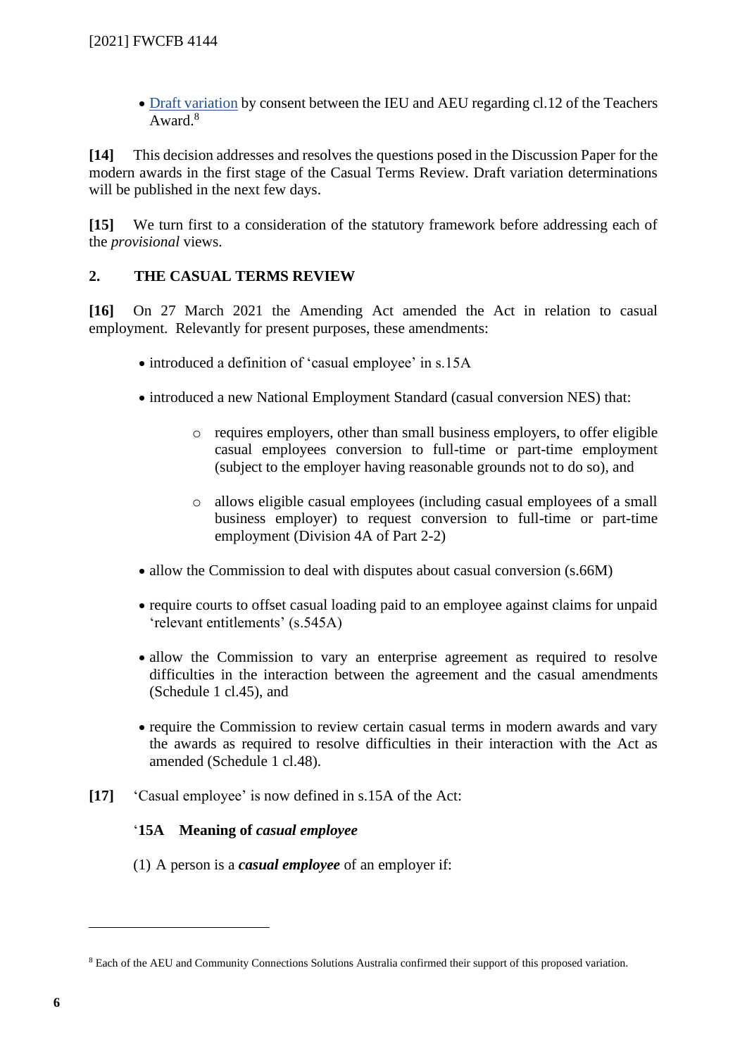- Draft variation by consent between the IEU and AEU regarding cl.12 of the Teachers Award.[8]

**[14]** This decision addresses and resolves the questions posed in the Discussion Paper for the modern awards in the first stage of the Casual Terms Review. Draft variation determinations will be published in the next few days.

**[15]** We turn first to a consideration of the statutory framework before addressing each of the *provisional* views.

## 2. THE CASUAL TERMS REVIEW

**[16]** On 27 March 2021 the Amending Act amended the Act in relation to casual employment. Relevantly for present purposes, these amendments:

- introduced a definition of 'casual employee' in s.15A
- introduced a new National Employment Standard (casual conversion NES) that:
  - requires employers, other than small business employers, to offer eligible casual employees conversion to full-time or part-time employment (subject to the employer having reasonable grounds not to do so), and
  - allows eligible casual employees (including casual employees of a small business employer) to request conversion to full-time or part-time employment (Division 4A of Part 2-2)
- allow the Commission to deal with disputes about casual conversion (s.66M)
- require courts to offset casual loading paid to an employee against claims for unpaid 'relevant entitlements' (s.545A)
- allow the Commission to vary an enterprise agreement as required to resolve difficulties in the interaction between the agreement and the casual amendments (Schedule 1 cl.45), and
- require the Commission to review certain casual terms in modern awards and vary the awards as required to resolve difficulties in their interaction with the Act as amended (Schedule 1 cl.48).

**[17]** 'Casual employee' is now defined in s.15A of the Act:

> '**15A Meaning of *casual employee***
>
> (1) A person is a ***casual employee*** of an employer if:

---

[8] Each of the AEU and Community Connections Solutions Australia confirmed their support of this proposed variation.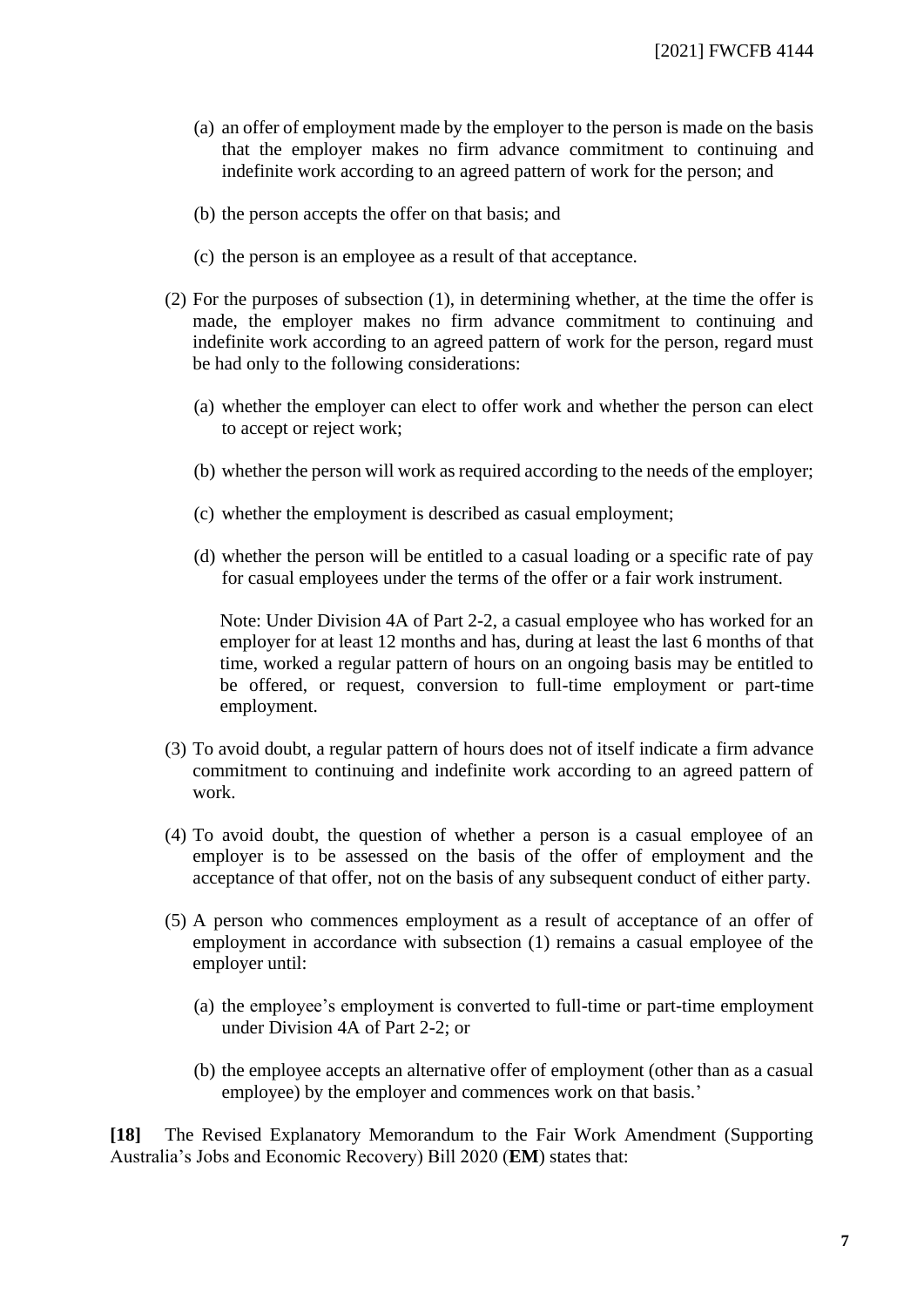(a) an offer of employment made by the employer to the person is made on the basis that the employer makes no firm advance commitment to continuing and indefinite work according to an agreed pattern of work for the person; and

(b) the person accepts the offer on that basis; and

(c) the person is an employee as a result of that acceptance.

(2) For the purposes of subsection (1), in determining whether, at the time the offer is made, the employer makes no firm advance commitment to continuing and indefinite work according to an agreed pattern of work for the person, regard must be had only to the following considerations:

(a) whether the employer can elect to offer work and whether the person can elect to accept or reject work;

(b) whether the person will work as required according to the needs of the employer;

(c) whether the employment is described as casual employment;

(d) whether the person will be entitled to a casual loading or a specific rate of pay for casual employees under the terms of the offer or a fair work instrument.

Note: Under Division 4A of Part 2-2, a casual employee who has worked for an employer for at least 12 months and has, during at least the last 6 months of that time, worked a regular pattern of hours on an ongoing basis may be entitled to be offered, or request, conversion to full-time employment or part-time employment.

(3) To avoid doubt, a regular pattern of hours does not of itself indicate a firm advance commitment to continuing and indefinite work according to an agreed pattern of work.

(4) To avoid doubt, the question of whether a person is a casual employee of an employer is to be assessed on the basis of the offer of employment and the acceptance of that offer, not on the basis of any subsequent conduct of either party.

(5) A person who commences employment as a result of acceptance of an offer of employment in accordance with subsection (1) remains a casual employee of the employer until:

(a) the employee's employment is converted to full-time or part-time employment under Division 4A of Part 2-2; or

(b) the employee accepts an alternative offer of employment (other than as a casual employee) by the employer and commences work on that basis.'

**[18]** The Revised Explanatory Memorandum to the Fair Work Amendment (Supporting Australia's Jobs and Economic Recovery) Bill 2020 (**EM**) states that: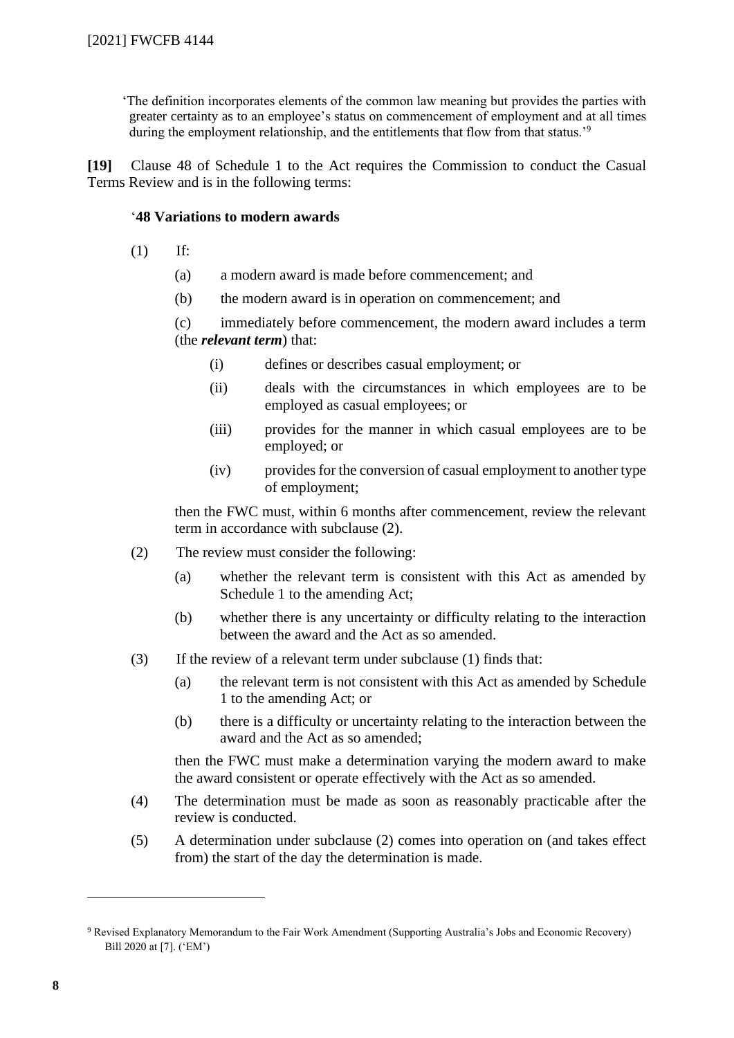'The definition incorporates elements of the common law meaning but provides the parties with greater certainty as to an employee's status on commencement of employment and at all times during the employment relationship, and the entitlements that flow from that status.'[9]

**[19]** Clause 48 of Schedule 1 to the Act requires the Commission to conduct the Casual Terms Review and is in the following terms:

'**48 Variations to modern awards**

(1) If:

(a) a modern award is made before commencement; and

(b) the modern award is in operation on commencement; and

(c) immediately before commencement, the modern award includes a term (the ***relevant term***) that:

(i) defines or describes casual employment; or

(ii) deals with the circumstances in which employees are to be employed as casual employees; or

(iii) provides for the manner in which casual employees are to be employed; or

(iv) provides for the conversion of casual employment to another type of employment;

then the FWC must, within 6 months after commencement, review the relevant term in accordance with subclause (2).

(2) The review must consider the following:

(a) whether the relevant term is consistent with this Act as amended by Schedule 1 to the amending Act;

(b) whether there is any uncertainty or difficulty relating to the interaction between the award and the Act as so amended.

(3) If the review of a relevant term under subclause (1) finds that:

(a) the relevant term is not consistent with this Act as amended by Schedule 1 to the amending Act; or

(b) there is a difficulty or uncertainty relating to the interaction between the award and the Act as so amended;

then the FWC must make a determination varying the modern award to make the award consistent or operate effectively with the Act as so amended.

(4) The determination must be made as soon as reasonably practicable after the review is conducted.

(5) A determination under subclause (2) comes into operation on (and takes effect from) the start of the day the determination is made.

[9] Revised Explanatory Memorandum to the Fair Work Amendment (Supporting Australia's Jobs and Economic Recovery) Bill 2020 at [7]. ('EM')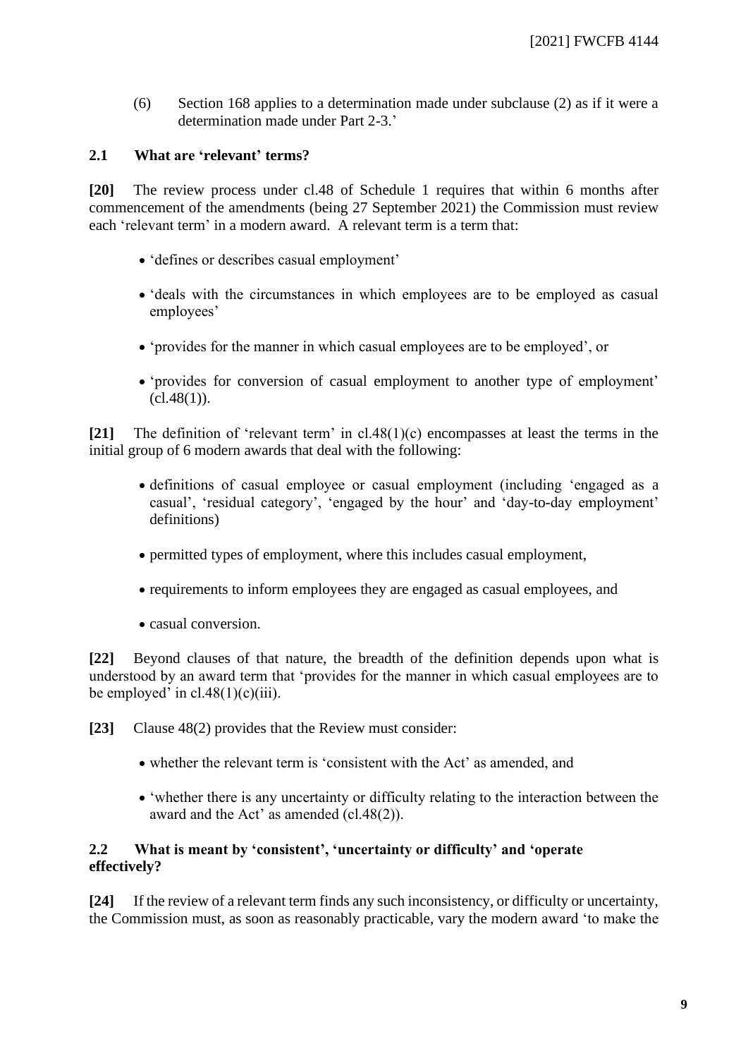(6) Section 168 applies to a determination made under subclause (2) as if it were a determination made under Part 2-3.'

## 2.1 What are 'relevant' terms?

**[20]** The review process under cl.48 of Schedule 1 requires that within 6 months after commencement of the amendments (being 27 September 2021) the Commission must review each 'relevant term' in a modern award. A relevant term is a term that:

- 'defines or describes casual employment'
- 'deals with the circumstances in which employees are to be employed as casual employees'
- 'provides for the manner in which casual employees are to be employed', or
- 'provides for conversion of casual employment to another type of employment' (cl.48(1)).

**[21]** The definition of 'relevant term' in cl.48(1)(c) encompasses at least the terms in the initial group of 6 modern awards that deal with the following:

- definitions of casual employee or casual employment (including 'engaged as a casual', 'residual category', 'engaged by the hour' and 'day-to-day employment' definitions)
- permitted types of employment, where this includes casual employment,
- requirements to inform employees they are engaged as casual employees, and
- casual conversion.

**[22]** Beyond clauses of that nature, the breadth of the definition depends upon what is understood by an award term that 'provides for the manner in which casual employees are to be employed' in cl.48(1)(c)(iii).

**[23]** Clause 48(2) provides that the Review must consider:

- whether the relevant term is 'consistent with the Act' as amended, and
- 'whether there is any uncertainty or difficulty relating to the interaction between the award and the Act' as amended (cl.48(2)).

## 2.2 What is meant by 'consistent', 'uncertainty or difficulty' and 'operate effectively?

**[24]** If the review of a relevant term finds any such inconsistency, or difficulty or uncertainty, the Commission must, as soon as reasonably practicable, vary the modern award 'to make the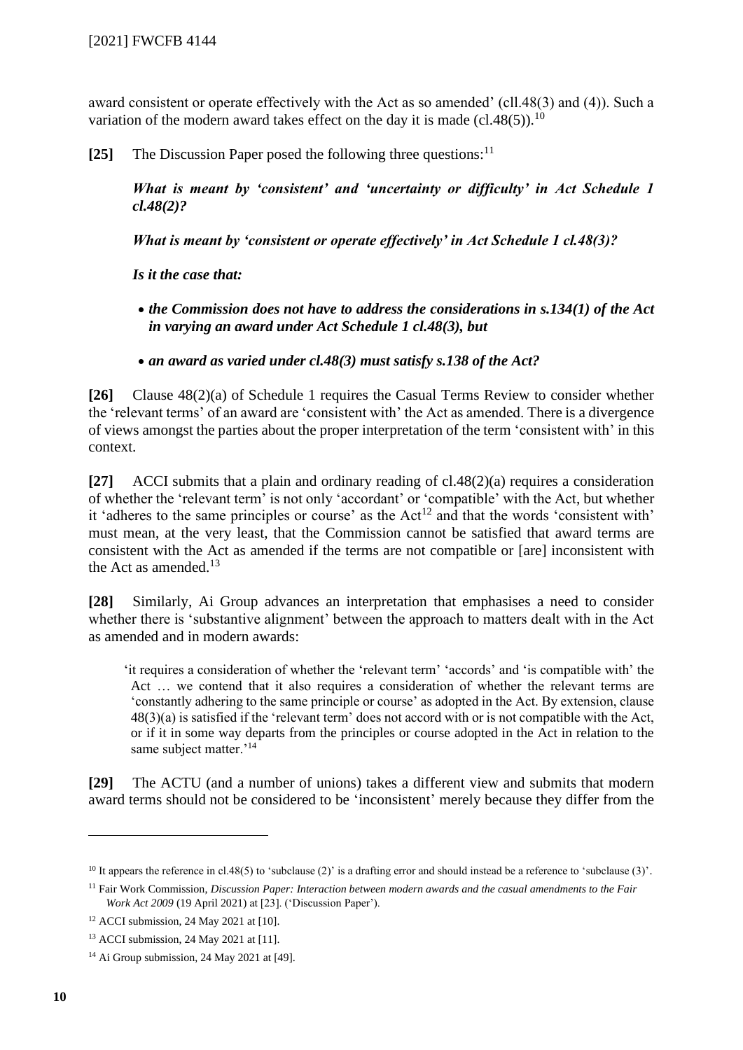award consistent or operate effectively with the Act as so amended' (cll.48(3) and (4)). Such a variation of the modern award takes effect on the day it is made (cl.48(5)).[10]

**[25]** The Discussion Paper posed the following three questions:[11]

> ***What is meant by 'consistent' and 'uncertainty or difficulty' in Act Schedule 1 cl.48(2)?***
>
> ***What is meant by 'consistent or operate effectively' in Act Schedule 1 cl.48(3)?***
>
> ***Is it the case that:***
>
> - ***the Commission does not have to address the considerations in s.134(1) of the Act in varying an award under Act Schedule 1 cl.48(3), but***
> - ***an award as varied under cl.48(3) must satisfy s.138 of the Act?***

**[26]** Clause 48(2)(a) of Schedule 1 requires the Casual Terms Review to consider whether the 'relevant terms' of an award are 'consistent with' the Act as amended. There is a divergence of views amongst the parties about the proper interpretation of the term 'consistent with' in this context.

**[27]** ACCI submits that a plain and ordinary reading of cl.48(2)(a) requires a consideration of whether the 'relevant term' is not only 'accordant' or 'compatible' with the Act, but whether it 'adheres to the same principles or course' as the Act[12] and that the words 'consistent with' must mean, at the very least, that the Commission cannot be satisfied that award terms are consistent with the Act as amended if the terms are not compatible or [are] inconsistent with the Act as amended.[13]

**[28]** Similarly, Ai Group advances an interpretation that emphasises a need to consider whether there is 'substantive alignment' between the approach to matters dealt with in the Act as amended and in modern awards:

> 'it requires a consideration of whether the 'relevant term' 'accords' and 'is compatible with' the Act … we contend that it also requires a consideration of whether the relevant terms are 'constantly adhering to the same principle or course' as adopted in the Act. By extension, clause 48(3)(a) is satisfied if the 'relevant term' does not accord with or is not compatible with the Act, or if it in some way departs from the principles or course adopted in the Act in relation to the same subject matter.'[14]

**[29]** The ACTU (and a number of unions) takes a different view and submits that modern award terms should not be considered to be 'inconsistent' merely because they differ from the

---

[10] It appears the reference in cl.48(5) to 'subclause (2)' is a drafting error and should instead be a reference to 'subclause (3)'.

[11] Fair Work Commission, *Discussion Paper: Interaction between modern awards and the casual amendments to the Fair Work Act 2009* (19 April 2021) at [23]. ('Discussion Paper').

[12] ACCI submission, 24 May 2021 at [10].

[13] ACCI submission, 24 May 2021 at [11].

[14] Ai Group submission, 24 May 2021 at [49].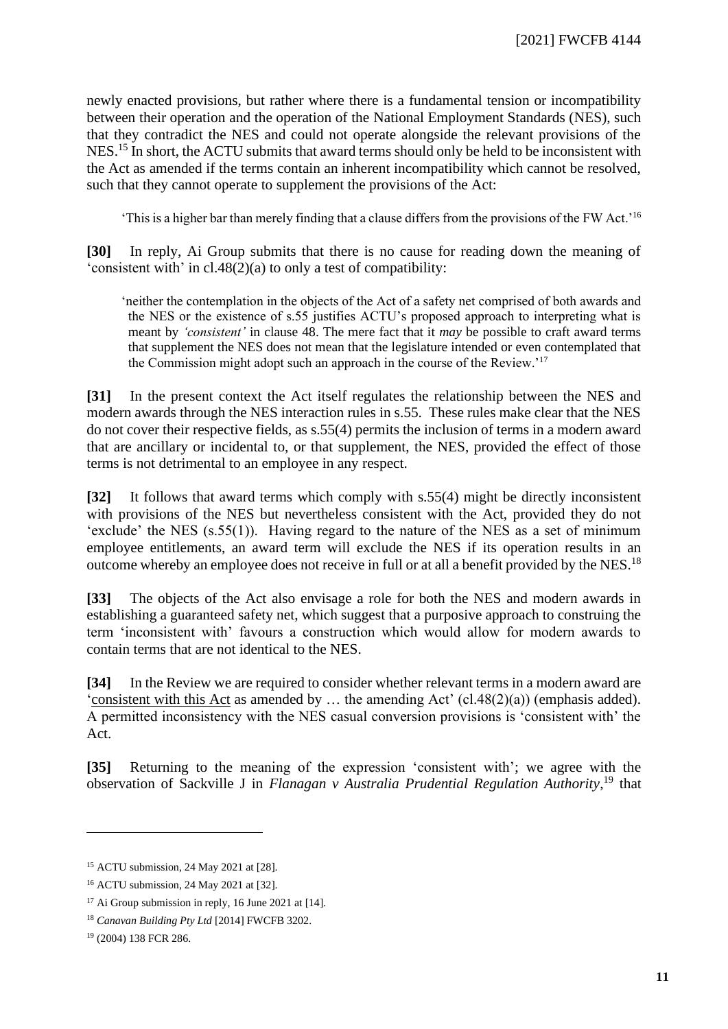newly enacted provisions, but rather where there is a fundamental tension or incompatibility between their operation and the operation of the National Employment Standards (NES), such that they contradict the NES and could not operate alongside the relevant provisions of the NES.[15] In short, the ACTU submits that award terms should only be held to be inconsistent with the Act as amended if the terms contain an inherent incompatibility which cannot be resolved, such that they cannot operate to supplement the provisions of the Act:

> 'This is a higher bar than merely finding that a clause differs from the provisions of the FW Act.'[16]

**[30]** In reply, Ai Group submits that there is no cause for reading down the meaning of 'consistent with' in cl.48(2)(a) to only a test of compatibility:

> 'neither the contemplation in the objects of the Act of a safety net comprised of both awards and the NES or the existence of s.55 justifies ACTU's proposed approach to interpreting what is meant by *'consistent'* in clause 48. The mere fact that it *may* be possible to craft award terms that supplement the NES does not mean that the legislature intended or even contemplated that the Commission might adopt such an approach in the course of the Review.'[17]

**[31]** In the present context the Act itself regulates the relationship between the NES and modern awards through the NES interaction rules in s.55. These rules make clear that the NES do not cover their respective fields, as s.55(4) permits the inclusion of terms in a modern award that are ancillary or incidental to, or that supplement, the NES, provided the effect of those terms is not detrimental to an employee in any respect.

**[32]** It follows that award terms which comply with s.55(4) might be directly inconsistent with provisions of the NES but nevertheless consistent with the Act, provided they do not 'exclude' the NES (s.55(1)). Having regard to the nature of the NES as a set of minimum employee entitlements, an award term will exclude the NES if its operation results in an outcome whereby an employee does not receive in full or at all a benefit provided by the NES.[18]

**[33]** The objects of the Act also envisage a role for both the NES and modern awards in establishing a guaranteed safety net, which suggest that a purposive approach to construing the term 'inconsistent with' favours a construction which would allow for modern awards to contain terms that are not identical to the NES.

**[34]** In the Review we are required to consider whether relevant terms in a modern award are '<u>consistent with this Act</u> as amended by … the amending Act' (cl.48(2)(a)) (emphasis added). A permitted inconsistency with the NES casual conversion provisions is 'consistent with' the Act.

**[35]** Returning to the meaning of the expression 'consistent with'; we agree with the observation of Sackville J in *Flanagan v Australia Prudential Regulation Authority*,[19] that

---

[15] ACTU submission, 24 May 2021 at [28].

[16] ACTU submission, 24 May 2021 at [32].

[17] Ai Group submission in reply, 16 June 2021 at [14].

[18] *Canavan Building Pty Ltd* [2014] FWCFB 3202.

[19] (2004) 138 FCR 286.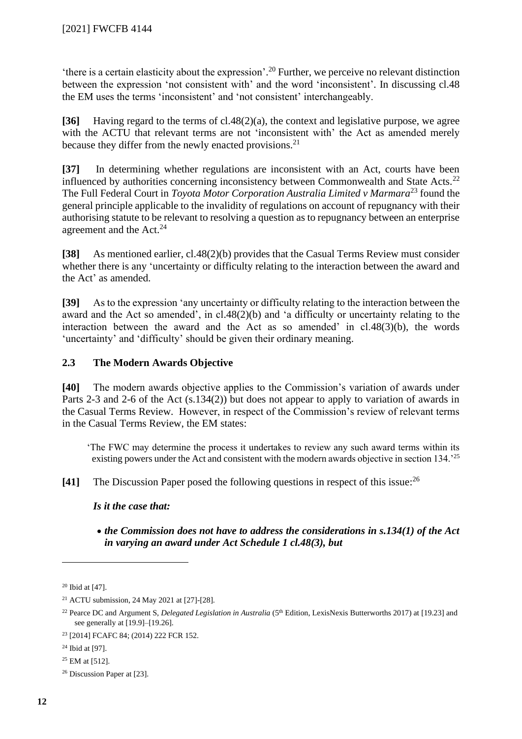'there is a certain elasticity about the expression'.[20] Further, we perceive no relevant distinction between the expression 'not consistent with' and the word 'inconsistent'. In discussing cl.48 the EM uses the terms 'inconsistent' and 'not consistent' interchangeably.

**[36]** Having regard to the terms of cl.48(2)(a), the context and legislative purpose, we agree with the ACTU that relevant terms are not 'inconsistent with' the Act as amended merely because they differ from the newly enacted provisions.[21]

**[37]** In determining whether regulations are inconsistent with an Act, courts have been influenced by authorities concerning inconsistency between Commonwealth and State Acts.[22] The Full Federal Court in *Toyota Motor Corporation Australia Limited v Marmara*[23] found the general principle applicable to the invalidity of regulations on account of repugnancy with their authorising statute to be relevant to resolving a question as to repugnancy between an enterprise agreement and the Act.[24]

**[38]** As mentioned earlier, cl.48(2)(b) provides that the Casual Terms Review must consider whether there is any 'uncertainty or difficulty relating to the interaction between the award and the Act' as amended.

**[39]** As to the expression 'any uncertainty or difficulty relating to the interaction between the award and the Act so amended', in cl.48(2)(b) and 'a difficulty or uncertainty relating to the interaction between the award and the Act as so amended' in cl.48(3)(b), the words 'uncertainty' and 'difficulty' should be given their ordinary meaning.

### 2.3 The Modern Awards Objective

**[40]** The modern awards objective applies to the Commission's variation of awards under Parts 2-3 and 2-6 of the Act (s.134(2)) but does not appear to apply to variation of awards in the Casual Terms Review. However, in respect of the Commission's review of relevant terms in the Casual Terms Review, the EM states:

> 'The FWC may determine the process it undertakes to review any such award terms within its existing powers under the Act and consistent with the modern awards objective in section 134.'[25]

**[41]** The Discussion Paper posed the following questions in respect of this issue:[26]

***Is it the case that:***

- ***the Commission does not have to address the considerations in s.134(1) of the Act in varying an award under Act Schedule 1 cl.48(3), but***

---

[20] Ibid at [47].

[21] ACTU submission, 24 May 2021 at [27]-[28].

[22] Pearce DC and Argument S, *Delegated Legislation in Australia* (5th Edition, LexisNexis Butterworths 2017) at [19.23] and see generally at [19.9]–[19.26].

[23] [2014] FCAFC 84; (2014) 222 FCR 152.

[24] Ibid at [97].

[25] EM at [512].

[26] Discussion Paper at [23].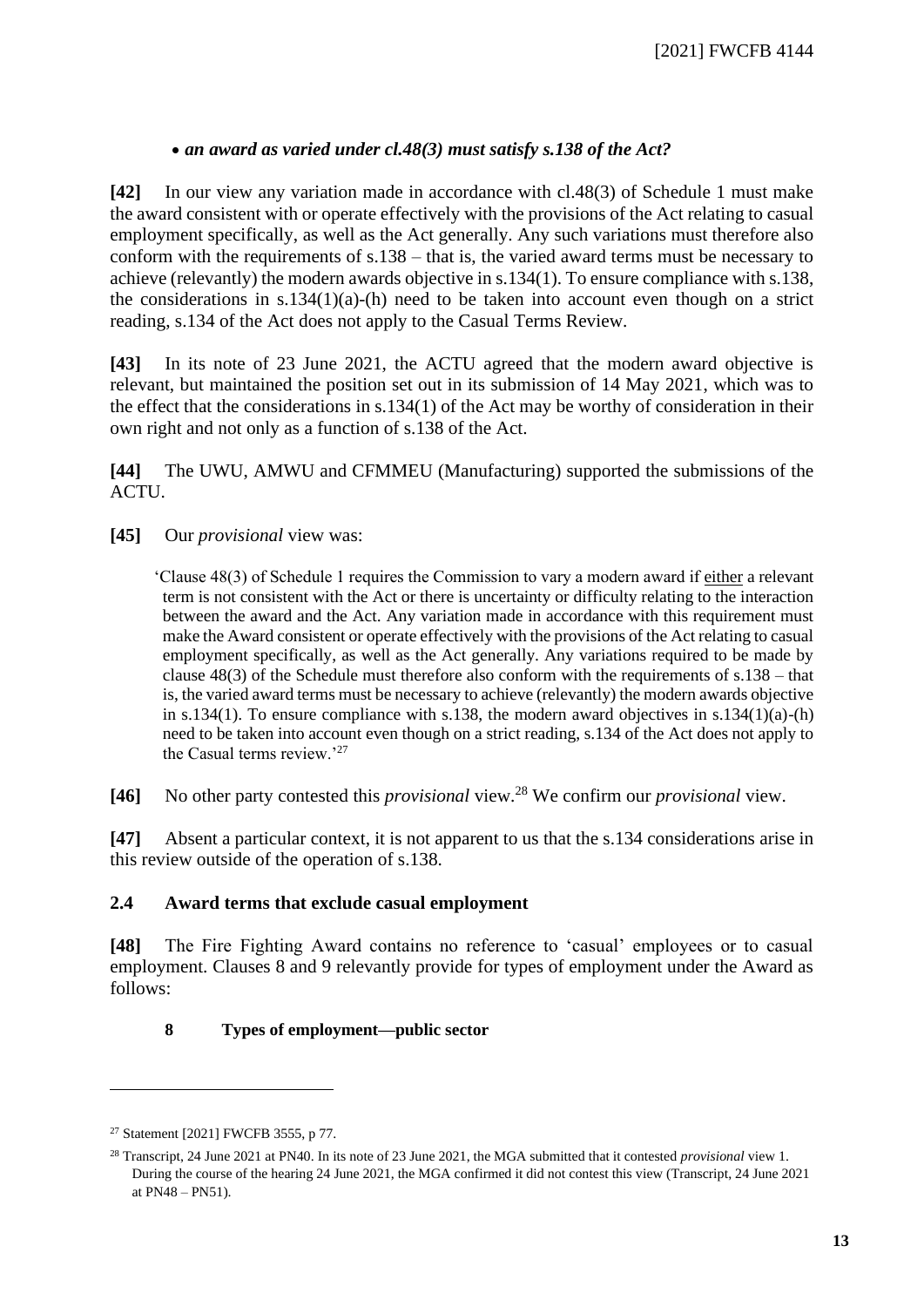- ***an award as varied under cl.48(3) must satisfy s.138 of the Act?***

**[42]** In our view any variation made in accordance with cl.48(3) of Schedule 1 must make the award consistent with or operate effectively with the provisions of the Act relating to casual employment specifically, as well as the Act generally. Any such variations must therefore also conform with the requirements of s.138 – that is, the varied award terms must be necessary to achieve (relevantly) the modern awards objective in s.134(1). To ensure compliance with s.138, the considerations in s.134(1)(a)-(h) need to be taken into account even though on a strict reading, s.134 of the Act does not apply to the Casual Terms Review.

**[43]** In its note of 23 June 2021, the ACTU agreed that the modern award objective is relevant, but maintained the position set out in its submission of 14 May 2021, which was to the effect that the considerations in s.134(1) of the Act may be worthy of consideration in their own right and not only as a function of s.138 of the Act.

**[44]** The UWU, AMWU and CFMMEU (Manufacturing) supported the submissions of the ACTU.

**[45]** Our *provisional* view was:

> 'Clause 48(3) of Schedule 1 requires the Commission to vary a modern award if either a relevant term is not consistent with the Act or there is uncertainty or difficulty relating to the interaction between the award and the Act. Any variation made in accordance with this requirement must make the Award consistent or operate effectively with the provisions of the Act relating to casual employment specifically, as well as the Act generally. Any variations required to be made by clause 48(3) of the Schedule must therefore also conform with the requirements of s.138 – that is, the varied award terms must be necessary to achieve (relevantly) the modern awards objective in s.134(1). To ensure compliance with s.138, the modern award objectives in s.134(1)(a)-(h) need to be taken into account even though on a strict reading, s.134 of the Act does not apply to the Casual terms review.'[27]

**[46]** No other party contested this *provisional* view.[28] We confirm our *provisional* view.

**[47]** Absent a particular context, it is not apparent to us that the s.134 considerations arise in this review outside of the operation of s.138.

## 2.4 Award terms that exclude casual employment

**[48]** The Fire Fighting Award contains no reference to 'casual' employees or to casual employment. Clauses 8 and 9 relevantly provide for types of employment under the Award as follows:

**8 Types of employment—public sector**

---

[27] Statement [2021] FWCFB 3555, p 77.

[28] Transcript, 24 June 2021 at PN40. In its note of 23 June 2021, the MGA submitted that it contested *provisional* view 1. During the course of the hearing 24 June 2021, the MGA confirmed it did not contest this view (Transcript, 24 June 2021 at PN48 – PN51).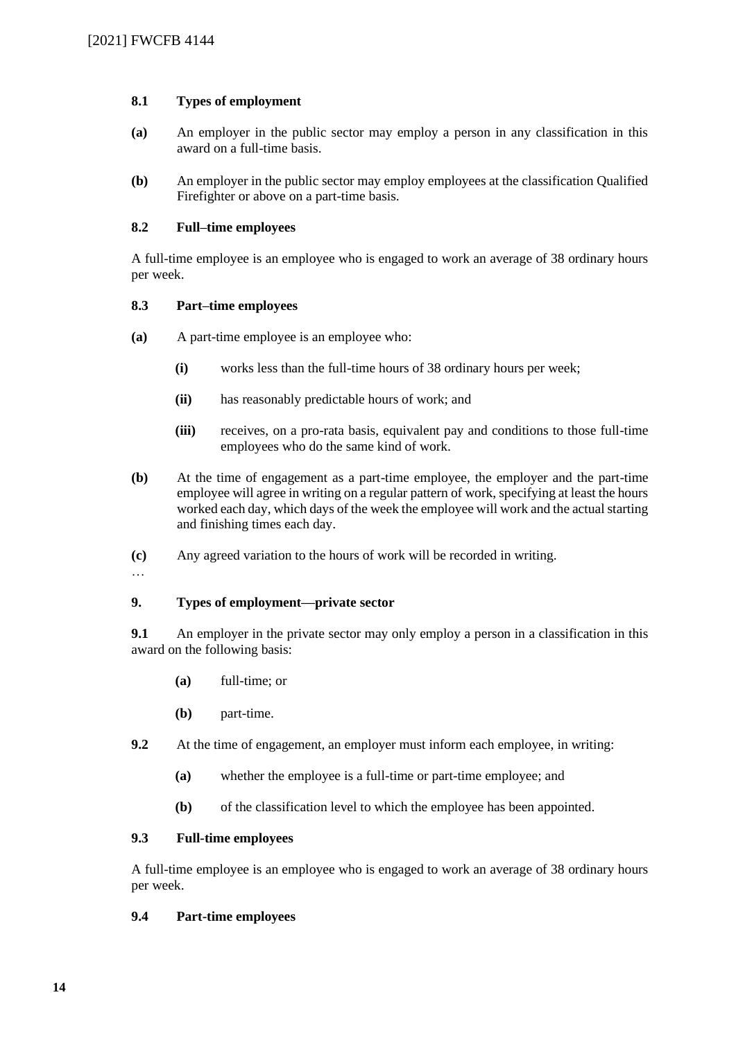**8.1 Types of employment**

**(a)** An employer in the public sector may employ a person in any classification in this award on a full-time basis.

**(b)** An employer in the public sector may employ employees at the classification Qualified Firefighter or above on a part-time basis.

**8.2 Full–time employees**

A full-time employee is an employee who is engaged to work an average of 38 ordinary hours per week.

**8.3 Part–time employees**

**(a)** A part-time employee is an employee who:

- **(i)** works less than the full-time hours of 38 ordinary hours per week;
- **(ii)** has reasonably predictable hours of work; and
- **(iii)** receives, on a pro-rata basis, equivalent pay and conditions to those full-time employees who do the same kind of work.

**(b)** At the time of engagement as a part-time employee, the employer and the part-time employee will agree in writing on a regular pattern of work, specifying at least the hours worked each day, which days of the week the employee will work and the actual starting and finishing times each day.

**(c)** Any agreed variation to the hours of work will be recorded in writing.

…

**9. Types of employment—private sector**

**9.1** An employer in the private sector may only employ a person in a classification in this award on the following basis:

- **(a)** full-time; or
- **(b)** part-time.

**9.2** At the time of engagement, an employer must inform each employee, in writing:

- **(a)** whether the employee is a full-time or part-time employee; and
- **(b)** of the classification level to which the employee has been appointed.

**9.3 Full-time employees**

A full-time employee is an employee who is engaged to work an average of 38 ordinary hours per week.

**9.4 Part-time employees**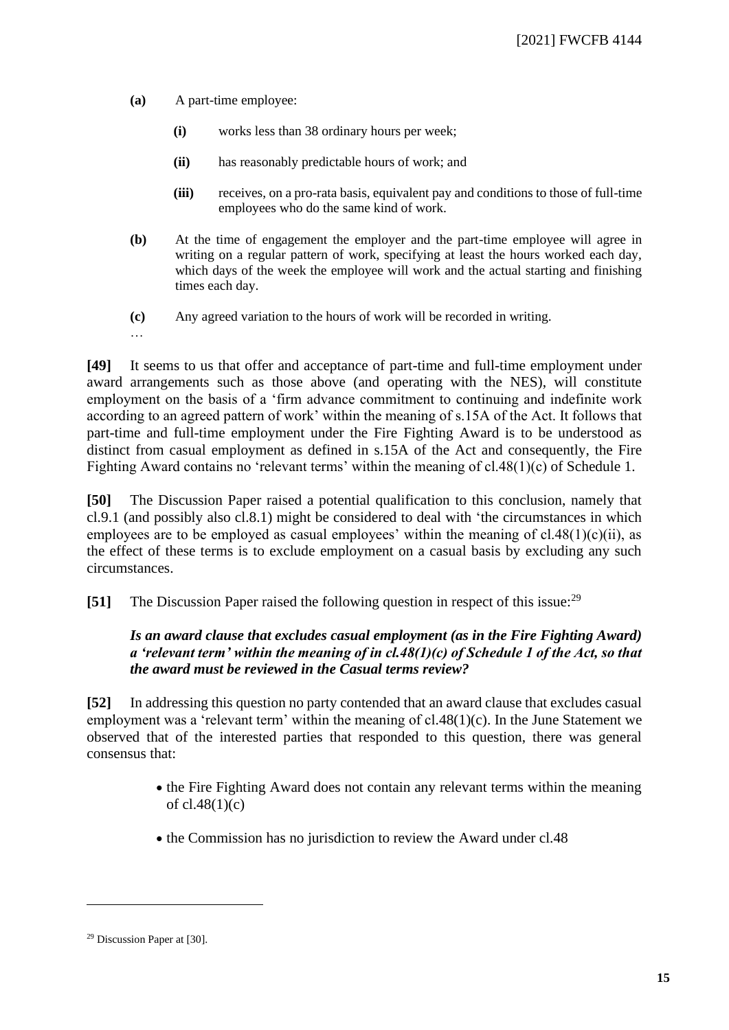**(a)** A part-time employee:

> **(i)** works less than 38 ordinary hours per week;
>
> **(ii)** has reasonably predictable hours of work; and
>
> **(iii)** receives, on a pro-rata basis, equivalent pay and conditions to those of full-time employees who do the same kind of work.

**(b)** At the time of engagement the employer and the part-time employee will agree in writing on a regular pattern of work, specifying at least the hours worked each day, which days of the week the employee will work and the actual starting and finishing times each day.

**(c)** Any agreed variation to the hours of work will be recorded in writing.

…

**[49]** It seems to us that offer and acceptance of part-time and full-time employment under award arrangements such as those above (and operating with the NES), will constitute employment on the basis of a 'firm advance commitment to continuing and indefinite work according to an agreed pattern of work' within the meaning of s.15A of the Act. It follows that part-time and full-time employment under the Fire Fighting Award is to be understood as distinct from casual employment as defined in s.15A of the Act and consequently, the Fire Fighting Award contains no 'relevant terms' within the meaning of cl.48(1)(c) of Schedule 1.

**[50]** The Discussion Paper raised a potential qualification to this conclusion, namely that cl.9.1 (and possibly also cl.8.1) might be considered to deal with 'the circumstances in which employees are to be employed as casual employees' within the meaning of cl.48(1)(c)(ii), as the effect of these terms is to exclude employment on a casual basis by excluding any such circumstances.

**[51]** The Discussion Paper raised the following question in respect of this issue:[29]

> ***Is an award clause that excludes casual employment (as in the Fire Fighting Award) a 'relevant term' within the meaning of in cl.48(1)(c) of Schedule 1 of the Act, so that the award must be reviewed in the Casual terms review?***

**[52]** In addressing this question no party contended that an award clause that excludes casual employment was a 'relevant term' within the meaning of cl.48(1)(c). In the June Statement we observed that of the interested parties that responded to this question, there was general consensus that:

- the Fire Fighting Award does not contain any relevant terms within the meaning of cl.48(1)(c)
- the Commission has no jurisdiction to review the Award under cl.48

---

[29] Discussion Paper at [30].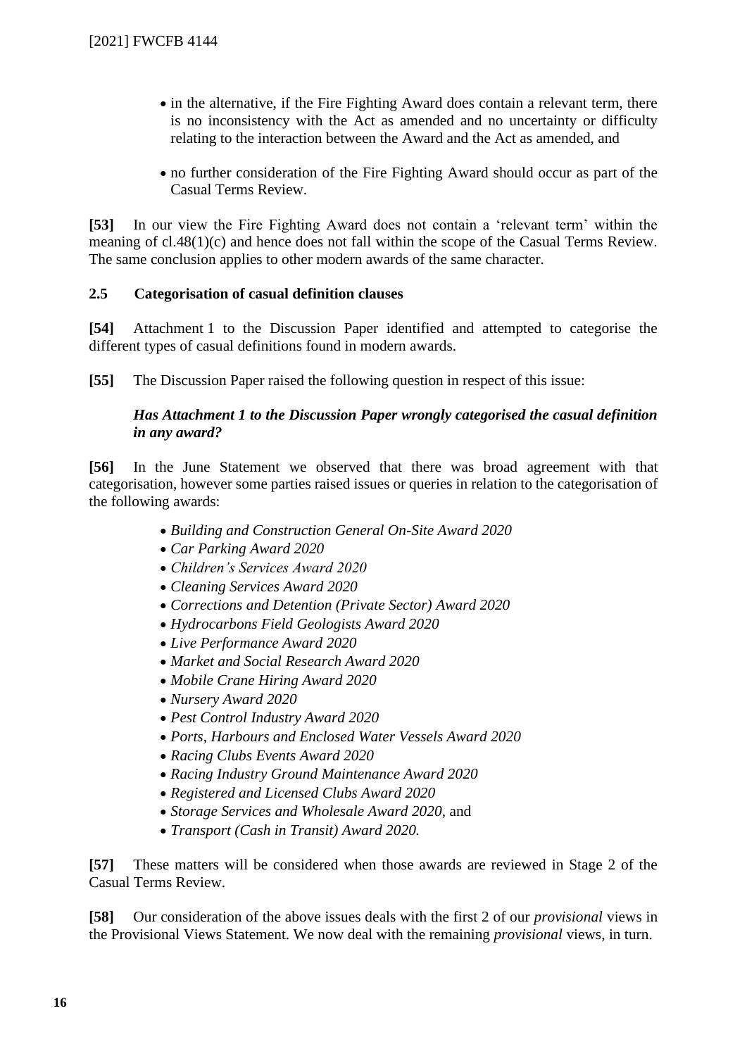- in the alternative, if the Fire Fighting Award does contain a relevant term, there is no inconsistency with the Act as amended and no uncertainty or difficulty relating to the interaction between the Award and the Act as amended, and
- no further consideration of the Fire Fighting Award should occur as part of the Casual Terms Review.

**[53]** In our view the Fire Fighting Award does not contain a 'relevant term' within the meaning of cl.48(1)(c) and hence does not fall within the scope of the Casual Terms Review. The same conclusion applies to other modern awards of the same character.

### 2.5 Categorisation of casual definition clauses

**[54]** Attachment 1 to the Discussion Paper identified and attempted to categorise the different types of casual definitions found in modern awards.

**[55]** The Discussion Paper raised the following question in respect of this issue:

> ***Has Attachment 1 to the Discussion Paper wrongly categorised the casual definition in any award?***

**[56]** In the June Statement we observed that there was broad agreement with that categorisation, however some parties raised issues or queries in relation to the categorisation of the following awards:

- *Building and Construction General On-Site Award 2020*
- *Car Parking Award 2020*
- *Children's Services Award 2020*
- *Cleaning Services Award 2020*
- *Corrections and Detention (Private Sector) Award 2020*
- *Hydrocarbons Field Geologists Award 2020*
- *Live Performance Award 2020*
- *Market and Social Research Award 2020*
- *Mobile Crane Hiring Award 2020*
- *Nursery Award 2020*
- *Pest Control Industry Award 2020*
- *Ports, Harbours and Enclosed Water Vessels Award 2020*
- *Racing Clubs Events Award 2020*
- *Racing Industry Ground Maintenance Award 2020*
- *Registered and Licensed Clubs Award 2020*
- *Storage Services and Wholesale Award 2020*, and
- *Transport (Cash in Transit) Award 2020.*

**[57]** These matters will be considered when those awards are reviewed in Stage 2 of the Casual Terms Review.

**[58]** Our consideration of the above issues deals with the first 2 of our *provisional* views in the Provisional Views Statement. We now deal with the remaining *provisional* views, in turn.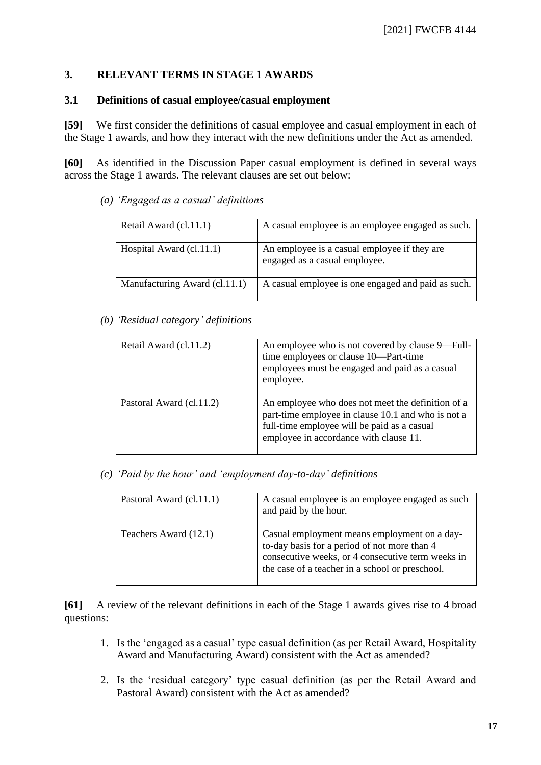## 3. RELEVANT TERMS IN STAGE 1 AWARDS

### 3.1 Definitions of casual employee/casual employment

**[59]** We first consider the definitions of casual employee and casual employment in each of the Stage 1 awards, and how they interact with the new definitions under the Act as amended.

**[60]** As identified in the Discussion Paper casual employment is defined in several ways across the Stage 1 awards. The relevant clauses are set out below:

*(a) 'Engaged as a casual' definitions*

| | |
|---|---|
| Retail Award (cl.11.1) | A casual employee is an employee engaged as such. |
| Hospital Award (cl.11.1) | An employee is a casual employee if they are engaged as a casual employee. |
| Manufacturing Award (cl.11.1) | A casual employee is one engaged and paid as such. |

*(b) 'Residual category' definitions*

| | |
|---|---|
| Retail Award (cl.11.2) | An employee who is not covered by clause 9—Full-time employees or clause 10—Part-time employees must be engaged and paid as a casual employee. |
| Pastoral Award (cl.11.2) | An employee who does not meet the definition of a part-time employee in clause 10.1 and who is not a full-time employee will be paid as a casual employee in accordance with clause 11. |

*(c) 'Paid by the hour' and 'employment day-to-day' definitions*

| | |
|---|---|
| Pastoral Award (cl.11.1) | A casual employee is an employee engaged as such and paid by the hour. |
| Teachers Award (12.1) | Casual employment means employment on a day-to-day basis for a period of not more than 4 consecutive weeks, or 4 consecutive term weeks in the case of a teacher in a school or preschool. |

**[61]** A review of the relevant definitions in each of the Stage 1 awards gives rise to 4 broad questions:

1. Is the 'engaged as a casual' type casual definition (as per Retail Award, Hospitality Award and Manufacturing Award) consistent with the Act as amended?

2. Is the 'residual category' type casual definition (as per the Retail Award and Pastoral Award) consistent with the Act as amended?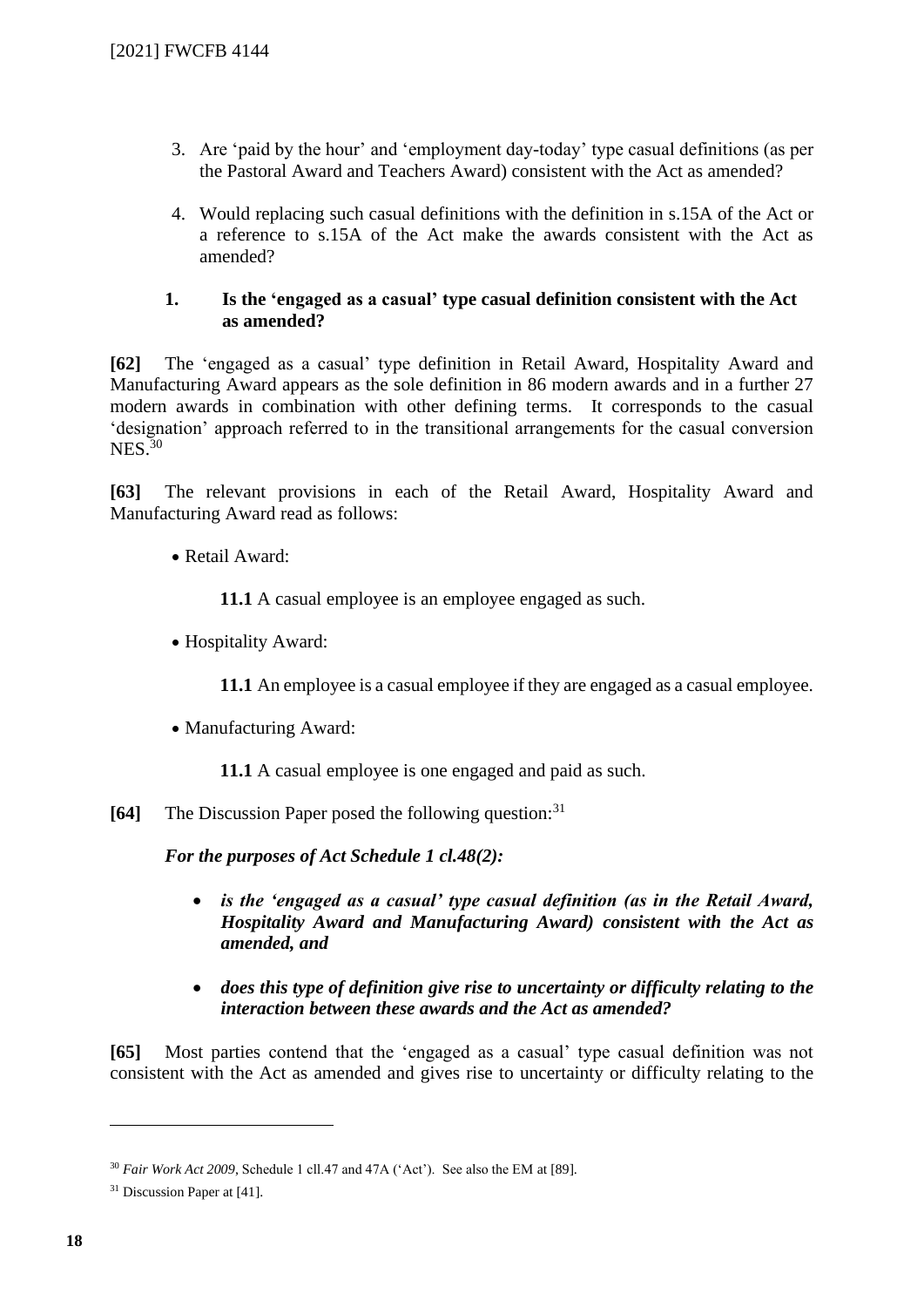3. Are 'paid by the hour' and 'employment day-today' type casual definitions (as per the Pastoral Award and Teachers Award) consistent with the Act as amended?

4. Would replacing such casual definitions with the definition in s.15A of the Act or a reference to s.15A of the Act make the awards consistent with the Act as amended?

### 1. Is the 'engaged as a casual' type casual definition consistent with the Act as amended?

**[62]** The 'engaged as a casual' type definition in Retail Award, Hospitality Award and Manufacturing Award appears as the sole definition in 86 modern awards and in a further 27 modern awards in combination with other defining terms. It corresponds to the casual 'designation' approach referred to in the transitional arrangements for the casual conversion NES.[30]

**[63]** The relevant provisions in each of the Retail Award, Hospitality Award and Manufacturing Award read as follows:

- Retail Award:

  **11.1** A casual employee is an employee engaged as such.

- Hospitality Award:

  **11.1** An employee is a casual employee if they are engaged as a casual employee.

- Manufacturing Award:

  **11.1** A casual employee is one engaged and paid as such.

**[64]** The Discussion Paper posed the following question:[31]

***For the purposes of Act Schedule 1 cl.48(2):***

- ***is the 'engaged as a casual' type casual definition (as in the Retail Award, Hospitality Award and Manufacturing Award) consistent with the Act as amended, and***

- ***does this type of definition give rise to uncertainty or difficulty relating to the interaction between these awards and the Act as amended?***

**[65]** Most parties contend that the 'engaged as a casual' type casual definition was not consistent with the Act as amended and gives rise to uncertainty or difficulty relating to the

---

[30] *Fair Work Act 2009*, Schedule 1 cll.47 and 47A ('Act'). See also the EM at [89].

[31] Discussion Paper at [41].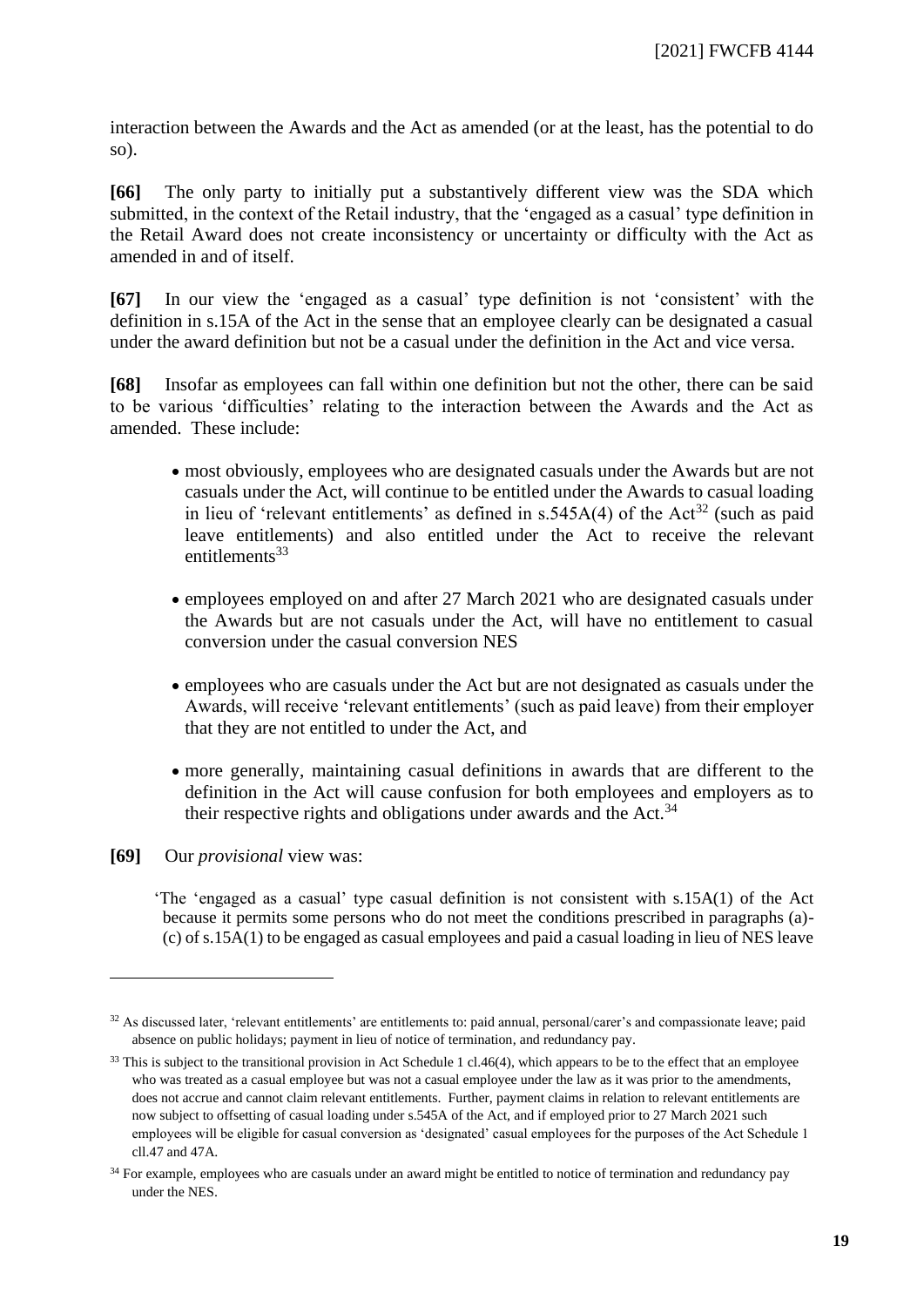interaction between the Awards and the Act as amended (or at the least, has the potential to do so).

**[66]** The only party to initially put a substantively different view was the SDA which submitted, in the context of the Retail industry, that the 'engaged as a casual' type definition in the Retail Award does not create inconsistency or uncertainty or difficulty with the Act as amended in and of itself.

**[67]** In our view the 'engaged as a casual' type definition is not 'consistent' with the definition in s.15A of the Act in the sense that an employee clearly can be designated a casual under the award definition but not be a casual under the definition in the Act and vice versa.

**[68]** Insofar as employees can fall within one definition but not the other, there can be said to be various 'difficulties' relating to the interaction between the Awards and the Act as amended. These include:

- most obviously, employees who are designated casuals under the Awards but are not casuals under the Act, will continue to be entitled under the Awards to casual loading in lieu of 'relevant entitlements' as defined in s.545A(4) of the Act[32] (such as paid leave entitlements) and also entitled under the Act to receive the relevant entitlements[33]

- employees employed on and after 27 March 2021 who are designated casuals under the Awards but are not casuals under the Act, will have no entitlement to casual conversion under the casual conversion NES

- employees who are casuals under the Act but are not designated as casuals under the Awards, will receive 'relevant entitlements' (such as paid leave) from their employer that they are not entitled to under the Act, and

- more generally, maintaining casual definitions in awards that are different to the definition in the Act will cause confusion for both employees and employers as to their respective rights and obligations under awards and the Act.[34]

**[69]** Our *provisional* view was:

> 'The 'engaged as a casual' type casual definition is not consistent with s.15A(1) of the Act because it permits some persons who do not meet the conditions prescribed in paragraphs (a)-(c) of s.15A(1) to be engaged as casual employees and paid a casual loading in lieu of NES leave

---

[32] As discussed later, 'relevant entitlements' are entitlements to: paid annual, personal/carer's and compassionate leave; paid absence on public holidays; payment in lieu of notice of termination, and redundancy pay.

[33] This is subject to the transitional provision in Act Schedule 1 cl.46(4), which appears to be to the effect that an employee who was treated as a casual employee but was not a casual employee under the law as it was prior to the amendments, does not accrue and cannot claim relevant entitlements. Further, payment claims in relation to relevant entitlements are now subject to offsetting of casual loading under s.545A of the Act, and if employed prior to 27 March 2021 such employees will be eligible for casual conversion as 'designated' casual employees for the purposes of the Act Schedule 1 cll.47 and 47A.

[34] For example, employees who are casuals under an award might be entitled to notice of termination and redundancy pay under the NES.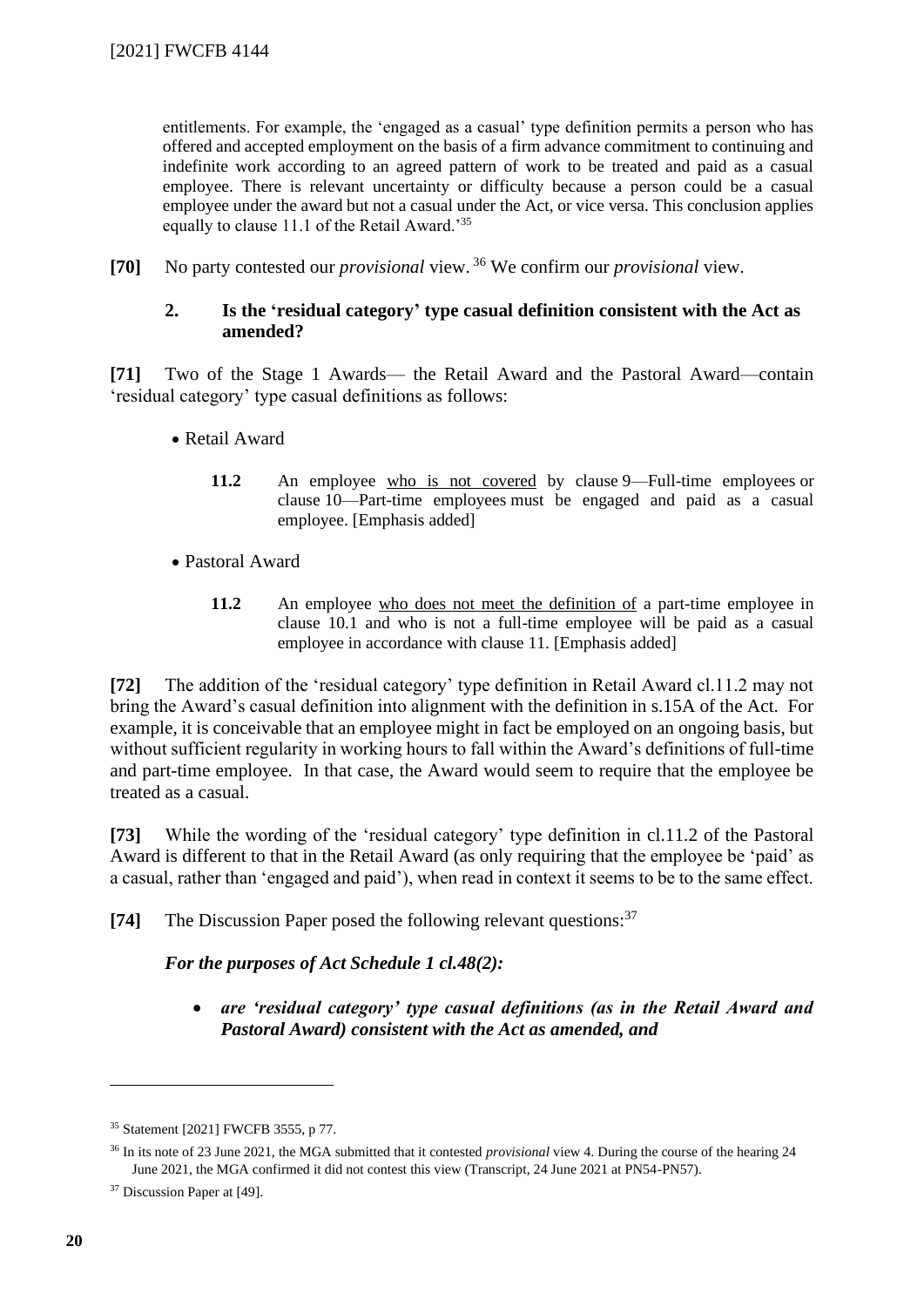entitlements. For example, the 'engaged as a casual' type definition permits a person who has offered and accepted employment on the basis of a firm advance commitment to continuing and indefinite work according to an agreed pattern of work to be treated and paid as a casual employee. There is relevant uncertainty or difficulty because a person could be a casual employee under the award but not a casual under the Act, or vice versa. This conclusion applies equally to clause 11.1 of the Retail Award.'[35]

**[70]** No party contested our *provisional* view.[36] We confirm our *provisional* view.

### 2. Is the 'residual category' type casual definition consistent with the Act as amended?

**[71]** Two of the Stage 1 Awards— the Retail Award and the Pastoral Award—contain 'residual category' type casual definitions as follows:

- Retail Award

  **11.2** An employee who is not covered by clause 9—Full-time employees or clause 10—Part-time employees must be engaged and paid as a casual employee. [Emphasis added]

- Pastoral Award

  **11.2** An employee who does not meet the definition of a part-time employee in clause 10.1 and who is not a full-time employee will be paid as a casual employee in accordance with clause 11. [Emphasis added]

**[72]** The addition of the 'residual category' type definition in Retail Award cl.11.2 may not bring the Award's casual definition into alignment with the definition in s.15A of the Act. For example, it is conceivable that an employee might in fact be employed on an ongoing basis, but without sufficient regularity in working hours to fall within the Award's definitions of full-time and part-time employee. In that case, the Award would seem to require that the employee be treated as a casual.

**[73]** While the wording of the 'residual category' type definition in cl.11.2 of the Pastoral Award is different to that in the Retail Award (as only requiring that the employee be 'paid' as a casual, rather than 'engaged and paid'), when read in context it seems to be to the same effect.

**[74]** The Discussion Paper posed the following relevant questions:[37]

***For the purposes of Act Schedule 1 cl.48(2):***

- ***are 'residual category' type casual definitions (as in the Retail Award and Pastoral Award) consistent with the Act as amended, and***

---

[35] Statement [2021] FWCFB 3555, p 77.

[36] In its note of 23 June 2021, the MGA submitted that it contested *provisional* view 4. During the course of the hearing 24 June 2021, the MGA confirmed it did not contest this view (Transcript, 24 June 2021 at PN54-PN57).

[37] Discussion Paper at [49].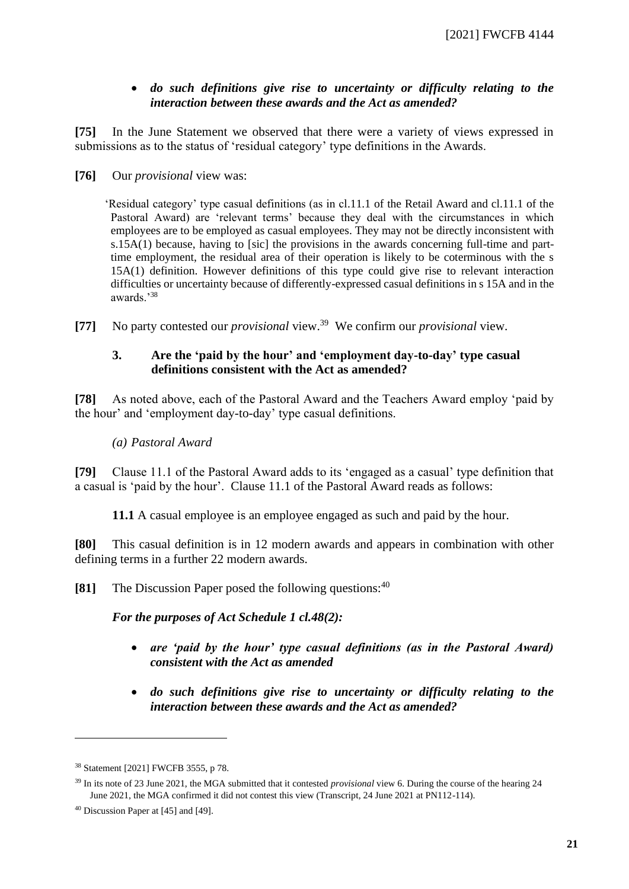- ***do such definitions give rise to uncertainty or difficulty relating to the interaction between these awards and the Act as amended?***

**[75]** In the June Statement we observed that there were a variety of views expressed in submissions as to the status of 'residual category' type definitions in the Awards.

**[76]** Our *provisional* view was:

> 'Residual category' type casual definitions (as in cl.11.1 of the Retail Award and cl.11.1 of the Pastoral Award) are 'relevant terms' because they deal with the circumstances in which employees are to be employed as casual employees. They may not be directly inconsistent with s.15A(1) because, having to [sic] the provisions in the awards concerning full-time and part-time employment, the residual area of their operation is likely to be coterminous with the s 15A(1) definition. However definitions of this type could give rise to relevant interaction difficulties or uncertainty because of differently-expressed casual definitions in s 15A and in the awards.'[38]

**[77]** No party contested our *provisional* view.[39] We confirm our *provisional* view.

### 3. Are the 'paid by the hour' and 'employment day-to-day' type casual definitions consistent with the Act as amended?

**[78]** As noted above, each of the Pastoral Award and the Teachers Award employ 'paid by the hour' and 'employment day-to-day' type casual definitions.

*(a) Pastoral Award*

**[79]** Clause 11.1 of the Pastoral Award adds to its 'engaged as a casual' type definition that a casual is 'paid by the hour'. Clause 11.1 of the Pastoral Award reads as follows:

> **11.1** A casual employee is an employee engaged as such and paid by the hour.

**[80]** This casual definition is in 12 modern awards and appears in combination with other defining terms in a further 22 modern awards.

**[81]** The Discussion Paper posed the following questions:[40]

***For the purposes of Act Schedule 1 cl.48(2):***

- ***are 'paid by the hour' type casual definitions (as in the Pastoral Award) consistent with the Act as amended***
- ***do such definitions give rise to uncertainty or difficulty relating to the interaction between these awards and the Act as amended?***

---

[38] Statement [2021] FWCFB 3555, p 78.

[39] In its note of 23 June 2021, the MGA submitted that it contested *provisional* view 6. During the course of the hearing 24 June 2021, the MGA confirmed it did not contest this view (Transcript, 24 June 2021 at PN112-114).

[40] Discussion Paper at [45] and [49].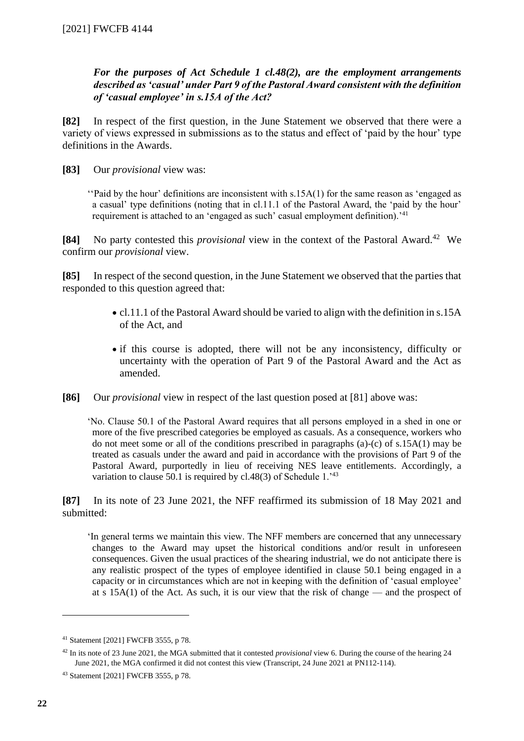***For the purposes of Act Schedule 1 cl.48(2), are the employment arrangements described as 'casual' under Part 9 of the Pastoral Award consistent with the definition of 'casual employee' in s.15A of the Act?***

**[82]** In respect of the first question, in the June Statement we observed that there were a variety of views expressed in submissions as to the status and effect of 'paid by the hour' type definitions in the Awards.

**[83]** Our *provisional* view was:

> ''Paid by the hour' definitions are inconsistent with s.15A(1) for the same reason as 'engaged as a casual' type definitions (noting that in cl.11.1 of the Pastoral Award, the 'paid by the hour' requirement is attached to an 'engaged as such' casual employment definition).'[41]

**[84]** No party contested this *provisional* view in the context of the Pastoral Award.[42] We confirm our *provisional* view.

**[85]** In respect of the second question, in the June Statement we observed that the parties that responded to this question agreed that:

- cl.11.1 of the Pastoral Award should be varied to align with the definition in s.15A of the Act, and
- if this course is adopted, there will not be any inconsistency, difficulty or uncertainty with the operation of Part 9 of the Pastoral Award and the Act as amended.

**[86]** Our *provisional* view in respect of the last question posed at [81] above was:

> 'No. Clause 50.1 of the Pastoral Award requires that all persons employed in a shed in one or more of the five prescribed categories be employed as casuals. As a consequence, workers who do not meet some or all of the conditions prescribed in paragraphs (a)-(c) of s.15A(1) may be treated as casuals under the award and paid in accordance with the provisions of Part 9 of the Pastoral Award, purportedly in lieu of receiving NES leave entitlements. Accordingly, a variation to clause 50.1 is required by cl.48(3) of Schedule 1.'[43]

**[87]** In its note of 23 June 2021, the NFF reaffirmed its submission of 18 May 2021 and submitted:

> 'In general terms we maintain this view. The NFF members are concerned that any unnecessary changes to the Award may upset the historical conditions and/or result in unforeseen consequences. Given the usual practices of the shearing industrial, we do not anticipate there is any realistic prospect of the types of employee identified in clause 50.1 being engaged in a capacity or in circumstances which are not in keeping with the definition of 'casual employee' at s 15A(1) of the Act. As such, it is our view that the risk of change — and the prospect of

---

[41] Statement [2021] FWCFB 3555, p 78.

[42] In its note of 23 June 2021, the MGA submitted that it contested *provisional* view 6. During the course of the hearing 24 June 2021, the MGA confirmed it did not contest this view (Transcript, 24 June 2021 at PN112-114).

[43] Statement [2021] FWCFB 3555, p 78.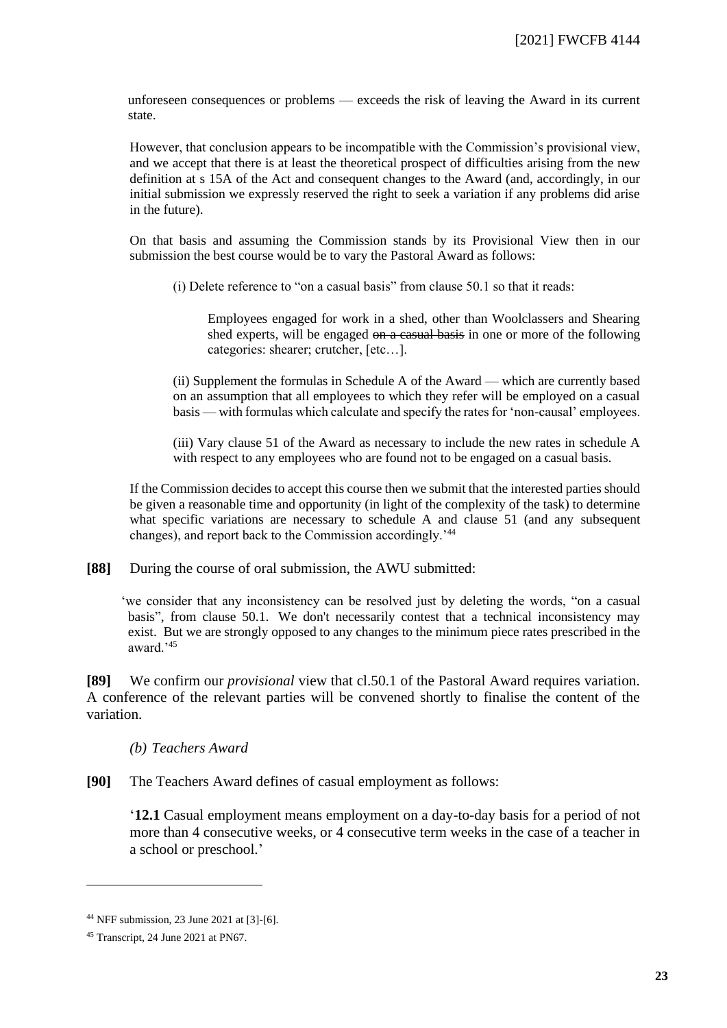unforeseen consequences or problems — exceeds the risk of leaving the Award in its current state.

However, that conclusion appears to be incompatible with the Commission's provisional view, and we accept that there is at least the theoretical prospect of difficulties arising from the new definition at s 15A of the Act and consequent changes to the Award (and, accordingly, in our initial submission we expressly reserved the right to seek a variation if any problems did arise in the future).

On that basis and assuming the Commission stands by its Provisional View then in our submission the best course would be to vary the Pastoral Award as follows:

(i) Delete reference to "on a casual basis" from clause 50.1 so that it reads:

> Employees engaged for work in a shed, other than Woolclassers and Shearing shed experts, will be engaged ~~on a casual basis~~ in one or more of the following categories: shearer; crutcher, [etc…].

(ii) Supplement the formulas in Schedule A of the Award — which are currently based on an assumption that all employees to which they refer will be employed on a casual basis — with formulas which calculate and specify the rates for 'non-causal' employees.

(iii) Vary clause 51 of the Award as necessary to include the new rates in schedule A with respect to any employees who are found not to be engaged on a casual basis.

If the Commission decides to accept this course then we submit that the interested parties should be given a reasonable time and opportunity (in light of the complexity of the task) to determine what specific variations are necessary to schedule A and clause 51 (and any subsequent changes), and report back to the Commission accordingly.'[44]

**[88]** During the course of oral submission, the AWU submitted:

> 'we consider that any inconsistency can be resolved just by deleting the words, "on a casual basis", from clause 50.1. We don't necessarily contest that a technical inconsistency may exist. But we are strongly opposed to any changes to the minimum piece rates prescribed in the award.'[45]

**[89]** We confirm our *provisional* view that cl.50.1 of the Pastoral Award requires variation. A conference of the relevant parties will be convened shortly to finalise the content of the variation.

*(b) Teachers Award*

**[90]** The Teachers Award defines of casual employment as follows:

> '**12.1** Casual employment means employment on a day-to-day basis for a period of not more than 4 consecutive weeks, or 4 consecutive term weeks in the case of a teacher in a school or preschool.'

---

[44] NFF submission, 23 June 2021 at [3]-[6].

[45] Transcript, 24 June 2021 at PN67.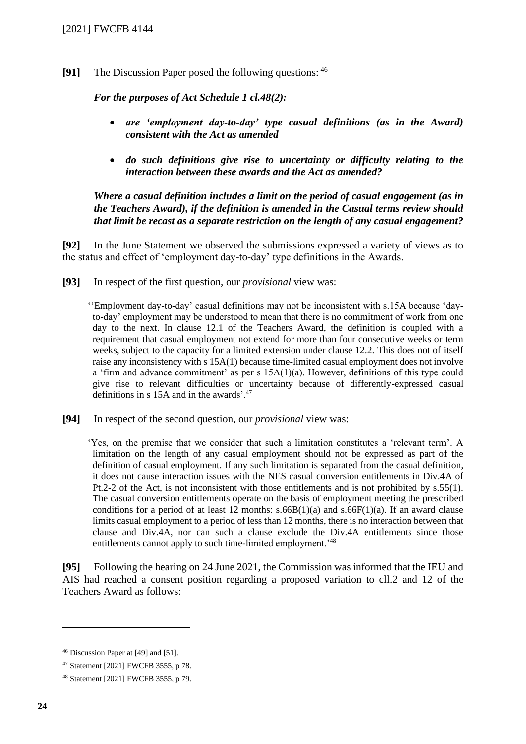**[91]** The Discussion Paper posed the following questions: [46]

> ***For the purposes of Act Schedule 1 cl.48(2):***
>
> - ***are 'employment day-to-day' type casual definitions (as in the Award) consistent with the Act as amended***
> - ***do such definitions give rise to uncertainty or difficulty relating to the interaction between these awards and the Act as amended?***
>
> ***Where a casual definition includes a limit on the period of casual engagement (as in the Teachers Award), if the definition is amended in the Casual terms review should that limit be recast as a separate restriction on the length of any casual engagement?***

**[92]** In the June Statement we observed the submissions expressed a variety of views as to the status and effect of 'employment day-to-day' type definitions in the Awards.

**[93]** In respect of the first question, our *provisional* view was:

> ''Employment day-to-day' casual definitions may not be inconsistent with s.15A because 'day-to-day' employment may be understood to mean that there is no commitment of work from one day to the next. In clause 12.1 of the Teachers Award, the definition is coupled with a requirement that casual employment not extend for more than four consecutive weeks or term weeks, subject to the capacity for a limited extension under clause 12.2. This does not of itself raise any inconsistency with s 15A(1) because time-limited casual employment does not involve a 'firm and advance commitment' as per s 15A(1)(a). However, definitions of this type could give rise to relevant difficulties or uncertainty because of differently-expressed casual definitions in s 15A and in the awards'.[47]

**[94]** In respect of the second question, our *provisional* view was:

> 'Yes, on the premise that we consider that such a limitation constitutes a 'relevant term'. A limitation on the length of any casual employment should not be expressed as part of the definition of casual employment. If any such limitation is separated from the casual definition, it does not cause interaction issues with the NES casual conversion entitlements in Div.4A of Pt.2-2 of the Act, is not inconsistent with those entitlements and is not prohibited by s.55(1). The casual conversion entitlements operate on the basis of employment meeting the prescribed conditions for a period of at least 12 months: s.66B(1)(a) and s.66F(1)(a). If an award clause limits casual employment to a period of less than 12 months, there is no interaction between that clause and Div.4A, nor can such a clause exclude the Div.4A entitlements since those entitlements cannot apply to such time-limited employment.'[48]

**[95]** Following the hearing on 24 June 2021, the Commission was informed that the IEU and AIS had reached a consent position regarding a proposed variation to cll.2 and 12 of the Teachers Award as follows:

---

[46] Discussion Paper at [49] and [51].

[47] Statement [2021] FWCFB 3555, p 78.

[48] Statement [2021] FWCFB 3555, p 79.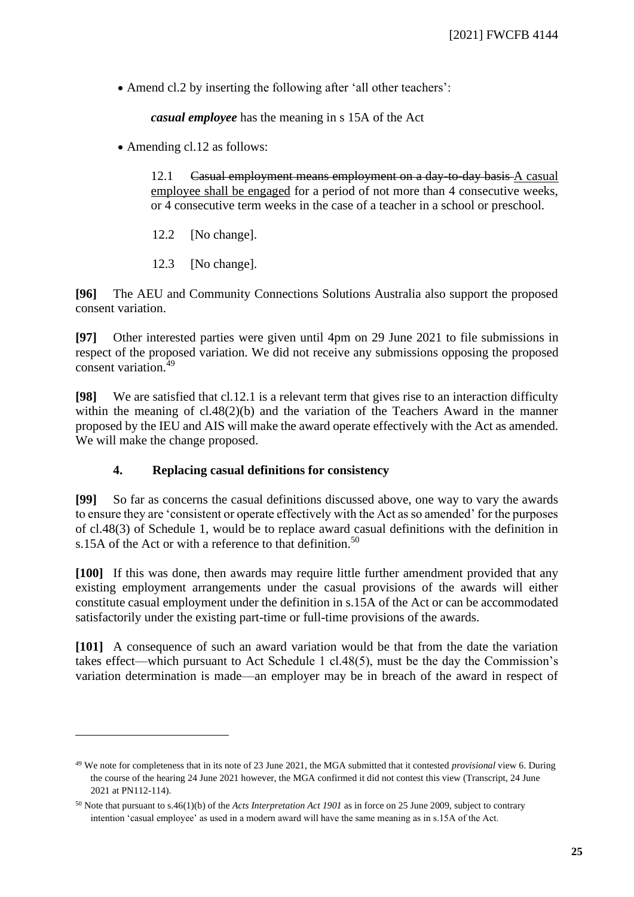- Amend cl.2 by inserting the following after 'all other teachers':

  ***casual employee*** has the meaning in s 15A of the Act

- Amending cl.12 as follows:

  12.1 ~~Casual employment means employment on a day-to-day basis~~ <u>A casual employee shall be engaged</u> for a period of not more than 4 consecutive weeks, or 4 consecutive term weeks in the case of a teacher in a school or preschool.

  12.2 [No change].

  12.3 [No change].

**[96]** The AEU and Community Connections Solutions Australia also support the proposed consent variation.

**[97]** Other interested parties were given until 4pm on 29 June 2021 to file submissions in respect of the proposed variation. We did not receive any submissions opposing the proposed consent variation.[49]

**[98]** We are satisfied that cl.12.1 is a relevant term that gives rise to an interaction difficulty within the meaning of cl.48(2)(b) and the variation of the Teachers Award in the manner proposed by the IEU and AIS will make the award operate effectively with the Act as amended. We will make the change proposed.

### 4. Replacing casual definitions for consistency

**[99]** So far as concerns the casual definitions discussed above, one way to vary the awards to ensure they are 'consistent or operate effectively with the Act as so amended' for the purposes of cl.48(3) of Schedule 1, would be to replace award casual definitions with the definition in s.15A of the Act or with a reference to that definition.[50]

**[100]** If this was done, then awards may require little further amendment provided that any existing employment arrangements under the casual provisions of the awards will either constitute casual employment under the definition in s.15A of the Act or can be accommodated satisfactorily under the existing part-time or full-time provisions of the awards.

**[101]** A consequence of such an award variation would be that from the date the variation takes effect—which pursuant to Act Schedule 1 cl.48(5), must be the day the Commission's variation determination is made—an employer may be in breach of the award in respect of

---

[49] We note for completeness that in its note of 23 June 2021, the MGA submitted that it contested *provisional* view 6. During the course of the hearing 24 June 2021 however, the MGA confirmed it did not contest this view (Transcript, 24 June 2021 at PN112-114).

[50] Note that pursuant to s.46(1)(b) of the *Acts Interpretation Act 1901* as in force on 25 June 2009, subject to contrary intention 'casual employee' as used in a modern award will have the same meaning as in s.15A of the Act.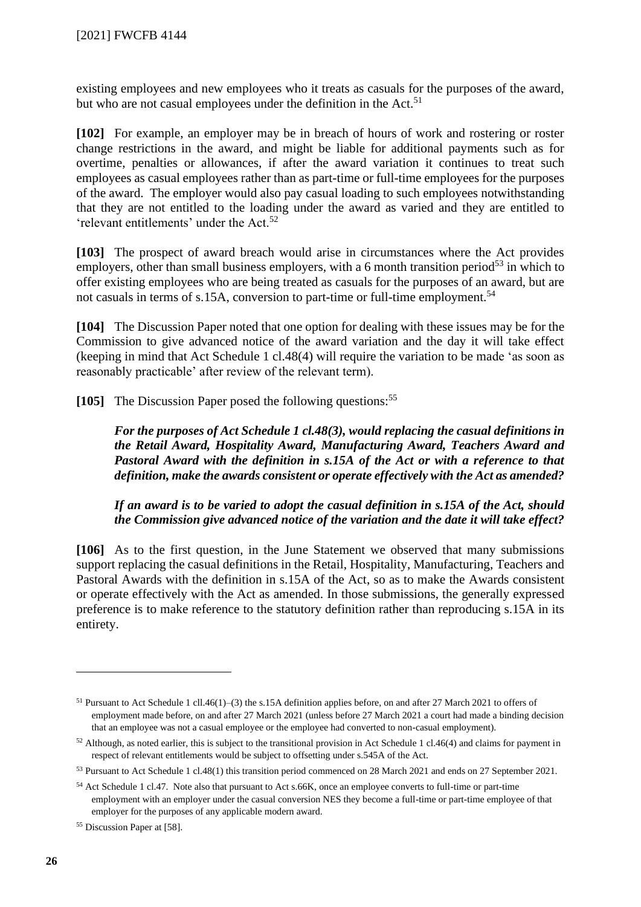existing employees and new employees who it treats as casuals for the purposes of the award, but who are not casual employees under the definition in the Act.[51]

**[102]** For example, an employer may be in breach of hours of work and rostering or roster change restrictions in the award, and might be liable for additional payments such as for overtime, penalties or allowances, if after the award variation it continues to treat such employees as casual employees rather than as part-time or full-time employees for the purposes of the award. The employer would also pay casual loading to such employees notwithstanding that they are not entitled to the loading under the award as varied and they are entitled to 'relevant entitlements' under the Act.[52]

**[103]** The prospect of award breach would arise in circumstances where the Act provides employers, other than small business employers, with a 6 month transition period[53] in which to offer existing employees who are being treated as casuals for the purposes of an award, but are not casuals in terms of s.15A, conversion to part-time or full-time employment.[54]

**[104]** The Discussion Paper noted that one option for dealing with these issues may be for the Commission to give advanced notice of the award variation and the day it will take effect (keeping in mind that Act Schedule 1 cl.48(4) will require the variation to be made 'as soon as reasonably practicable' after review of the relevant term).

**[105]** The Discussion Paper posed the following questions:[55]

> ***For the purposes of Act Schedule 1 cl.48(3), would replacing the casual definitions in the Retail Award, Hospitality Award, Manufacturing Award, Teachers Award and Pastoral Award with the definition in s.15A of the Act or with a reference to that definition, make the awards consistent or operate effectively with the Act as amended?***
>
> ***If an award is to be varied to adopt the casual definition in s.15A of the Act, should the Commission give advanced notice of the variation and the date it will take effect?***

**[106]** As to the first question, in the June Statement we observed that many submissions support replacing the casual definitions in the Retail, Hospitality, Manufacturing, Teachers and Pastoral Awards with the definition in s.15A of the Act, so as to make the Awards consistent or operate effectively with the Act as amended. In those submissions, the generally expressed preference is to make reference to the statutory definition rather than reproducing s.15A in its entirety.

---

[51] Pursuant to Act Schedule 1 cll.46(1)–(3) the s.15A definition applies before, on and after 27 March 2021 to offers of employment made before, on and after 27 March 2021 (unless before 27 March 2021 a court had made a binding decision that an employee was not a casual employee or the employee had converted to non-casual employment).

[52] Although, as noted earlier, this is subject to the transitional provision in Act Schedule 1 cl.46(4) and claims for payment in respect of relevant entitlements would be subject to offsetting under s.545A of the Act.

[53] Pursuant to Act Schedule 1 cl.48(1) this transition period commenced on 28 March 2021 and ends on 27 September 2021.

[54] Act Schedule 1 cl.47. Note also that pursuant to Act s.66K, once an employee converts to full-time or part-time employment with an employer under the casual conversion NES they become a full-time or part-time employee of that employer for the purposes of any applicable modern award.

[55] Discussion Paper at [58].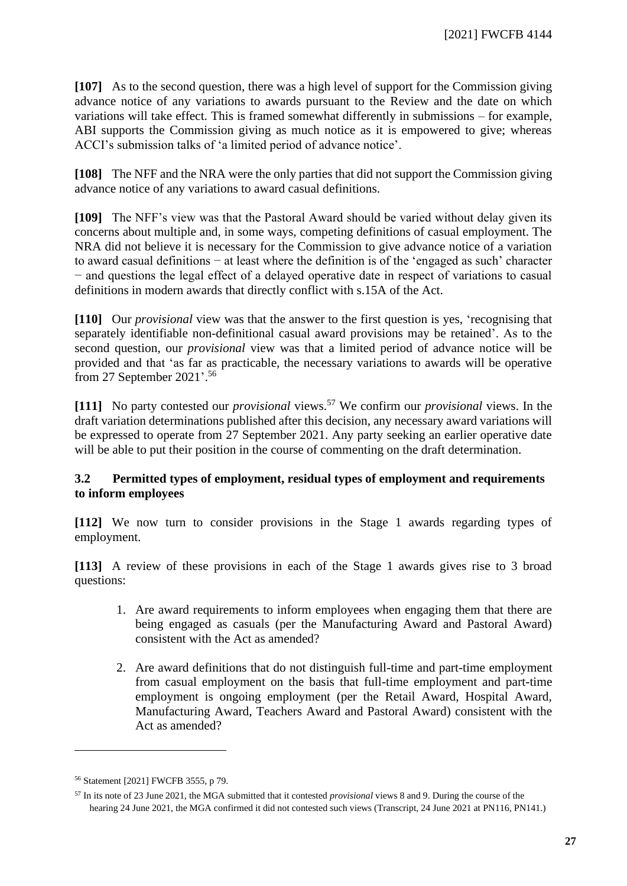**[107]** As to the second question, there was a high level of support for the Commission giving advance notice of any variations to awards pursuant to the Review and the date on which variations will take effect. This is framed somewhat differently in submissions – for example, ABI supports the Commission giving as much notice as it is empowered to give; whereas ACCI's submission talks of 'a limited period of advance notice'.

**[108]** The NFF and the NRA were the only parties that did not support the Commission giving advance notice of any variations to award casual definitions.

**[109]** The NFF's view was that the Pastoral Award should be varied without delay given its concerns about multiple and, in some ways, competing definitions of casual employment. The NRA did not believe it is necessary for the Commission to give advance notice of a variation to award casual definitions − at least where the definition is of the 'engaged as such' character − and questions the legal effect of a delayed operative date in respect of variations to casual definitions in modern awards that directly conflict with s.15A of the Act.

**[110]** Our *provisional* view was that the answer to the first question is yes, 'recognising that separately identifiable non-definitional casual award provisions may be retained'. As to the second question, our *provisional* view was that a limited period of advance notice will be provided and that 'as far as practicable, the necessary variations to awards will be operative from 27 September 2021'.[56]

**[111]** No party contested our *provisional* views.[57] We confirm our *provisional* views. In the draft variation determinations published after this decision, any necessary award variations will be expressed to operate from 27 September 2021. Any party seeking an earlier operative date will be able to put their position in the course of commenting on the draft determination.

### 3.2 Permitted types of employment, residual types of employment and requirements to inform employees

**[112]** We now turn to consider provisions in the Stage 1 awards regarding types of employment.

**[113]** A review of these provisions in each of the Stage 1 awards gives rise to 3 broad questions:

1. Are award requirements to inform employees when engaging them that there are being engaged as casuals (per the Manufacturing Award and Pastoral Award) consistent with the Act as amended?

2. Are award definitions that do not distinguish full-time and part-time employment from casual employment on the basis that full-time employment and part-time employment is ongoing employment (per the Retail Award, Hospital Award, Manufacturing Award, Teachers Award and Pastoral Award) consistent with the Act as amended?

---

[56] Statement [2021] FWCFB 3555, p 79.

[57] In its note of 23 June 2021, the MGA submitted that it contested *provisional* views 8 and 9. During the course of the hearing 24 June 2021, the MGA confirmed it did not contested such views (Transcript, 24 June 2021 at PN116, PN141.)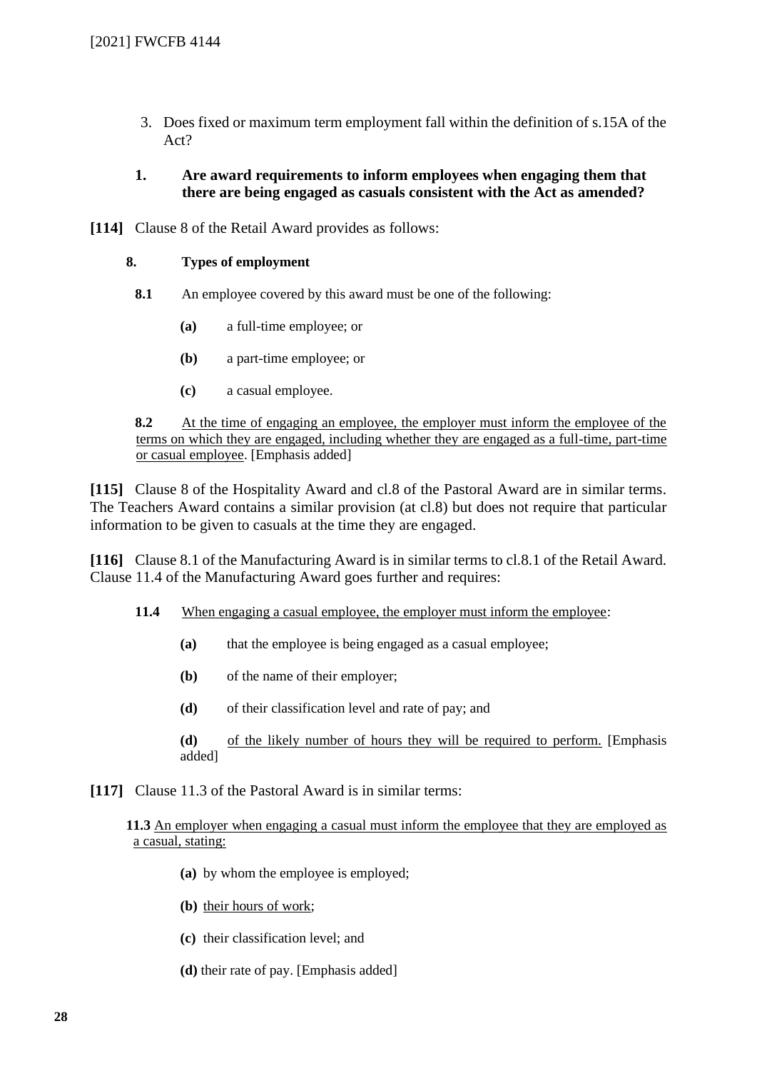3. Does fixed or maximum term employment fall within the definition of s.15A of the Act?

### 1. Are award requirements to inform employees when engaging them that there are being engaged as casuals consistent with the Act as amended?

**[114]** Clause 8 of the Retail Award provides as follows:

> **8. Types of employment**
>
> **8.1** An employee covered by this award must be one of the following:
>
> **(a)** a full-time employee; or
>
> **(b)** a part-time employee; or
>
> **(c)** a casual employee.
>
> **8.2** At the time of engaging an employee, the employer must inform the employee of the terms on which they are engaged, including whether they are engaged as a full-time, part-time or casual employee. [Emphasis added]

**[115]** Clause 8 of the Hospitality Award and cl.8 of the Pastoral Award are in similar terms. The Teachers Award contains a similar provision (at cl.8) but does not require that particular information to be given to casuals at the time they are engaged.

**[116]** Clause 8.1 of the Manufacturing Award is in similar terms to cl.8.1 of the Retail Award. Clause 11.4 of the Manufacturing Award goes further and requires:

> **11.4** When engaging a casual employee, the employer must inform the employee:
>
> **(a)** that the employee is being engaged as a casual employee;
>
> **(b)** of the name of their employer;
>
> **(d)** of their classification level and rate of pay; and
>
> **(d)** of the likely number of hours they will be required to perform. [Emphasis added]

**[117]** Clause 11.3 of the Pastoral Award is in similar terms:

> **11.3** An employer when engaging a casual must inform the employee that they are employed as a casual, stating:
>
> **(a)** by whom the employee is employed;
>
> **(b)** their hours of work;
>
> **(c)** their classification level; and
>
> **(d)** their rate of pay. [Emphasis added]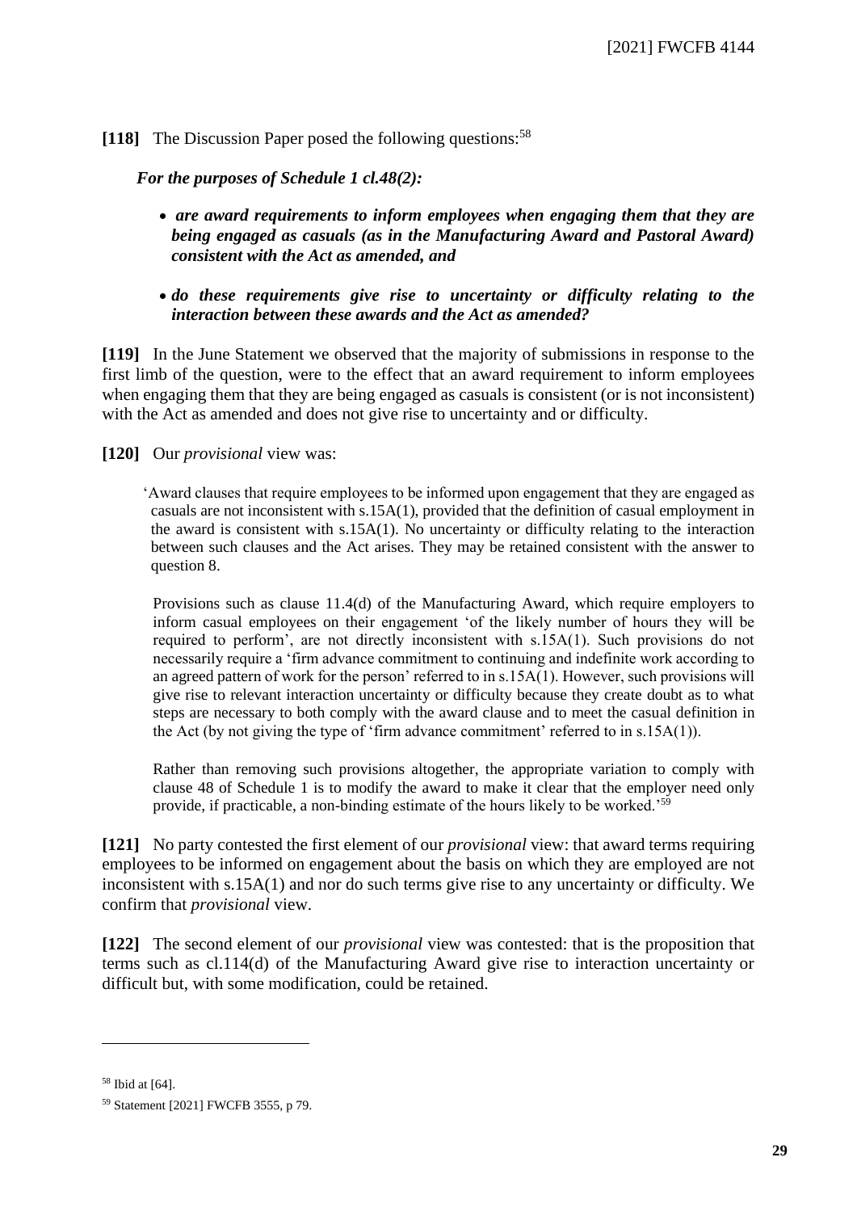**[118]** The Discussion Paper posed the following questions:[58]

> ***For the purposes of Schedule 1 cl.48(2):***
>
> - ***are award requirements to inform employees when engaging them that they are being engaged as casuals (as in the Manufacturing Award and Pastoral Award) consistent with the Act as amended, and***
> - ***do these requirements give rise to uncertainty or difficulty relating to the interaction between these awards and the Act as amended?***

**[119]** In the June Statement we observed that the majority of submissions in response to the first limb of the question, were to the effect that an award requirement to inform employees when engaging them that they are being engaged as casuals is consistent (or is not inconsistent) with the Act as amended and does not give rise to uncertainty and or difficulty.

**[120]** Our *provisional* view was:

> 'Award clauses that require employees to be informed upon engagement that they are engaged as casuals are not inconsistent with s.15A(1), provided that the definition of casual employment in the award is consistent with s.15A(1). No uncertainty or difficulty relating to the interaction between such clauses and the Act arises. They may be retained consistent with the answer to question 8.
>
> Provisions such as clause 11.4(d) of the Manufacturing Award, which require employers to inform casual employees on their engagement 'of the likely number of hours they will be required to perform', are not directly inconsistent with s.15A(1). Such provisions do not necessarily require a 'firm advance commitment to continuing and indefinite work according to an agreed pattern of work for the person' referred to in s.15A(1). However, such provisions will give rise to relevant interaction uncertainty or difficulty because they create doubt as to what steps are necessary to both comply with the award clause and to meet the casual definition in the Act (by not giving the type of 'firm advance commitment' referred to in s.15A(1)).
>
> Rather than removing such provisions altogether, the appropriate variation to comply with clause 48 of Schedule 1 is to modify the award to make it clear that the employer need only provide, if practicable, a non-binding estimate of the hours likely to be worked.'[59]

**[121]** No party contested the first element of our *provisional* view: that award terms requiring employees to be informed on engagement about the basis on which they are employed are not inconsistent with s.15A(1) and nor do such terms give rise to any uncertainty or difficulty. We confirm that *provisional* view.

**[122]** The second element of our *provisional* view was contested: that is the proposition that terms such as cl.114(d) of the Manufacturing Award give rise to interaction uncertainty or difficult but, with some modification, could be retained.

---

[58] Ibid at [64].

[59] Statement [2021] FWCFB 3555, p 79.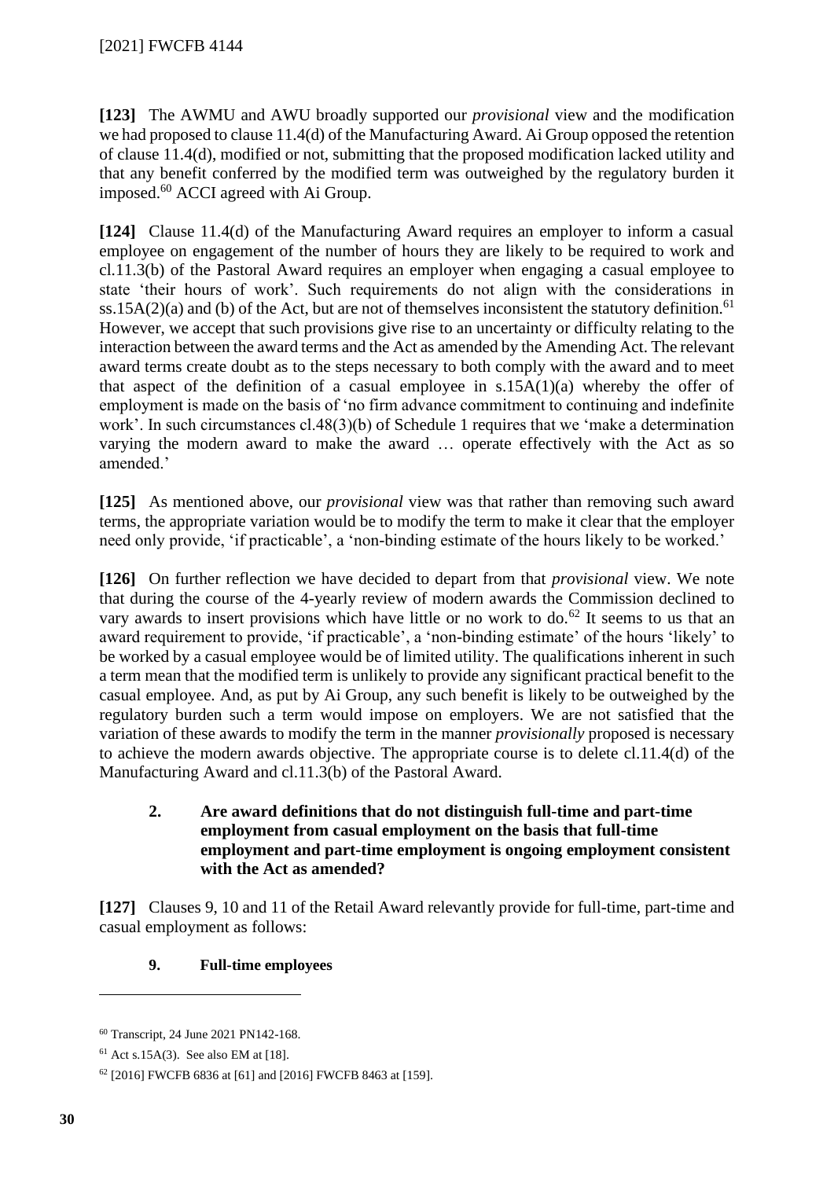**[123]** The AWMU and AWU broadly supported our *provisional* view and the modification we had proposed to clause 11.4(d) of the Manufacturing Award. Ai Group opposed the retention of clause 11.4(d), modified or not, submitting that the proposed modification lacked utility and that any benefit conferred by the modified term was outweighed by the regulatory burden it imposed.[60] ACCI agreed with Ai Group.

**[124]** Clause 11.4(d) of the Manufacturing Award requires an employer to inform a casual employee on engagement of the number of hours they are likely to be required to work and cl.11.3(b) of the Pastoral Award requires an employer when engaging a casual employee to state 'their hours of work'. Such requirements do not align with the considerations in ss.15A(2)(a) and (b) of the Act, but are not of themselves inconsistent the statutory definition.[61] However, we accept that such provisions give rise to an uncertainty or difficulty relating to the interaction between the award terms and the Act as amended by the Amending Act. The relevant award terms create doubt as to the steps necessary to both comply with the award and to meet that aspect of the definition of a casual employee in s.15A(1)(a) whereby the offer of employment is made on the basis of 'no firm advance commitment to continuing and indefinite work'. In such circumstances cl.48(3)(b) of Schedule 1 requires that we 'make a determination varying the modern award to make the award … operate effectively with the Act as so amended.'

**[125]** As mentioned above, our *provisional* view was that rather than removing such award terms, the appropriate variation would be to modify the term to make it clear that the employer need only provide, 'if practicable', a 'non-binding estimate of the hours likely to be worked.'

**[126]** On further reflection we have decided to depart from that *provisional* view. We note that during the course of the 4-yearly review of modern awards the Commission declined to vary awards to insert provisions which have little or no work to do.[62] It seems to us that an award requirement to provide, 'if practicable', a 'non-binding estimate' of the hours 'likely' to be worked by a casual employee would be of limited utility. The qualifications inherent in such a term mean that the modified term is unlikely to provide any significant practical benefit to the casual employee. And, as put by Ai Group, any such benefit is likely to be outweighed by the regulatory burden such a term would impose on employers. We are not satisfied that the variation of these awards to modify the term in the manner *provisionally* proposed is necessary to achieve the modern awards objective. The appropriate course is to delete cl.11.4(d) of the Manufacturing Award and cl.11.3(b) of the Pastoral Award.

### 2. Are award definitions that do not distinguish full-time and part-time employment from casual employment on the basis that full-time employment and part-time employment is ongoing employment consistent with the Act as amended?

**[127]** Clauses 9, 10 and 11 of the Retail Award relevantly provide for full-time, part-time and casual employment as follows:

**9. Full-time employees**

---

[60] Transcript, 24 June 2021 PN142-168.

[61] Act s.15A(3). See also EM at [18].

[62] [2016] FWCFB 6836 at [61] and [2016] FWCFB 8463 at [159].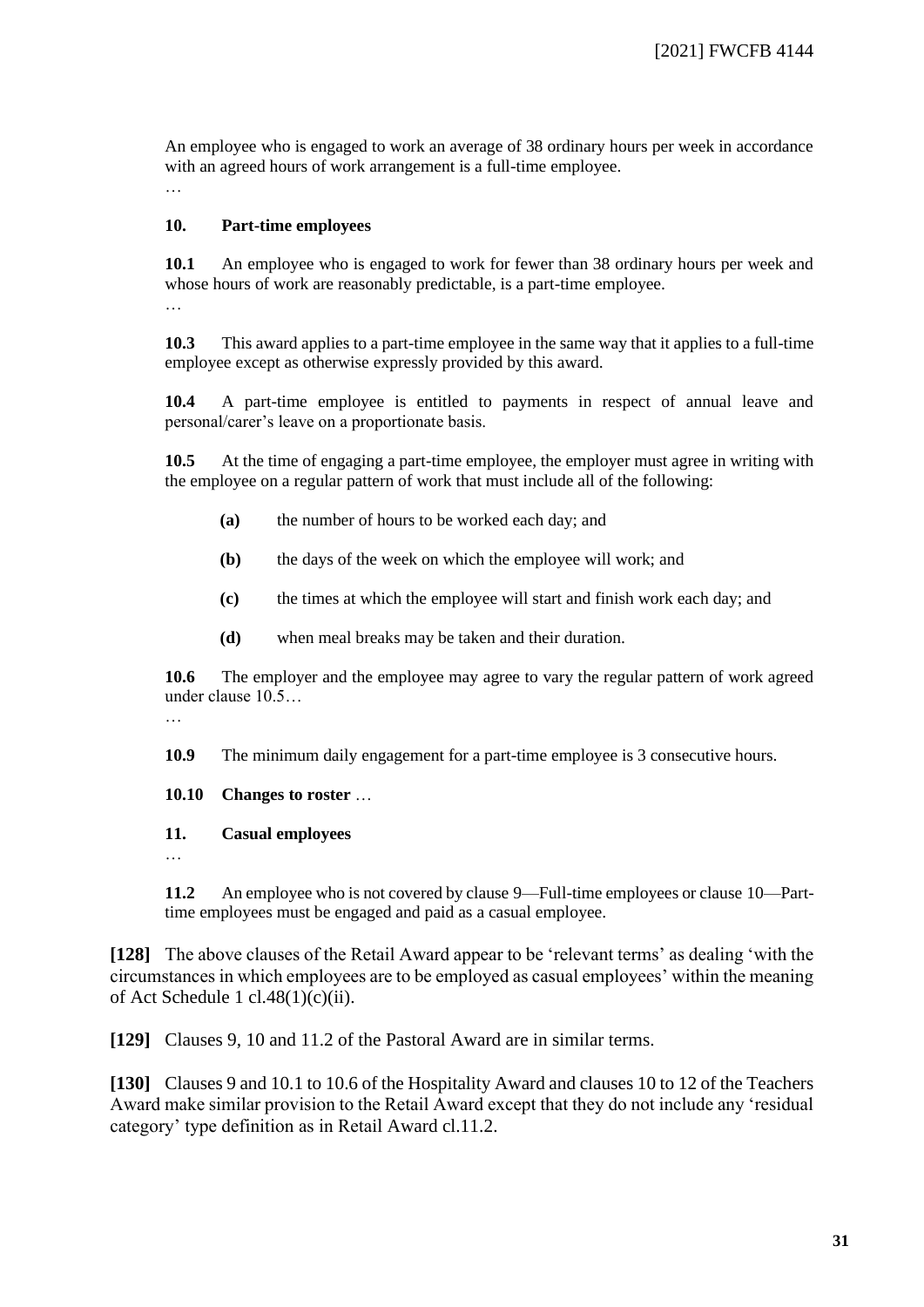An employee who is engaged to work an average of 38 ordinary hours per week in accordance with an agreed hours of work arrangement is a full-time employee.

…

**10. Part-time employees**

**10.1** An employee who is engaged to work for fewer than 38 ordinary hours per week and whose hours of work are reasonably predictable, is a part-time employee.

…

**10.3** This award applies to a part-time employee in the same way that it applies to a full-time employee except as otherwise expressly provided by this award.

**10.4** A part-time employee is entitled to payments in respect of annual leave and personal/carer's leave on a proportionate basis.

**10.5** At the time of engaging a part-time employee, the employer must agree in writing with the employee on a regular pattern of work that must include all of the following:

- **(a)** the number of hours to be worked each day; and
- **(b)** the days of the week on which the employee will work; and
- **(c)** the times at which the employee will start and finish work each day; and
- **(d)** when meal breaks may be taken and their duration.

**10.6** The employer and the employee may agree to vary the regular pattern of work agreed under clause 10.5…

…

**10.9** The minimum daily engagement for a part-time employee is 3 consecutive hours.

**10.10 Changes to roster** …

**11. Casual employees**

…

**11.2** An employee who is not covered by clause 9—Full-time employees or clause 10—Part-time employees must be engaged and paid as a casual employee.

**[128]** The above clauses of the Retail Award appear to be 'relevant terms' as dealing 'with the circumstances in which employees are to be employed as casual employees' within the meaning of Act Schedule 1 cl.48(1)(c)(ii).

**[129]** Clauses 9, 10 and 11.2 of the Pastoral Award are in similar terms.

**[130]** Clauses 9 and 10.1 to 10.6 of the Hospitality Award and clauses 10 to 12 of the Teachers Award make similar provision to the Retail Award except that they do not include any 'residual category' type definition as in Retail Award cl.11.2.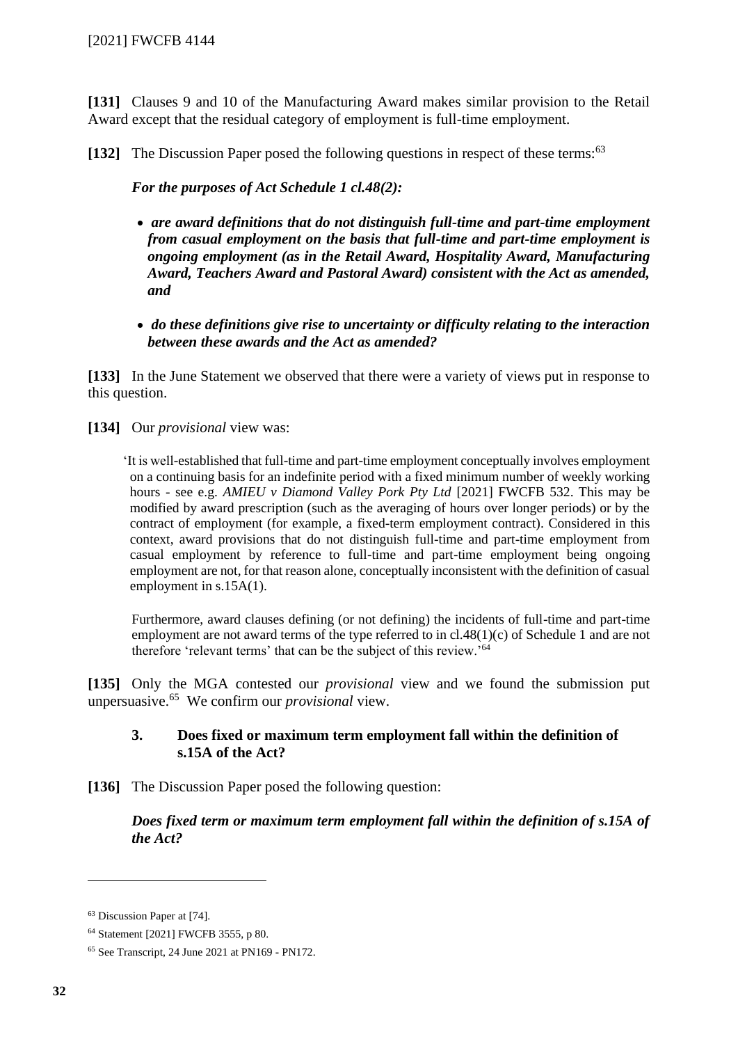**[131]** Clauses 9 and 10 of the Manufacturing Award makes similar provision to the Retail Award except that the residual category of employment is full-time employment.

**[132]** The Discussion Paper posed the following questions in respect of these terms:[63]

> ***For the purposes of Act Schedule 1 cl.48(2):***
>
> - ***are award definitions that do not distinguish full-time and part-time employment from casual employment on the basis that full-time and part-time employment is ongoing employment (as in the Retail Award, Hospitality Award, Manufacturing Award, Teachers Award and Pastoral Award) consistent with the Act as amended, and***
> - ***do these definitions give rise to uncertainty or difficulty relating to the interaction between these awards and the Act as amended?***

**[133]** In the June Statement we observed that there were a variety of views put in response to this question.

**[134]** Our *provisional* view was:

> 'It is well-established that full-time and part-time employment conceptually involves employment on a continuing basis for an indefinite period with a fixed minimum number of weekly working hours - see e.g. *AMIEU v Diamond Valley Pork Pty Ltd* [2021] FWCFB 532. This may be modified by award prescription (such as the averaging of hours over longer periods) or by the contract of employment (for example, a fixed-term employment contract). Considered in this context, award provisions that do not distinguish full-time and part-time employment from casual employment by reference to full-time and part-time employment being ongoing employment are not, for that reason alone, conceptually inconsistent with the definition of casual employment in s.15A(1).
>
> Furthermore, award clauses defining (or not defining) the incidents of full-time and part-time employment are not award terms of the type referred to in cl.48(1)(c) of Schedule 1 and are not therefore 'relevant terms' that can be the subject of this review.'[64]

**[135]** Only the MGA contested our *provisional* view and we found the submission put unpersuasive.[65] We confirm our *provisional* view.

### 3. Does fixed or maximum term employment fall within the definition of s.15A of the Act?

**[136]** The Discussion Paper posed the following question:

> ***Does fixed term or maximum term employment fall within the definition of s.15A of the Act?***

---

[63] Discussion Paper at [74].

[64] Statement [2021] FWCFB 3555, p 80.

[65] See Transcript, 24 June 2021 at PN169 - PN172.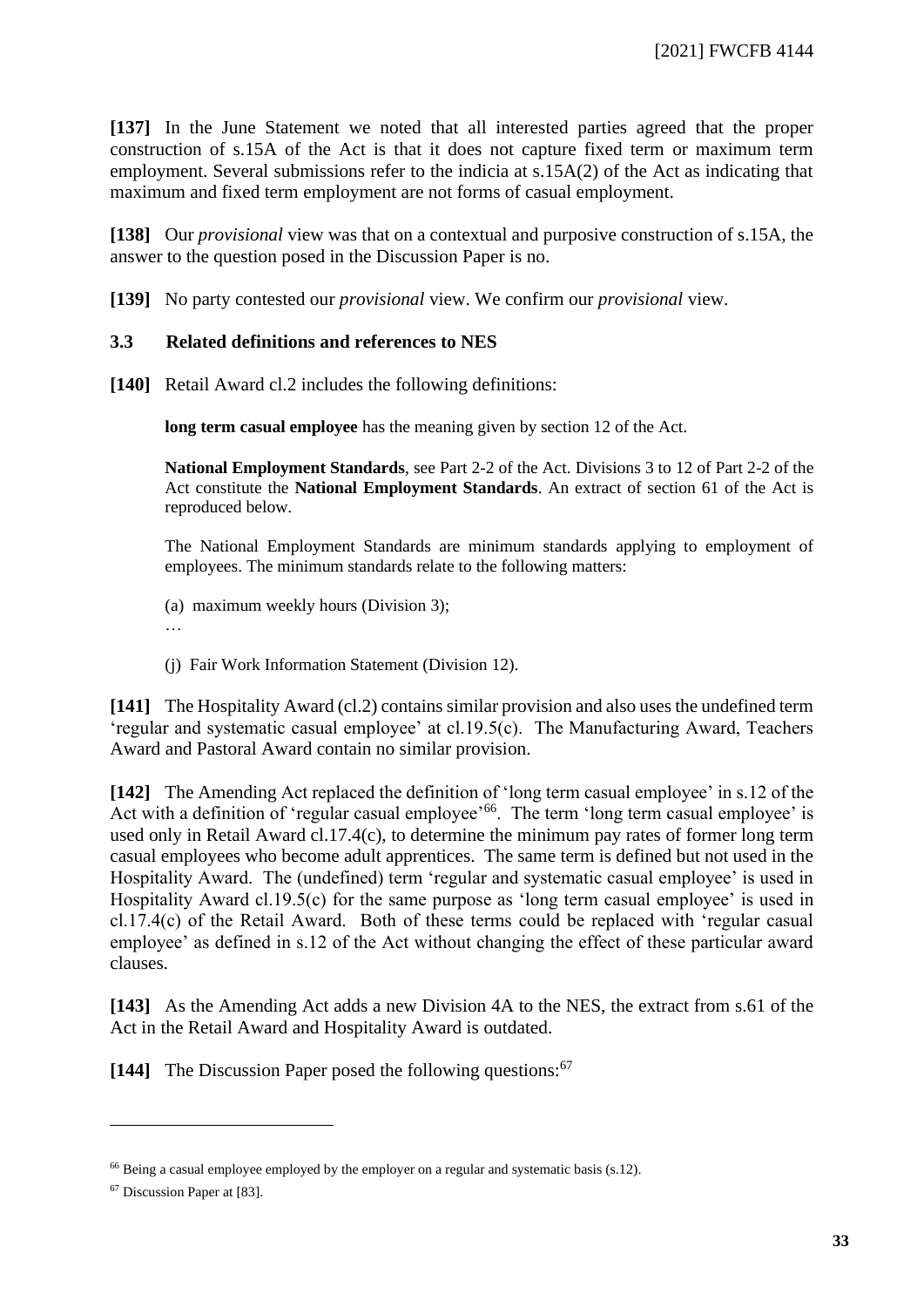**[137]** In the June Statement we noted that all interested parties agreed that the proper construction of s.15A of the Act is that it does not capture fixed term or maximum term employment. Several submissions refer to the indicia at s.15A(2) of the Act as indicating that maximum and fixed term employment are not forms of casual employment.

**[138]** Our *provisional* view was that on a contextual and purposive construction of s.15A, the answer to the question posed in the Discussion Paper is no.

**[139]** No party contested our *provisional* view. We confirm our *provisional* view.

### 3.3 Related definitions and references to NES

**[140]** Retail Award cl.2 includes the following definitions:

> **long term casual employee** has the meaning given by section 12 of the Act.
>
> **National Employment Standards**, see Part 2-2 of the Act. Divisions 3 to 12 of Part 2-2 of the Act constitute the **National Employment Standards**. An extract of section 61 of the Act is reproduced below.
>
> The National Employment Standards are minimum standards applying to employment of employees. The minimum standards relate to the following matters:
>
> (a) maximum weekly hours (Division 3);
>
> …
>
> (j) Fair Work Information Statement (Division 12).

**[141]** The Hospitality Award (cl.2) contains similar provision and also uses the undefined term 'regular and systematic casual employee' at cl.19.5(c). The Manufacturing Award, Teachers Award and Pastoral Award contain no similar provision.

**[142]** The Amending Act replaced the definition of 'long term casual employee' in s.12 of the Act with a definition of 'regular casual employee'[66]. The term 'long term casual employee' is used only in Retail Award cl.17.4(c), to determine the minimum pay rates of former long term casual employees who become adult apprentices. The same term is defined but not used in the Hospitality Award. The (undefined) term 'regular and systematic casual employee' is used in Hospitality Award cl.19.5(c) for the same purpose as 'long term casual employee' is used in cl.17.4(c) of the Retail Award. Both of these terms could be replaced with 'regular casual employee' as defined in s.12 of the Act without changing the effect of these particular award clauses.

**[143]** As the Amending Act adds a new Division 4A to the NES, the extract from s.61 of the Act in the Retail Award and Hospitality Award is outdated.

**[144]** The Discussion Paper posed the following questions:[67]

---

[66] Being a casual employee employed by the employer on a regular and systematic basis (s.12).

[67] Discussion Paper at [83].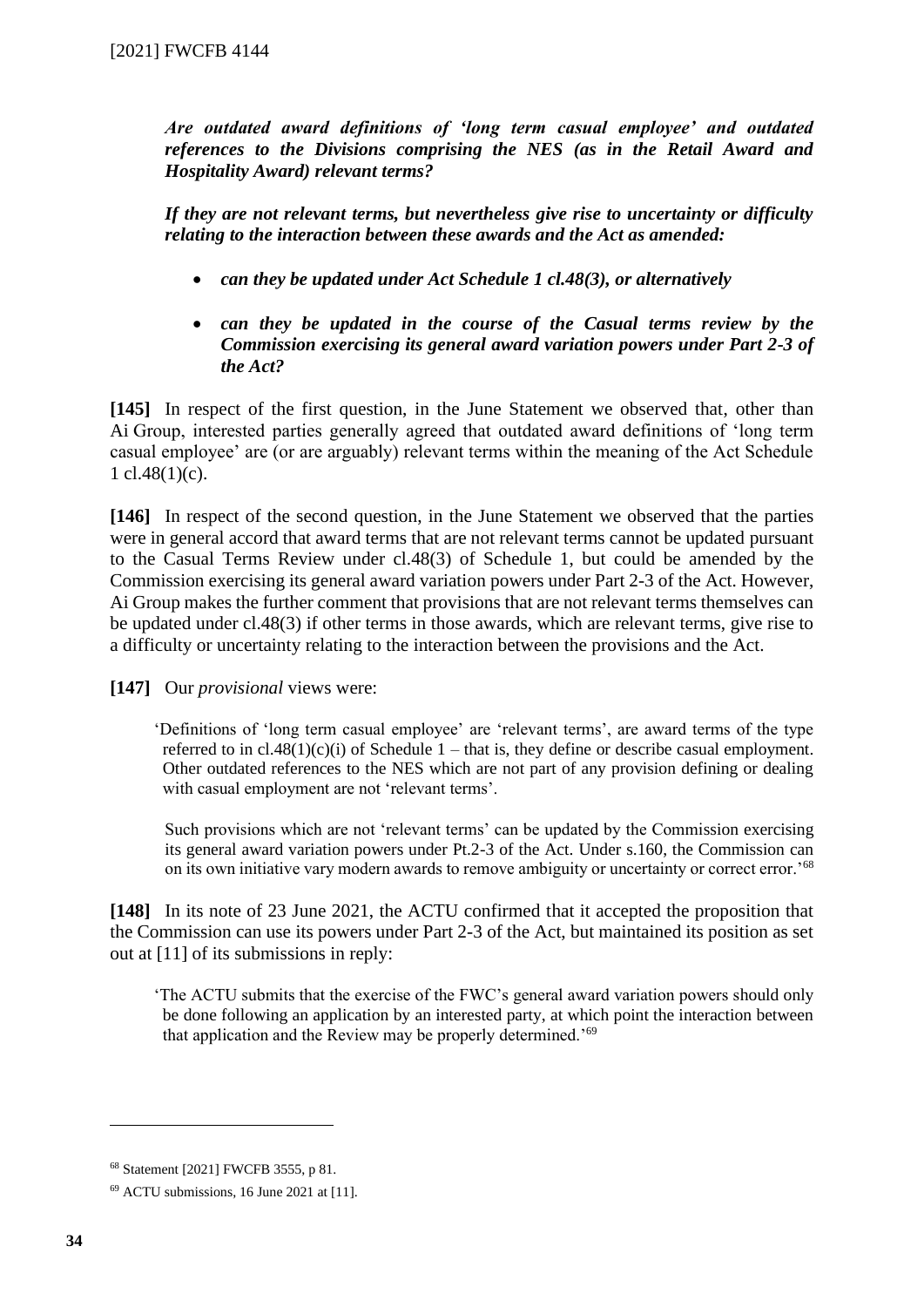***Are outdated award definitions of 'long term casual employee' and outdated references to the Divisions comprising the NES (as in the Retail Award and Hospitality Award) relevant terms?***

***If they are not relevant terms, but nevertheless give rise to uncertainty or difficulty relating to the interaction between these awards and the Act as amended:***

- ***can they be updated under Act Schedule 1 cl.48(3), or alternatively***
- ***can they be updated in the course of the Casual terms review by the Commission exercising its general award variation powers under Part 2-3 of the Act?***

**[145]** In respect of the first question, in the June Statement we observed that, other than Ai Group, interested parties generally agreed that outdated award definitions of 'long term casual employee' are (or are arguably) relevant terms within the meaning of the Act Schedule 1 cl.48(1)(c).

**[146]** In respect of the second question, in the June Statement we observed that the parties were in general accord that award terms that are not relevant terms cannot be updated pursuant to the Casual Terms Review under cl.48(3) of Schedule 1, but could be amended by the Commission exercising its general award variation powers under Part 2-3 of the Act. However, Ai Group makes the further comment that provisions that are not relevant terms themselves can be updated under cl.48(3) if other terms in those awards, which are relevant terms, give rise to a difficulty or uncertainty relating to the interaction between the provisions and the Act.

**[147]** Our *provisional* views were:

> 'Definitions of 'long term casual employee' are 'relevant terms', are award terms of the type referred to in cl.48(1)(c)(i) of Schedule 1 – that is, they define or describe casual employment. Other outdated references to the NES which are not part of any provision defining or dealing with casual employment are not 'relevant terms'.
>
> Such provisions which are not 'relevant terms' can be updated by the Commission exercising its general award variation powers under Pt.2-3 of the Act. Under s.160, the Commission can on its own initiative vary modern awards to remove ambiguity or uncertainty or correct error.'[68]

**[148]** In its note of 23 June 2021, the ACTU confirmed that it accepted the proposition that the Commission can use its powers under Part 2-3 of the Act, but maintained its position as set out at [11] of its submissions in reply:

> 'The ACTU submits that the exercise of the FWC's general award variation powers should only be done following an application by an interested party, at which point the interaction between that application and the Review may be properly determined.'[69]

---

[68] Statement [2021] FWCFB 3555, p 81.

[69] ACTU submissions, 16 June 2021 at [11].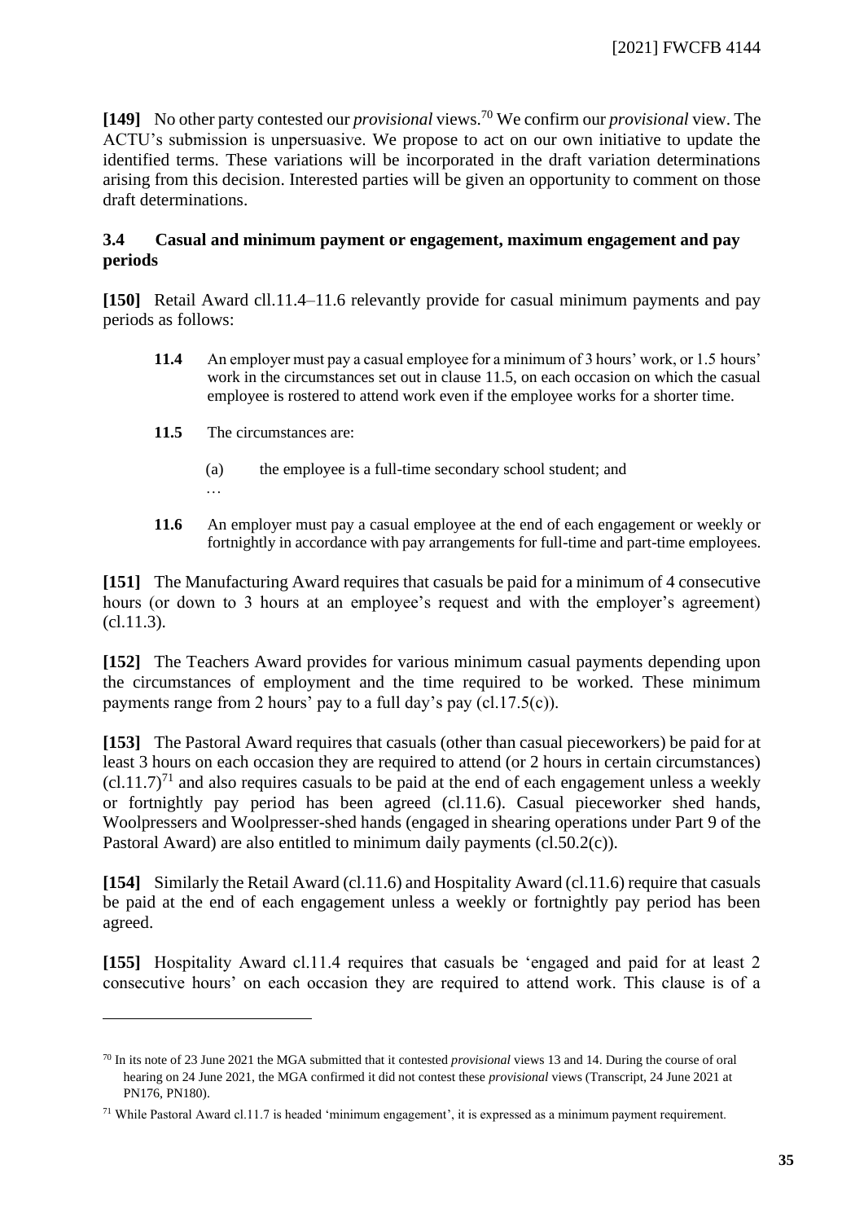**[149]** No other party contested our *provisional* views.[70] We confirm our *provisional* view. The ACTU's submission is unpersuasive. We propose to act on our own initiative to update the identified terms. These variations will be incorporated in the draft variation determinations arising from this decision. Interested parties will be given an opportunity to comment on those draft determinations.

### 3.4 Casual and minimum payment or engagement, maximum engagement and pay periods

**[150]** Retail Award cll.11.4–11.6 relevantly provide for casual minimum payments and pay periods as follows:

> **11.4** An employer must pay a casual employee for a minimum of 3 hours' work, or 1.5 hours' work in the circumstances set out in clause 11.5, on each occasion on which the casual employee is rostered to attend work even if the employee works for a shorter time.
>
> **11.5** The circumstances are:
>
> (a) the employee is a full-time secondary school student; and
>
> …
>
> **11.6** An employer must pay a casual employee at the end of each engagement or weekly or fortnightly in accordance with pay arrangements for full-time and part-time employees.

**[151]** The Manufacturing Award requires that casuals be paid for a minimum of 4 consecutive hours (or down to 3 hours at an employee's request and with the employer's agreement) (cl.11.3).

**[152]** The Teachers Award provides for various minimum casual payments depending upon the circumstances of employment and the time required to be worked. These minimum payments range from 2 hours' pay to a full day's pay (cl.17.5(c)).

**[153]** The Pastoral Award requires that casuals (other than casual pieceworkers) be paid for at least 3 hours on each occasion they are required to attend (or 2 hours in certain circumstances) (cl.11.7)[71] and also requires casuals to be paid at the end of each engagement unless a weekly or fortnightly pay period has been agreed (cl.11.6). Casual pieceworker shed hands, Woolpressers and Woolpresser-shed hands (engaged in shearing operations under Part 9 of the Pastoral Award) are also entitled to minimum daily payments (cl.50.2(c)).

**[154]** Similarly the Retail Award (cl.11.6) and Hospitality Award (cl.11.6) require that casuals be paid at the end of each engagement unless a weekly or fortnightly pay period has been agreed.

**[155]** Hospitality Award cl.11.4 requires that casuals be 'engaged and paid for at least 2 consecutive hours' on each occasion they are required to attend work. This clause is of a

---

[70] In its note of 23 June 2021 the MGA submitted that it contested *provisional* views 13 and 14. During the course of oral hearing on 24 June 2021, the MGA confirmed it did not contest these *provisional* views (Transcript, 24 June 2021 at PN176, PN180).

[71] While Pastoral Award cl.11.7 is headed 'minimum engagement', it is expressed as a minimum payment requirement.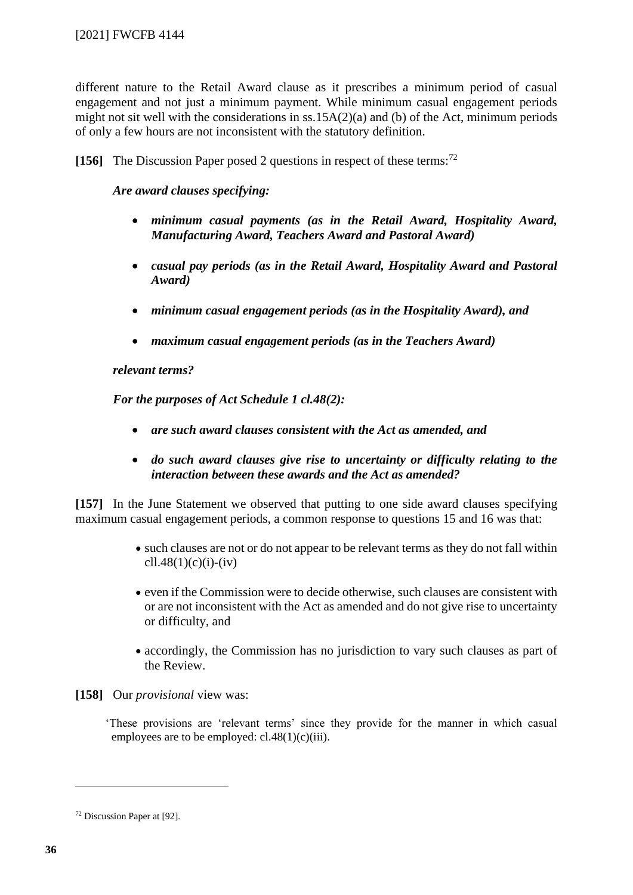different nature to the Retail Award clause as it prescribes a minimum period of casual engagement and not just a minimum payment. While minimum casual engagement periods might not sit well with the considerations in ss.15A(2)(a) and (b) of the Act, minimum periods of only a few hours are not inconsistent with the statutory definition.

**[156]** The Discussion Paper posed 2 questions in respect of these terms:[72]

> ***Are award clauses specifying:***
>
> - ***minimum casual payments (as in the Retail Award, Hospitality Award, Manufacturing Award, Teachers Award and Pastoral Award)***
> - ***casual pay periods (as in the Retail Award, Hospitality Award and Pastoral Award)***
> - ***minimum casual engagement periods (as in the Hospitality Award), and***
> - ***maximum casual engagement periods (as in the Teachers Award)***
>
> ***relevant terms?***
>
> ***For the purposes of Act Schedule 1 cl.48(2):***
>
> - ***are such award clauses consistent with the Act as amended, and***
> - ***do such award clauses give rise to uncertainty or difficulty relating to the interaction between these awards and the Act as amended?***

**[157]** In the June Statement we observed that putting to one side award clauses specifying maximum casual engagement periods, a common response to questions 15 and 16 was that:

- such clauses are not or do not appear to be relevant terms as they do not fall within cll.48(1)(c)(i)-(iv)
- even if the Commission were to decide otherwise, such clauses are consistent with or are not inconsistent with the Act as amended and do not give rise to uncertainty or difficulty, and
- accordingly, the Commission has no jurisdiction to vary such clauses as part of the Review.

**[158]** Our *provisional* view was:

> 'These provisions are 'relevant terms' since they provide for the manner in which casual employees are to be employed: cl.48(1)(c)(iii).

[72] Discussion Paper at [92].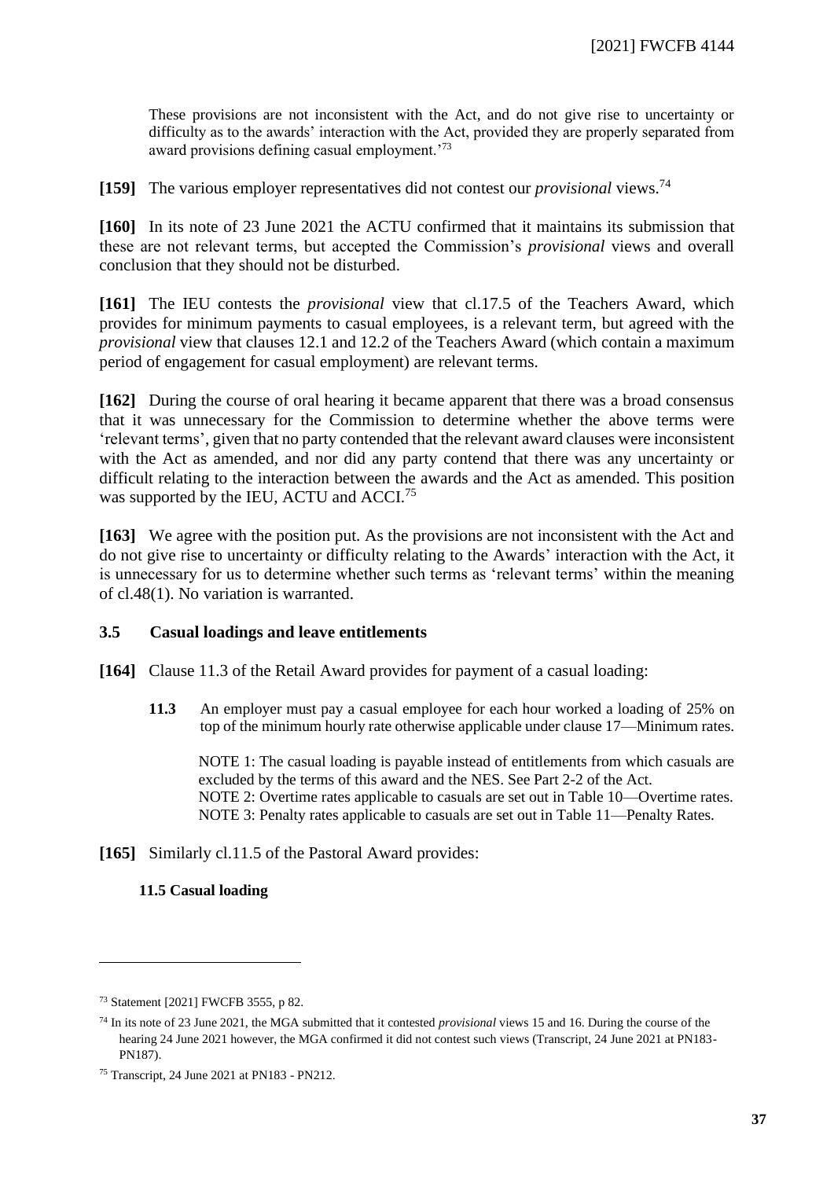> These provisions are not inconsistent with the Act, and do not give rise to uncertainty or difficulty as to the awards' interaction with the Act, provided they are properly separated from award provisions defining casual employment.'[73]

**[159]** The various employer representatives did not contest our *provisional* views.[74]

**[160]** In its note of 23 June 2021 the ACTU confirmed that it maintains its submission that these are not relevant terms, but accepted the Commission's *provisional* views and overall conclusion that they should not be disturbed.

**[161]** The IEU contests the *provisional* view that cl.17.5 of the Teachers Award, which provides for minimum payments to casual employees, is a relevant term, but agreed with the *provisional* view that clauses 12.1 and 12.2 of the Teachers Award (which contain a maximum period of engagement for casual employment) are relevant terms.

**[162]** During the course of oral hearing it became apparent that there was a broad consensus that it was unnecessary for the Commission to determine whether the above terms were 'relevant terms', given that no party contended that the relevant award clauses were inconsistent with the Act as amended, and nor did any party contend that there was any uncertainty or difficult relating to the interaction between the awards and the Act as amended. This position was supported by the IEU, ACTU and ACCI.[75]

**[163]** We agree with the position put. As the provisions are not inconsistent with the Act and do not give rise to uncertainty or difficulty relating to the Awards' interaction with the Act, it is unnecessary for us to determine whether such terms as 'relevant terms' within the meaning of cl.48(1). No variation is warranted.

### 3.5 Casual loadings and leave entitlements

**[164]** Clause 11.3 of the Retail Award provides for payment of a casual loading:

> **11.3** An employer must pay a casual employee for each hour worked a loading of 25% on top of the minimum hourly rate otherwise applicable under clause 17—Minimum rates.
>
> NOTE 1: The casual loading is payable instead of entitlements from which casuals are excluded by the terms of this award and the NES. See Part 2-2 of the Act.
> NOTE 2: Overtime rates applicable to casuals are set out in Table 10—Overtime rates.
> NOTE 3: Penalty rates applicable to casuals are set out in Table 11—Penalty Rates.

**[165]** Similarly cl.11.5 of the Pastoral Award provides:

> **11.5 Casual loading**

---

[73] Statement [2021] FWCFB 3555, p 82.

[74] In its note of 23 June 2021, the MGA submitted that it contested *provisional* views 15 and 16. During the course of the hearing 24 June 2021 however, the MGA confirmed it did not contest such views (Transcript, 24 June 2021 at PN183-PN187).

[75] Transcript, 24 June 2021 at PN183 - PN212.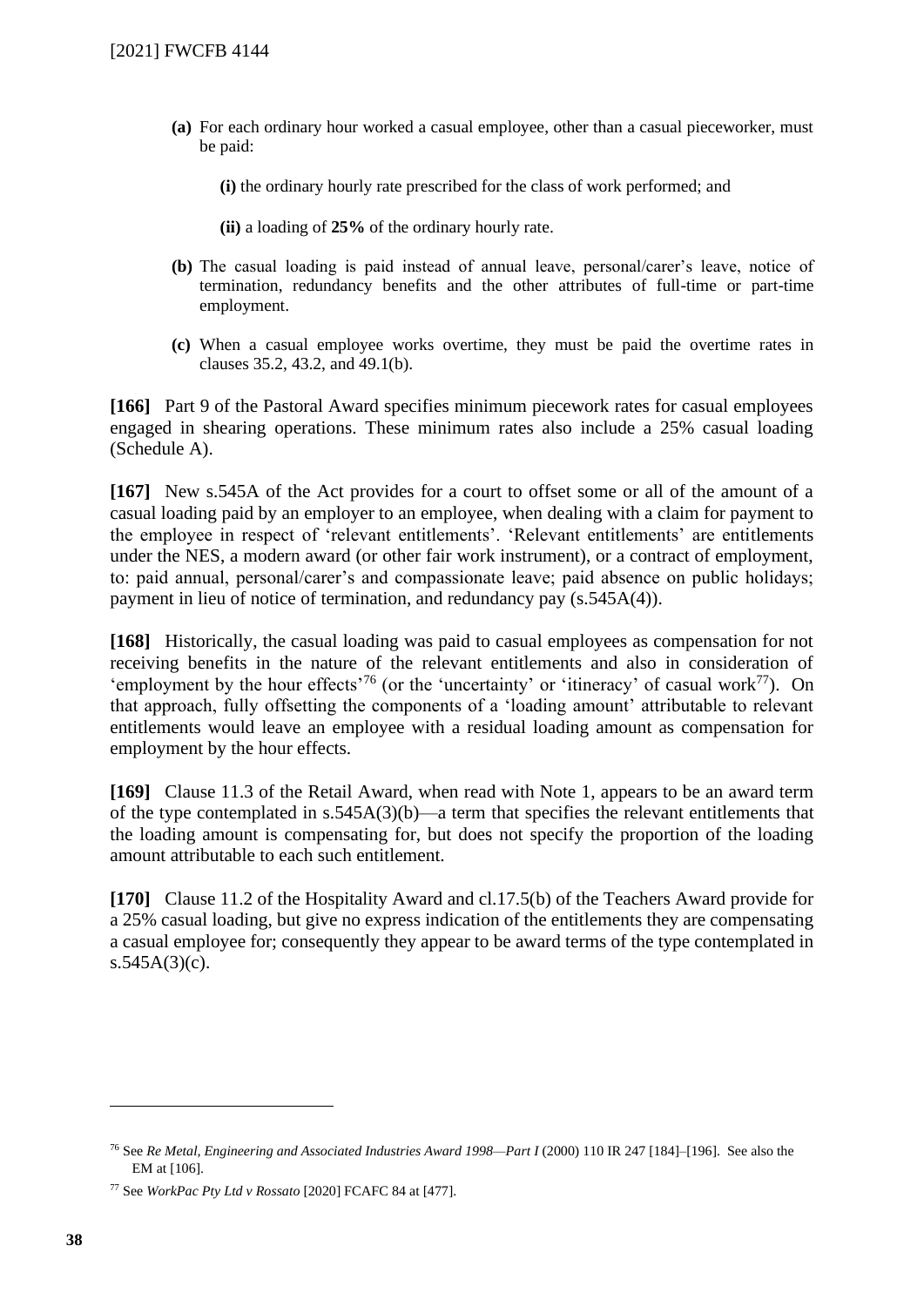**(a)** For each ordinary hour worked a casual employee, other than a casual pieceworker, must be paid:

**(i)** the ordinary hourly rate prescribed for the class of work performed; and

**(ii)** a loading of **25%** of the ordinary hourly rate.

**(b)** The casual loading is paid instead of annual leave, personal/carer's leave, notice of termination, redundancy benefits and the other attributes of full-time or part-time employment.

**(c)** When a casual employee works overtime, they must be paid the overtime rates in clauses 35.2, 43.2, and 49.1(b).

**[166]** Part 9 of the Pastoral Award specifies minimum piecework rates for casual employees engaged in shearing operations. These minimum rates also include a 25% casual loading (Schedule A).

**[167]** New s.545A of the Act provides for a court to offset some or all of the amount of a casual loading paid by an employer to an employee, when dealing with a claim for payment to the employee in respect of 'relevant entitlements'. 'Relevant entitlements' are entitlements under the NES, a modern award (or other fair work instrument), or a contract of employment, to: paid annual, personal/carer's and compassionate leave; paid absence on public holidays; payment in lieu of notice of termination, and redundancy pay (s.545A(4)).

**[168]** Historically, the casual loading was paid to casual employees as compensation for not receiving benefits in the nature of the relevant entitlements and also in consideration of 'employment by the hour effects'[76] (or the 'uncertainty' or 'itineracy' of casual work[77]). On that approach, fully offsetting the components of a 'loading amount' attributable to relevant entitlements would leave an employee with a residual loading amount as compensation for employment by the hour effects.

**[169]** Clause 11.3 of the Retail Award, when read with Note 1, appears to be an award term of the type contemplated in s.545A(3)(b)—a term that specifies the relevant entitlements that the loading amount is compensating for, but does not specify the proportion of the loading amount attributable to each such entitlement.

**[170]** Clause 11.2 of the Hospitality Award and cl.17.5(b) of the Teachers Award provide for a 25% casual loading, but give no express indication of the entitlements they are compensating a casual employee for; consequently they appear to be award terms of the type contemplated in s.545A(3)(c).

---

[76] See *Re Metal, Engineering and Associated Industries Award 1998—Part I* (2000) 110 IR 247 [184]–[196]. See also the EM at [106].

[77] See *WorkPac Pty Ltd v Rossato* [2020] FCAFC 84 at [477].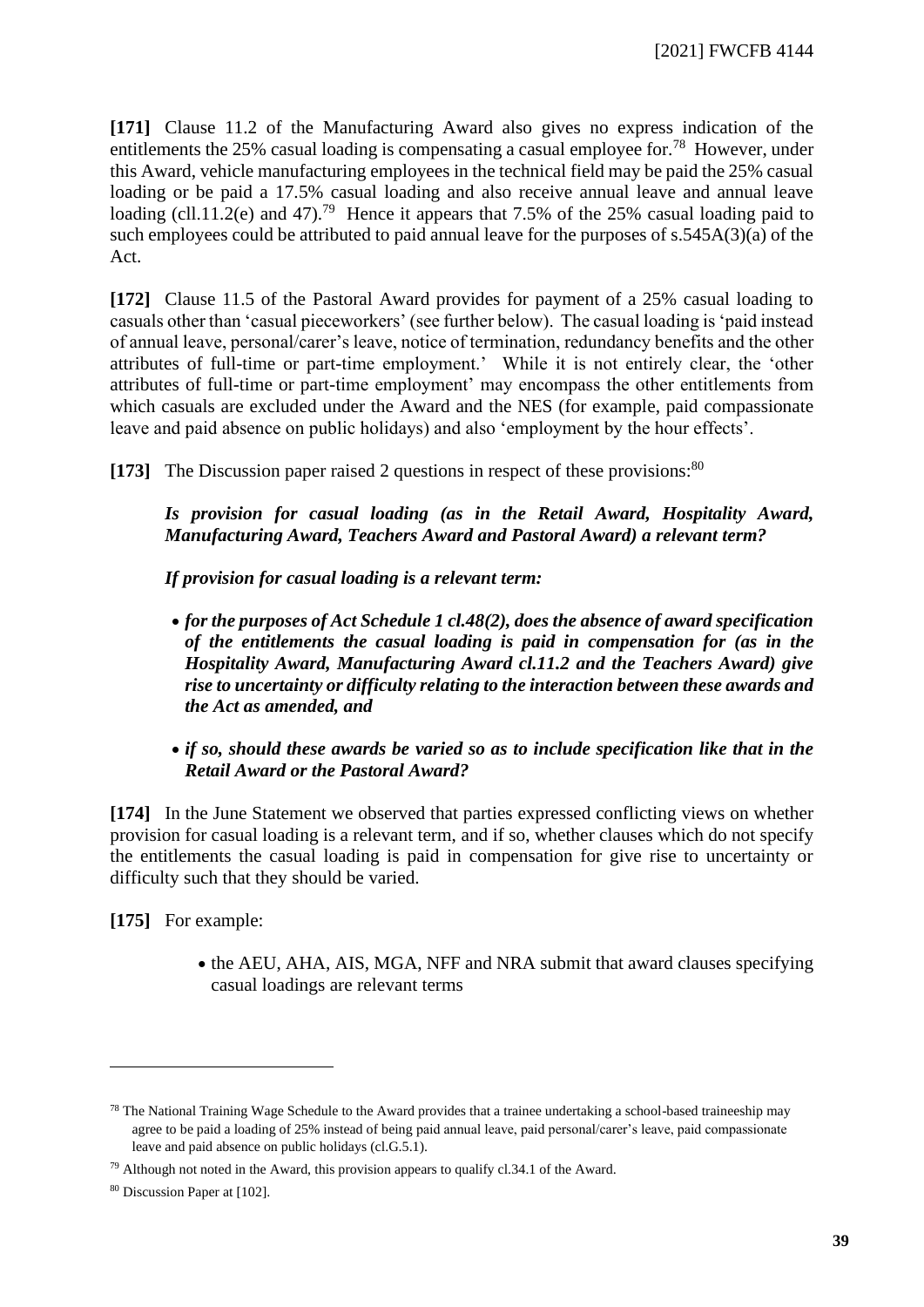**[171]** Clause 11.2 of the Manufacturing Award also gives no express indication of the entitlements the 25% casual loading is compensating a casual employee for.[78] However, under this Award, vehicle manufacturing employees in the technical field may be paid the 25% casual loading or be paid a 17.5% casual loading and also receive annual leave and annual leave loading (cll.11.2(e) and 47).[79] Hence it appears that 7.5% of the 25% casual loading paid to such employees could be attributed to paid annual leave for the purposes of s.545A(3)(a) of the Act.

**[172]** Clause 11.5 of the Pastoral Award provides for payment of a 25% casual loading to casuals other than 'casual pieceworkers' (see further below). The casual loading is 'paid instead of annual leave, personal/carer's leave, notice of termination, redundancy benefits and the other attributes of full-time or part-time employment.' While it is not entirely clear, the 'other attributes of full-time or part-time employment' may encompass the other entitlements from which casuals are excluded under the Award and the NES (for example, paid compassionate leave and paid absence on public holidays) and also 'employment by the hour effects'.

**[173]** The Discussion paper raised 2 questions in respect of these provisions:[80]

> ***Is provision for casual loading (as in the Retail Award, Hospitality Award, Manufacturing Award, Teachers Award and Pastoral Award) a relevant term?***
>
> ***If provision for casual loading is a relevant term:***
>
> - ***for the purposes of Act Schedule 1 cl.48(2), does the absence of award specification of the entitlements the casual loading is paid in compensation for (as in the Hospitality Award, Manufacturing Award cl.11.2 and the Teachers Award) give rise to uncertainty or difficulty relating to the interaction between these awards and the Act as amended, and***
> - ***if so, should these awards be varied so as to include specification like that in the Retail Award or the Pastoral Award?***

**[174]** In the June Statement we observed that parties expressed conflicting views on whether provision for casual loading is a relevant term, and if so, whether clauses which do not specify the entitlements the casual loading is paid in compensation for give rise to uncertainty or difficulty such that they should be varied.

**[175]** For example:

- the AEU, AHA, AIS, MGA, NFF and NRA submit that award clauses specifying casual loadings are relevant terms

---

[78] The National Training Wage Schedule to the Award provides that a trainee undertaking a school-based traineeship may agree to be paid a loading of 25% instead of being paid annual leave, paid personal/carer's leave, paid compassionate leave and paid absence on public holidays (cl.G.5.1).

[79] Although not noted in the Award, this provision appears to qualify cl.34.1 of the Award.

[80] Discussion Paper at [102].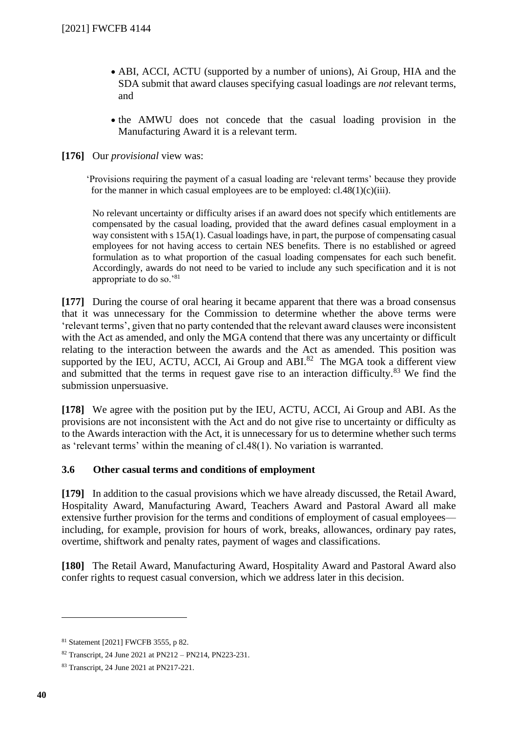- ABI, ACCI, ACTU (supported by a number of unions), Ai Group, HIA and the SDA submit that award clauses specifying casual loadings are *not* relevant terms, and
- the AMWU does not concede that the casual loading provision in the Manufacturing Award it is a relevant term.

**[176]** Our *provisional* view was:

> 'Provisions requiring the payment of a casual loading are 'relevant terms' because they provide for the manner in which casual employees are to be employed: cl.48(1)(c)(iii).
>
> No relevant uncertainty or difficulty arises if an award does not specify which entitlements are compensated by the casual loading, provided that the award defines casual employment in a way consistent with s 15A(1). Casual loadings have, in part, the purpose of compensating casual employees for not having access to certain NES benefits. There is no established or agreed formulation as to what proportion of the casual loading compensates for each such benefit. Accordingly, awards do not need to be varied to include any such specification and it is not appropriate to do so.'[81]

**[177]** During the course of oral hearing it became apparent that there was a broad consensus that it was unnecessary for the Commission to determine whether the above terms were 'relevant terms', given that no party contended that the relevant award clauses were inconsistent with the Act as amended, and only the MGA contend that there was any uncertainty or difficult relating to the interaction between the awards and the Act as amended. This position was supported by the IEU, ACTU, ACCI, Ai Group and ABI.[82] The MGA took a different view and submitted that the terms in request gave rise to an interaction difficulty.[83] We find the submission unpersuasive.

**[178]** We agree with the position put by the IEU, ACTU, ACCI, Ai Group and ABI. As the provisions are not inconsistent with the Act and do not give rise to uncertainty or difficulty as to the Awards interaction with the Act, it is unnecessary for us to determine whether such terms as 'relevant terms' within the meaning of cl.48(1). No variation is warranted.

### 3.6 Other casual terms and conditions of employment

**[179]** In addition to the casual provisions which we have already discussed, the Retail Award, Hospitality Award, Manufacturing Award, Teachers Award and Pastoral Award all make extensive further provision for the terms and conditions of employment of casual employees—including, for example, provision for hours of work, breaks, allowances, ordinary pay rates, overtime, shiftwork and penalty rates, payment of wages and classifications.

**[180]** The Retail Award, Manufacturing Award, Hospitality Award and Pastoral Award also confer rights to request casual conversion, which we address later in this decision.

---

[81] Statement [2021] FWCFB 3555, p 82.

[82] Transcript, 24 June 2021 at PN212 – PN214, PN223-231.

[83] Transcript, 24 June 2021 at PN217-221.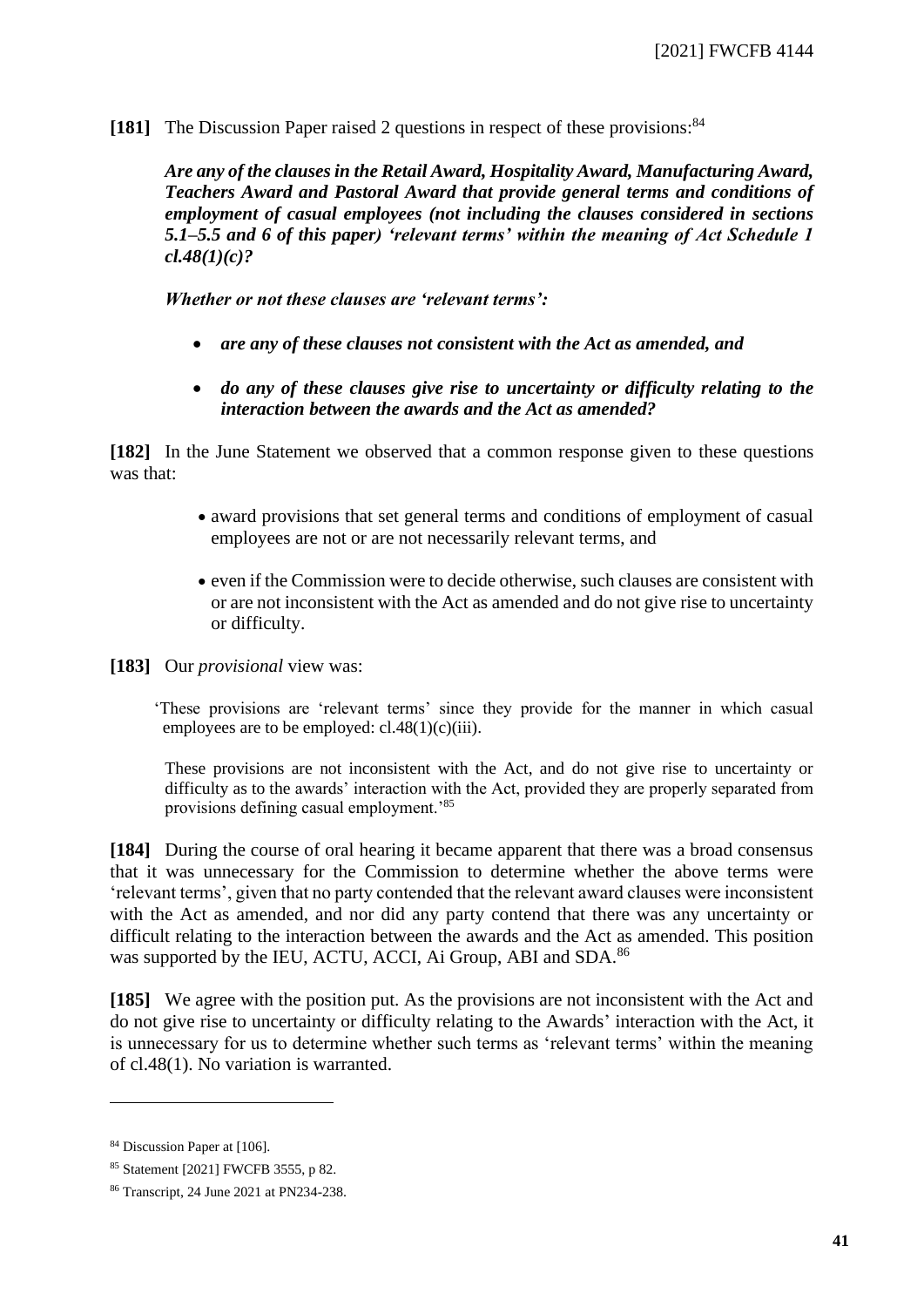**[181]** The Discussion Paper raised 2 questions in respect of these provisions:[84]

> ***Are any of the clauses in the Retail Award, Hospitality Award, Manufacturing Award, Teachers Award and Pastoral Award that provide general terms and conditions of employment of casual employees (not including the clauses considered in sections 5.1–5.5 and 6 of this paper) 'relevant terms' within the meaning of Act Schedule 1 cl.48(1)(c)?***
>
> ***Whether or not these clauses are 'relevant terms':***
>
> - ***are any of these clauses not consistent with the Act as amended, and***
> - ***do any of these clauses give rise to uncertainty or difficulty relating to the interaction between the awards and the Act as amended?***

**[182]** In the June Statement we observed that a common response given to these questions was that:

- award provisions that set general terms and conditions of employment of casual employees are not or are not necessarily relevant terms, and
- even if the Commission were to decide otherwise, such clauses are consistent with or are not inconsistent with the Act as amended and do not give rise to uncertainty or difficulty.

**[183]** Our *provisional* view was:

> 'These provisions are 'relevant terms' since they provide for the manner in which casual employees are to be employed: cl.48(1)(c)(iii).
>
> These provisions are not inconsistent with the Act, and do not give rise to uncertainty or difficulty as to the awards' interaction with the Act, provided they are properly separated from provisions defining casual employment.'[85]

**[184]** During the course of oral hearing it became apparent that there was a broad consensus that it was unnecessary for the Commission to determine whether the above terms were 'relevant terms', given that no party contended that the relevant award clauses were inconsistent with the Act as amended, and nor did any party contend that there was any uncertainty or difficult relating to the interaction between the awards and the Act as amended. This position was supported by the IEU, ACTU, ACCI, Ai Group, ABI and SDA.[86]

**[185]** We agree with the position put. As the provisions are not inconsistent with the Act and do not give rise to uncertainty or difficulty relating to the Awards' interaction with the Act, it is unnecessary for us to determine whether such terms as 'relevant terms' within the meaning of cl.48(1). No variation is warranted.

---

[84] Discussion Paper at [106].

[85] Statement [2021] FWCFB 3555, p 82.

[86] Transcript, 24 June 2021 at PN234-238.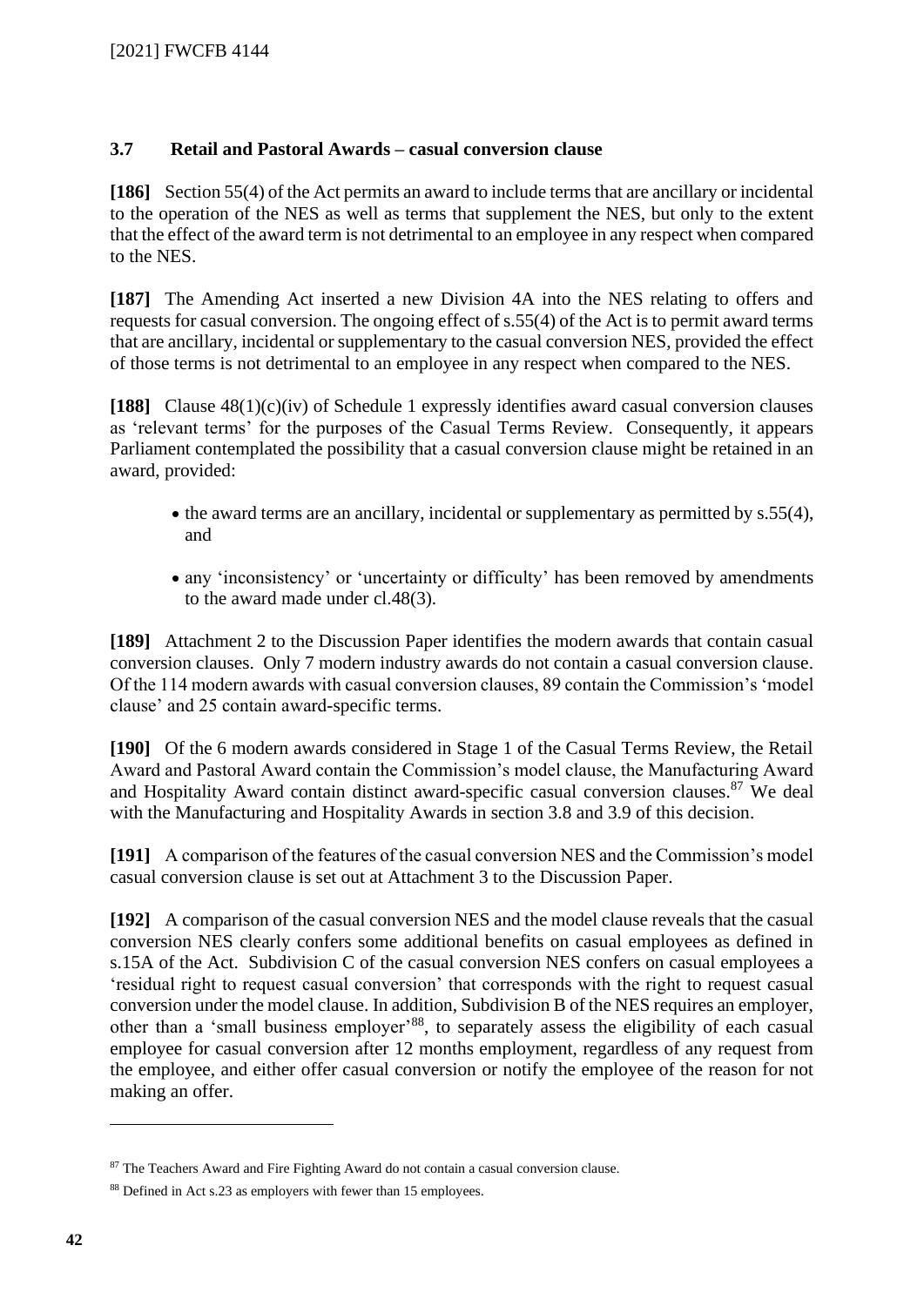### 3.7 Retail and Pastoral Awards – casual conversion clause

**[186]** Section 55(4) of the Act permits an award to include terms that are ancillary or incidental to the operation of the NES as well as terms that supplement the NES, but only to the extent that the effect of the award term is not detrimental to an employee in any respect when compared to the NES.

**[187]** The Amending Act inserted a new Division 4A into the NES relating to offers and requests for casual conversion. The ongoing effect of s.55(4) of the Act is to permit award terms that are ancillary, incidental or supplementary to the casual conversion NES, provided the effect of those terms is not detrimental to an employee in any respect when compared to the NES.

**[188]** Clause 48(1)(c)(iv) of Schedule 1 expressly identifies award casual conversion clauses as 'relevant terms' for the purposes of the Casual Terms Review. Consequently, it appears Parliament contemplated the possibility that a casual conversion clause might be retained in an award, provided:

- the award terms are an ancillary, incidental or supplementary as permitted by s.55(4), and
- any 'inconsistency' or 'uncertainty or difficulty' has been removed by amendments to the award made under cl.48(3).

**[189]** Attachment 2 to the Discussion Paper identifies the modern awards that contain casual conversion clauses. Only 7 modern industry awards do not contain a casual conversion clause. Of the 114 modern awards with casual conversion clauses, 89 contain the Commission's 'model clause' and 25 contain award-specific terms.

**[190]** Of the 6 modern awards considered in Stage 1 of the Casual Terms Review, the Retail Award and Pastoral Award contain the Commission's model clause, the Manufacturing Award and Hospitality Award contain distinct award-specific casual conversion clauses.[87] We deal with the Manufacturing and Hospitality Awards in section 3.8 and 3.9 of this decision.

**[191]** A comparison of the features of the casual conversion NES and the Commission's model casual conversion clause is set out at Attachment 3 to the Discussion Paper.

**[192]** A comparison of the casual conversion NES and the model clause reveals that the casual conversion NES clearly confers some additional benefits on casual employees as defined in s.15A of the Act. Subdivision C of the casual conversion NES confers on casual employees a 'residual right to request casual conversion' that corresponds with the right to request casual conversion under the model clause. In addition, Subdivision B of the NES requires an employer, other than a 'small business employer'[88], to separately assess the eligibility of each casual employee for casual conversion after 12 months employment, regardless of any request from the employee, and either offer casual conversion or notify the employee of the reason for not making an offer.

---

[87] The Teachers Award and Fire Fighting Award do not contain a casual conversion clause.

[88] Defined in Act s.23 as employers with fewer than 15 employees.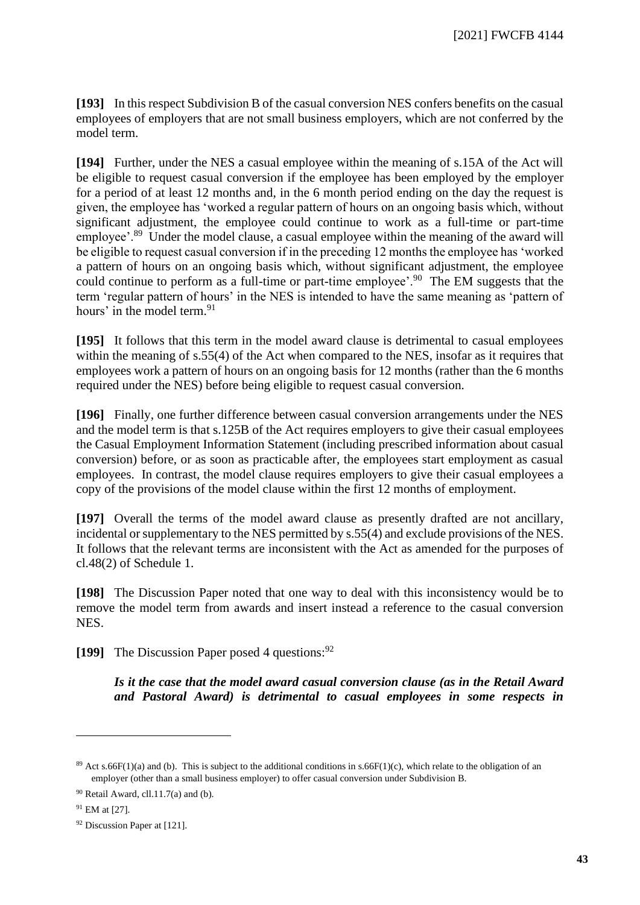**[193]** In this respect Subdivision B of the casual conversion NES confers benefits on the casual employees of employers that are not small business employers, which are not conferred by the model term.

**[194]** Further, under the NES a casual employee within the meaning of s.15A of the Act will be eligible to request casual conversion if the employee has been employed by the employer for a period of at least 12 months and, in the 6 month period ending on the day the request is given, the employee has 'worked a regular pattern of hours on an ongoing basis which, without significant adjustment, the employee could continue to work as a full-time or part-time employee'.[89] Under the model clause, a casual employee within the meaning of the award will be eligible to request casual conversion if in the preceding 12 months the employee has 'worked a pattern of hours on an ongoing basis which, without significant adjustment, the employee could continue to perform as a full-time or part-time employee'.[90] The EM suggests that the term 'regular pattern of hours' in the NES is intended to have the same meaning as 'pattern of hours' in the model term.[91]

**[195]** It follows that this term in the model award clause is detrimental to casual employees within the meaning of s.55(4) of the Act when compared to the NES, insofar as it requires that employees work a pattern of hours on an ongoing basis for 12 months (rather than the 6 months required under the NES) before being eligible to request casual conversion.

**[196]** Finally, one further difference between casual conversion arrangements under the NES and the model term is that s.125B of the Act requires employers to give their casual employees the Casual Employment Information Statement (including prescribed information about casual conversion) before, or as soon as practicable after, the employees start employment as casual employees. In contrast, the model clause requires employers to give their casual employees a copy of the provisions of the model clause within the first 12 months of employment.

**[197]** Overall the terms of the model award clause as presently drafted are not ancillary, incidental or supplementary to the NES permitted by s.55(4) and exclude provisions of the NES. It follows that the relevant terms are inconsistent with the Act as amended for the purposes of cl.48(2) of Schedule 1.

**[198]** The Discussion Paper noted that one way to deal with this inconsistency would be to remove the model term from awards and insert instead a reference to the casual conversion NES.

**[199]** The Discussion Paper posed 4 questions:[92]

> ***Is it the case that the model award casual conversion clause (as in the Retail Award and Pastoral Award) is detrimental to casual employees in some respects in***

---

[89] Act s.66F(1)(a) and (b). This is subject to the additional conditions in s.66F(1)(c), which relate to the obligation of an employer (other than a small business employer) to offer casual conversion under Subdivision B.

[90] Retail Award, cll.11.7(a) and (b).

[91] EM at [27].

[92] Discussion Paper at [121].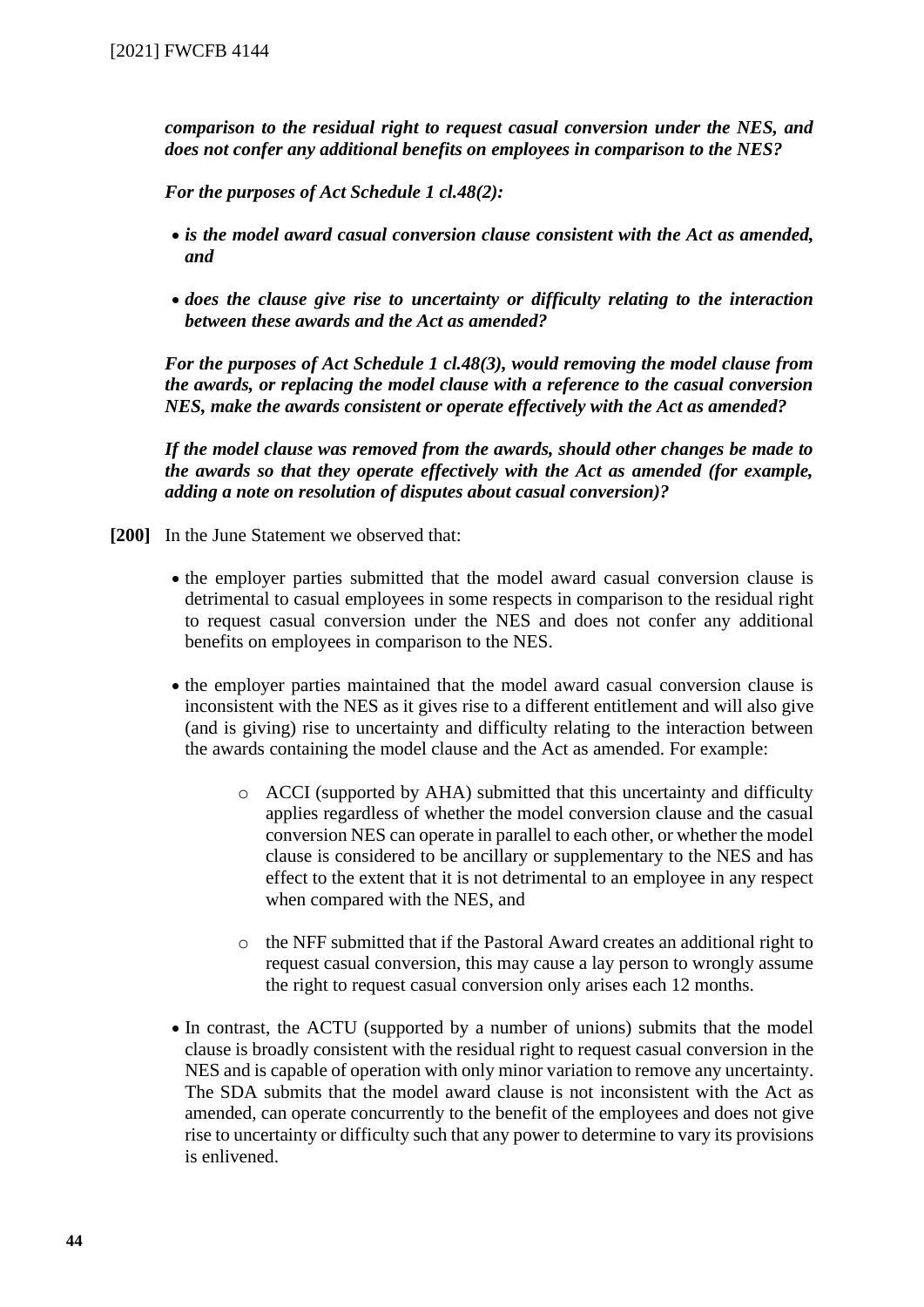***comparison to the residual right to request casual conversion under the NES, and does not confer any additional benefits on employees in comparison to the NES?***

***For the purposes of Act Schedule 1 cl.48(2):***

- ***is the model award casual conversion clause consistent with the Act as amended, and***
- ***does the clause give rise to uncertainty or difficulty relating to the interaction between these awards and the Act as amended?***

***For the purposes of Act Schedule 1 cl.48(3), would removing the model clause from the awards, or replacing the model clause with a reference to the casual conversion NES, make the awards consistent or operate effectively with the Act as amended?***

***If the model clause was removed from the awards, should other changes be made to the awards so that they operate effectively with the Act as amended (for example, adding a note on resolution of disputes about casual conversion)?***

**[200]** In the June Statement we observed that:

- the employer parties submitted that the model award casual conversion clause is detrimental to casual employees in some respects in comparison to the residual right to request casual conversion under the NES and does not confer any additional benefits on employees in comparison to the NES.
- the employer parties maintained that the model award casual conversion clause is inconsistent with the NES as it gives rise to a different entitlement and will also give (and is giving) rise to uncertainty and difficulty relating to the interaction between the awards containing the model clause and the Act as amended. For example:
    - ACCI (supported by AHA) submitted that this uncertainty and difficulty applies regardless of whether the model conversion clause and the casual conversion NES can operate in parallel to each other, or whether the model clause is considered to be ancillary or supplementary to the NES and has effect to the extent that it is not detrimental to an employee in any respect when compared with the NES, and
    - the NFF submitted that if the Pastoral Award creates an additional right to request casual conversion, this may cause a lay person to wrongly assume the right to request casual conversion only arises each 12 months.
- In contrast, the ACTU (supported by a number of unions) submits that the model clause is broadly consistent with the residual right to request casual conversion in the NES and is capable of operation with only minor variation to remove any uncertainty. The SDA submits that the model award clause is not inconsistent with the Act as amended, can operate concurrently to the benefit of the employees and does not give rise to uncertainty or difficulty such that any power to determine to vary its provisions is enlivened.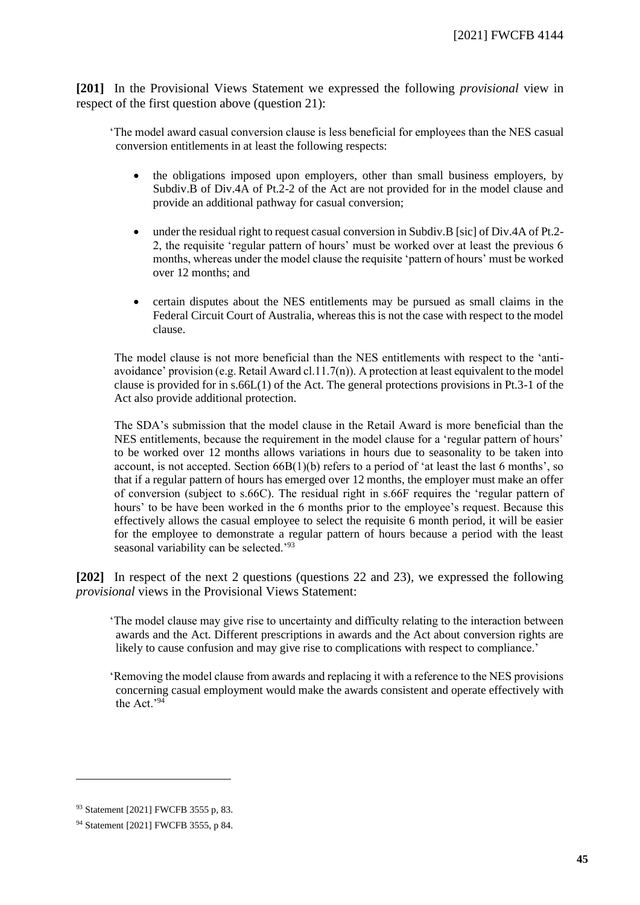**[201]** In the Provisional Views Statement we expressed the following *provisional* view in respect of the first question above (question 21):

> 'The model award casual conversion clause is less beneficial for employees than the NES casual conversion entitlements in at least the following respects:
>
> - the obligations imposed upon employers, other than small business employers, by Subdiv.B of Div.4A of Pt.2-2 of the Act are not provided for in the model clause and provide an additional pathway for casual conversion;
> - under the residual right to request casual conversion in Subdiv.B [sic] of Div.4A of Pt.2-2, the requisite 'regular pattern of hours' must be worked over at least the previous 6 months, whereas under the model clause the requisite 'pattern of hours' must be worked over 12 months; and
> - certain disputes about the NES entitlements may be pursued as small claims in the Federal Circuit Court of Australia, whereas this is not the case with respect to the model clause.
>
> The model clause is not more beneficial than the NES entitlements with respect to the 'anti-avoidance' provision (e.g. Retail Award cl.11.7(n)). A protection at least equivalent to the model clause is provided for in s.66L(1) of the Act. The general protections provisions in Pt.3-1 of the Act also provide additional protection.
>
> The SDA's submission that the model clause in the Retail Award is more beneficial than the NES entitlements, because the requirement in the model clause for a 'regular pattern of hours' to be worked over 12 months allows variations in hours due to seasonality to be taken into account, is not accepted. Section 66B(1)(b) refers to a period of 'at least the last 6 months', so that if a regular pattern of hours has emerged over 12 months, the employer must make an offer of conversion (subject to s.66C). The residual right in s.66F requires the 'regular pattern of hours' to be have been worked in the 6 months prior to the employee's request. Because this effectively allows the casual employee to select the requisite 6 month period, it will be easier for the employee to demonstrate a regular pattern of hours because a period with the least seasonal variability can be selected.'[93]

**[202]** In respect of the next 2 questions (questions 22 and 23), we expressed the following *provisional* views in the Provisional Views Statement:

> 'The model clause may give rise to uncertainty and difficulty relating to the interaction between awards and the Act. Different prescriptions in awards and the Act about conversion rights are likely to cause confusion and may give rise to complications with respect to compliance.'
>
> 'Removing the model clause from awards and replacing it with a reference to the NES provisions concerning casual employment would make the awards consistent and operate effectively with the Act.'[94]

---

[93] Statement [2021] FWCFB 3555 p, 83.

[94] Statement [2021] FWCFB 3555, p 84.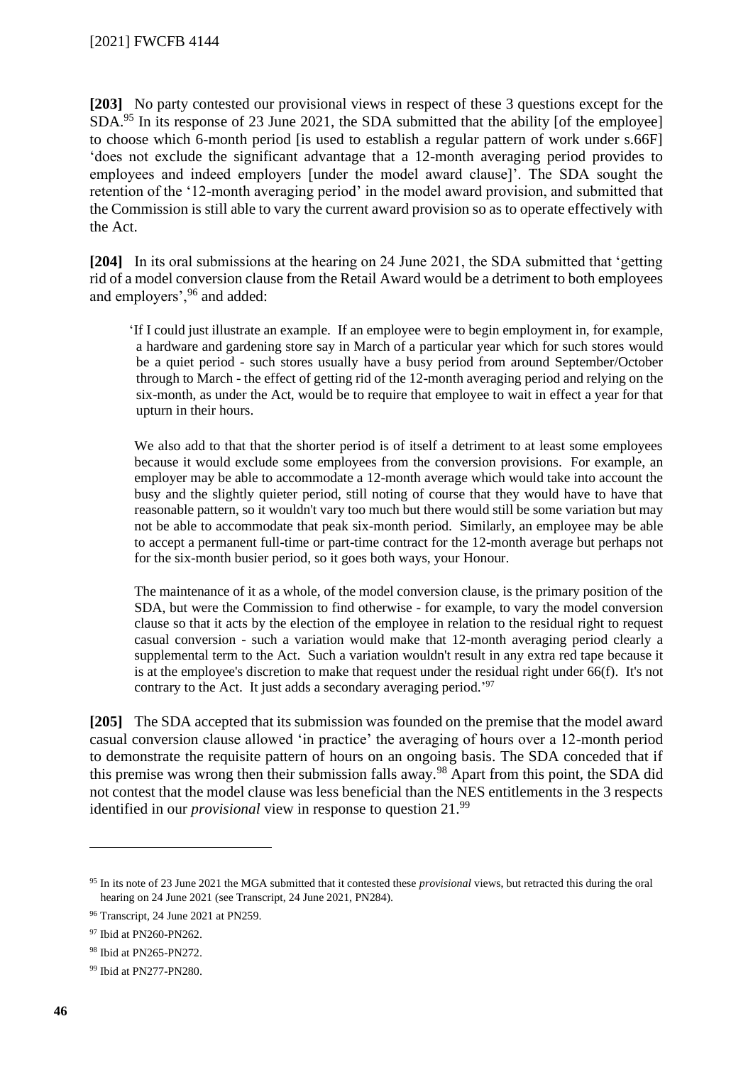**[203]** No party contested our provisional views in respect of these 3 questions except for the SDA.[95] In its response of 23 June 2021, the SDA submitted that the ability [of the employee] to choose which 6-month period [is used to establish a regular pattern of work under s.66F] 'does not exclude the significant advantage that a 12-month averaging period provides to employees and indeed employers [under the model award clause]'. The SDA sought the retention of the '12-month averaging period' in the model award provision, and submitted that the Commission is still able to vary the current award provision so as to operate effectively with the Act.

**[204]** In its oral submissions at the hearing on 24 June 2021, the SDA submitted that 'getting rid of a model conversion clause from the Retail Award would be a detriment to both employees and employers',[96] and added:

> 'If I could just illustrate an example. If an employee were to begin employment in, for example, a hardware and gardening store say in March of a particular year which for such stores would be a quiet period - such stores usually have a busy period from around September/October through to March - the effect of getting rid of the 12-month averaging period and relying on the six-month, as under the Act, would be to require that employee to wait in effect a year for that upturn in their hours.
>
> We also add to that that the shorter period is of itself a detriment to at least some employees because it would exclude some employees from the conversion provisions. For example, an employer may be able to accommodate a 12-month average which would take into account the busy and the slightly quieter period, still noting of course that they would have to have that reasonable pattern, so it wouldn't vary too much but there would still be some variation but may not be able to accommodate that peak six-month period. Similarly, an employee may be able to accept a permanent full-time or part-time contract for the 12-month average but perhaps not for the six-month busier period, so it goes both ways, your Honour.
>
> The maintenance of it as a whole, of the model conversion clause, is the primary position of the SDA, but were the Commission to find otherwise - for example, to vary the model conversion clause so that it acts by the election of the employee in relation to the residual right to request casual conversion - such a variation would make that 12-month averaging period clearly a supplemental term to the Act. Such a variation wouldn't result in any extra red tape because it is at the employee's discretion to make that request under the residual right under 66(f). It's not contrary to the Act. It just adds a secondary averaging period.'[97]

**[205]** The SDA accepted that its submission was founded on the premise that the model award casual conversion clause allowed 'in practice' the averaging of hours over a 12-month period to demonstrate the requisite pattern of hours on an ongoing basis. The SDA conceded that if this premise was wrong then their submission falls away.[98] Apart from this point, the SDA did not contest that the model clause was less beneficial than the NES entitlements in the 3 respects identified in our *provisional* view in response to question 21.[99]

---

[95] In its note of 23 June 2021 the MGA submitted that it contested these *provisional* views, but retracted this during the oral hearing on 24 June 2021 (see Transcript, 24 June 2021, PN284).

[96] Transcript, 24 June 2021 at PN259.

[97] Ibid at PN260-PN262.

[98] Ibid at PN265-PN272.

[99] Ibid at PN277-PN280.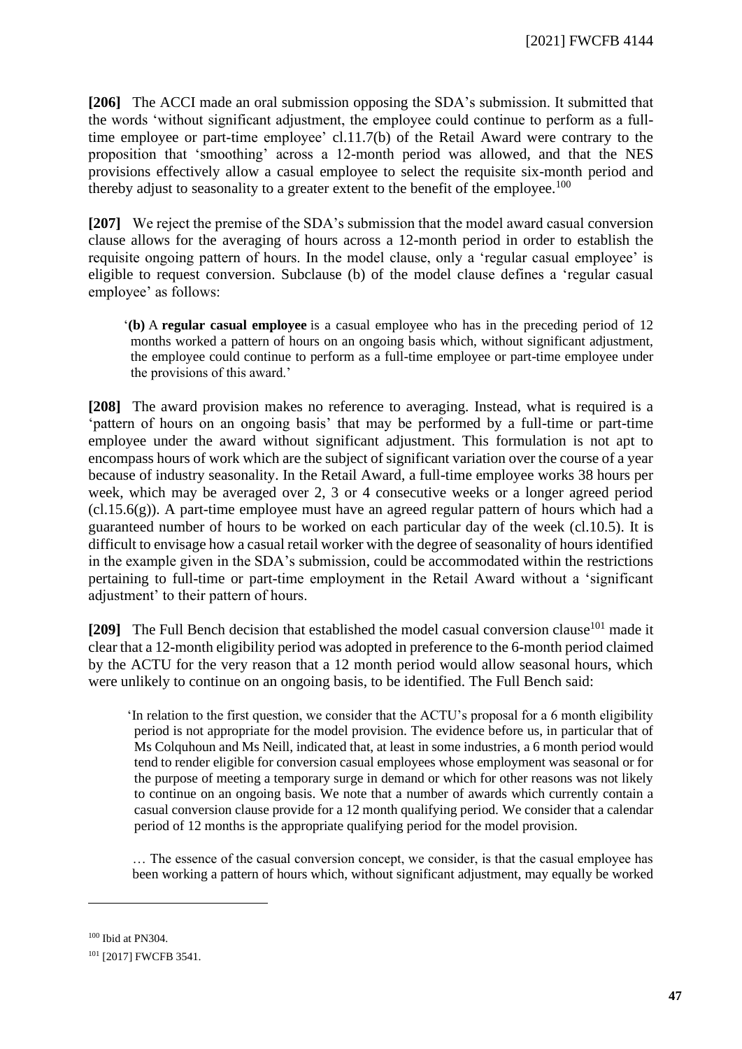**[206]** The ACCI made an oral submission opposing the SDA's submission. It submitted that the words 'without significant adjustment, the employee could continue to perform as a full-time employee or part-time employee' cl.11.7(b) of the Retail Award were contrary to the proposition that 'smoothing' across a 12-month period was allowed, and that the NES provisions effectively allow a casual employee to select the requisite six-month period and thereby adjust to seasonality to a greater extent to the benefit of the employee.[100]

**[207]** We reject the premise of the SDA's submission that the model award casual conversion clause allows for the averaging of hours across a 12-month period in order to establish the requisite ongoing pattern of hours. In the model clause, only a 'regular casual employee' is eligible to request conversion. Subclause (b) of the model clause defines a 'regular casual employee' as follows:

> '**(b)** A **regular casual employee** is a casual employee who has in the preceding period of 12 months worked a pattern of hours on an ongoing basis which, without significant adjustment, the employee could continue to perform as a full-time employee or part-time employee under the provisions of this award.'

**[208]** The award provision makes no reference to averaging. Instead, what is required is a 'pattern of hours on an ongoing basis' that may be performed by a full-time or part-time employee under the award without significant adjustment. This formulation is not apt to encompass hours of work which are the subject of significant variation over the course of a year because of industry seasonality. In the Retail Award, a full-time employee works 38 hours per week, which may be averaged over 2, 3 or 4 consecutive weeks or a longer agreed period (cl.15.6(g)). A part-time employee must have an agreed regular pattern of hours which had a guaranteed number of hours to be worked on each particular day of the week (cl.10.5). It is difficult to envisage how a casual retail worker with the degree of seasonality of hours identified in the example given in the SDA's submission, could be accommodated within the restrictions pertaining to full-time or part-time employment in the Retail Award without a 'significant adjustment' to their pattern of hours.

**[209]** The Full Bench decision that established the model casual conversion clause[101] made it clear that a 12-month eligibility period was adopted in preference to the 6-month period claimed by the ACTU for the very reason that a 12 month period would allow seasonal hours, which were unlikely to continue on an ongoing basis, to be identified. The Full Bench said:

> 'In relation to the first question, we consider that the ACTU's proposal for a 6 month eligibility period is not appropriate for the model provision. The evidence before us, in particular that of Ms Colquhoun and Ms Neill, indicated that, at least in some industries, a 6 month period would tend to render eligible for conversion casual employees whose employment was seasonal or for the purpose of meeting a temporary surge in demand or which for other reasons was not likely to continue on an ongoing basis. We note that a number of awards which currently contain a casual conversion clause provide for a 12 month qualifying period. We consider that a calendar period of 12 months is the appropriate qualifying period for the model provision.
>
> … The essence of the casual conversion concept, we consider, is that the casual employee has been working a pattern of hours which, without significant adjustment, may equally be worked

---

[100] Ibid at PN304.

[101] [2017] FWCFB 3541.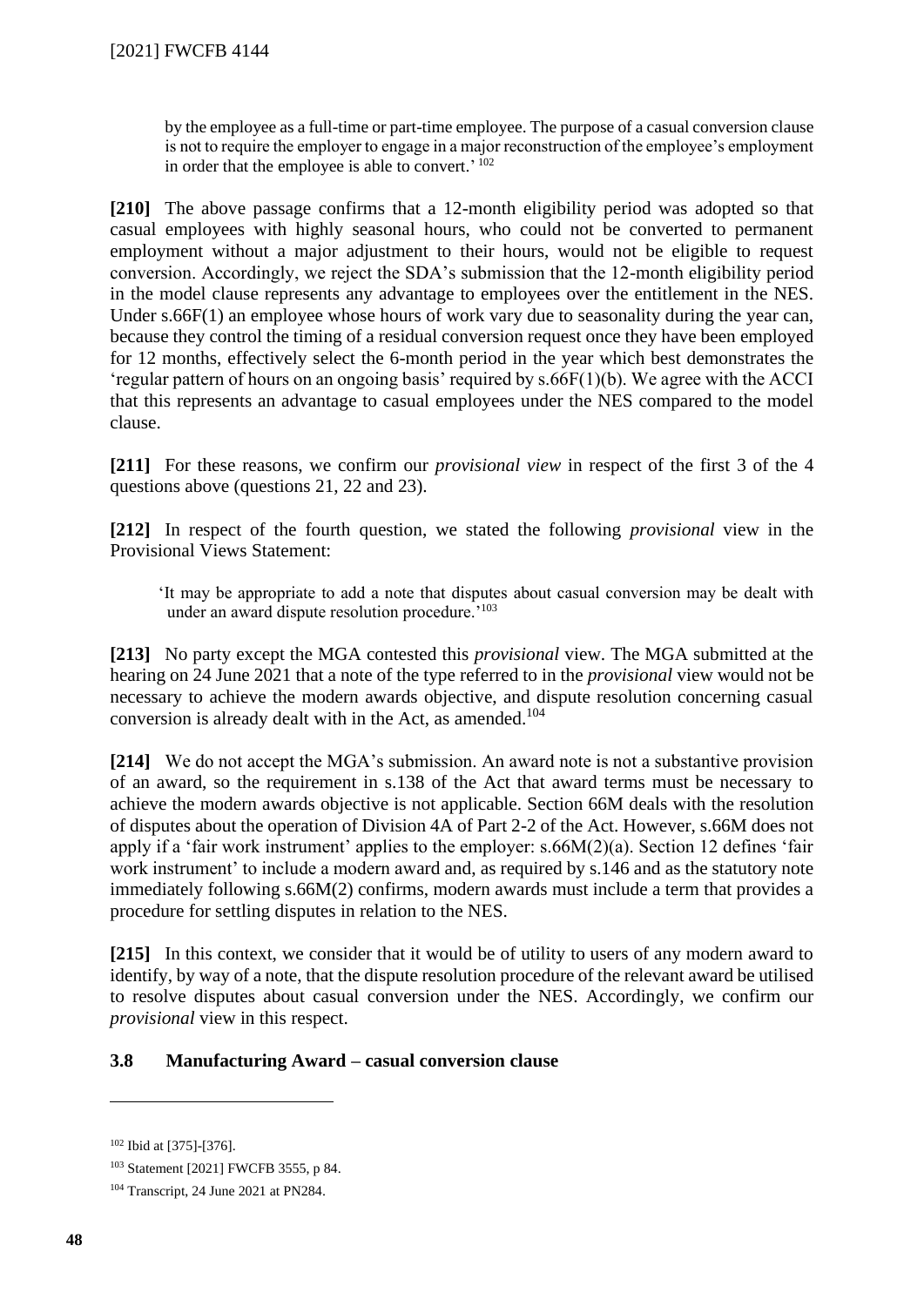by the employee as a full-time or part-time employee. The purpose of a casual conversion clause is not to require the employer to engage in a major reconstruction of the employee's employment in order that the employee is able to convert.' [102]

**[210]** The above passage confirms that a 12-month eligibility period was adopted so that casual employees with highly seasonal hours, who could not be converted to permanent employment without a major adjustment to their hours, would not be eligible to request conversion. Accordingly, we reject the SDA's submission that the 12-month eligibility period in the model clause represents any advantage to employees over the entitlement in the NES. Under s.66F(1) an employee whose hours of work vary due to seasonality during the year can, because they control the timing of a residual conversion request once they have been employed for 12 months, effectively select the 6-month period in the year which best demonstrates the 'regular pattern of hours on an ongoing basis' required by s.66F(1)(b). We agree with the ACCI that this represents an advantage to casual employees under the NES compared to the model clause.

**[211]** For these reasons, we confirm our *provisional view* in respect of the first 3 of the 4 questions above (questions 21, 22 and 23).

**[212]** In respect of the fourth question, we stated the following *provisional* view in the Provisional Views Statement:

> 'It may be appropriate to add a note that disputes about casual conversion may be dealt with under an award dispute resolution procedure.'[103]

**[213]** No party except the MGA contested this *provisional* view. The MGA submitted at the hearing on 24 June 2021 that a note of the type referred to in the *provisional* view would not be necessary to achieve the modern awards objective, and dispute resolution concerning casual conversion is already dealt with in the Act, as amended.[104]

**[214]** We do not accept the MGA's submission. An award note is not a substantive provision of an award, so the requirement in s.138 of the Act that award terms must be necessary to achieve the modern awards objective is not applicable. Section 66M deals with the resolution of disputes about the operation of Division 4A of Part 2-2 of the Act. However, s.66M does not apply if a 'fair work instrument' applies to the employer: s.66M(2)(a). Section 12 defines 'fair work instrument' to include a modern award and, as required by s.146 and as the statutory note immediately following s.66M(2) confirms, modern awards must include a term that provides a procedure for settling disputes in relation to the NES.

**[215]** In this context, we consider that it would be of utility to users of any modern award to identify, by way of a note, that the dispute resolution procedure of the relevant award be utilised to resolve disputes about casual conversion under the NES. Accordingly, we confirm our *provisional* view in this respect.

### 3.8 Manufacturing Award – casual conversion clause

---

[102] Ibid at [375]-[376].

[103] Statement [2021] FWCFB 3555, p 84.

[104] Transcript, 24 June 2021 at PN284.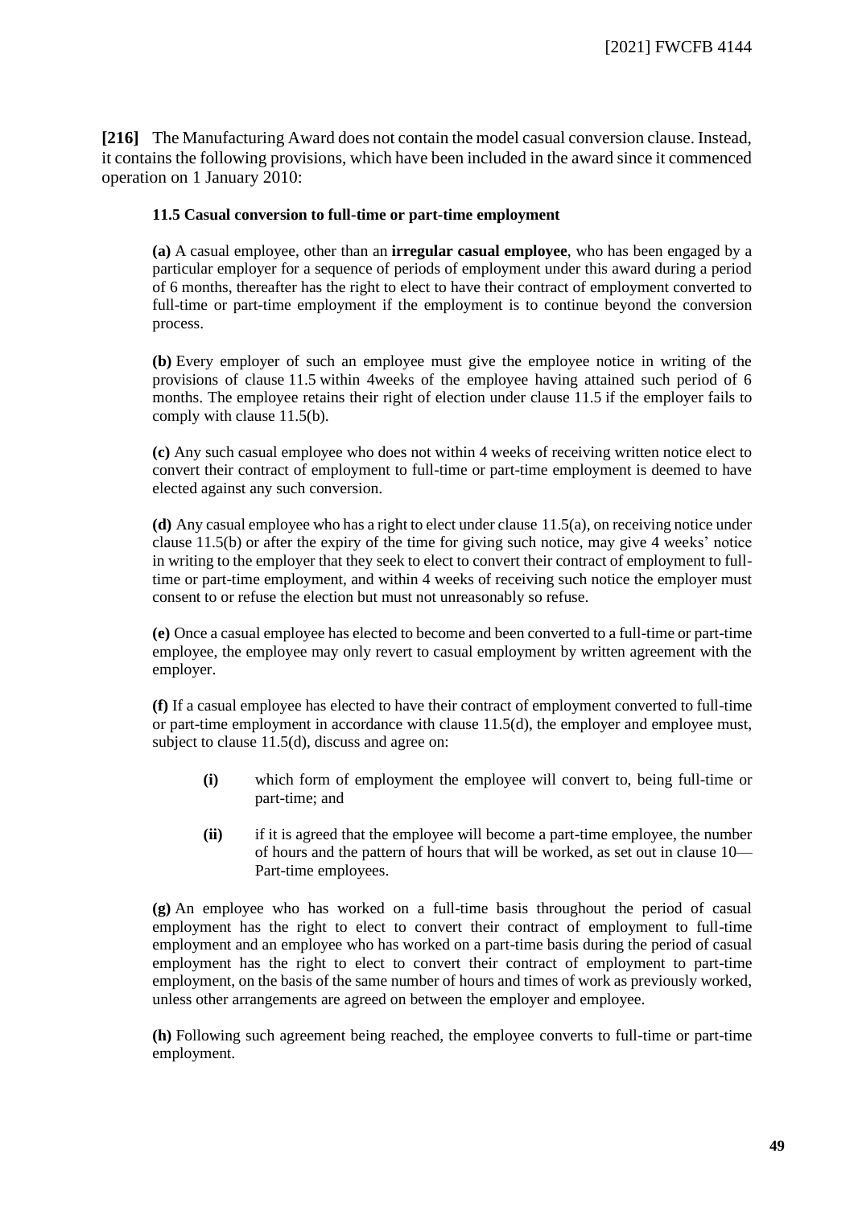**[216]** The Manufacturing Award does not contain the model casual conversion clause. Instead, it contains the following provisions, which have been included in the award since it commenced operation on 1 January 2010:

> **11.5 Casual conversion to full-time or part-time employment**
>
> **(a)** A casual employee, other than an **irregular casual employee**, who has been engaged by a particular employer for a sequence of periods of employment under this award during a period of 6 months, thereafter has the right to elect to have their contract of employment converted to full-time or part-time employment if the employment is to continue beyond the conversion process.
>
> **(b)** Every employer of such an employee must give the employee notice in writing of the provisions of clause 11.5 within 4weeks of the employee having attained such period of 6 months. The employee retains their right of election under clause 11.5 if the employer fails to comply with clause 11.5(b).
>
> **(c)** Any such casual employee who does not within 4 weeks of receiving written notice elect to convert their contract of employment to full-time or part-time employment is deemed to have elected against any such conversion.
>
> **(d)** Any casual employee who has a right to elect under clause 11.5(a), on receiving notice under clause 11.5(b) or after the expiry of the time for giving such notice, may give 4 weeks' notice in writing to the employer that they seek to elect to convert their contract of employment to full-time or part-time employment, and within 4 weeks of receiving such notice the employer must consent to or refuse the election but must not unreasonably so refuse.
>
> **(e)** Once a casual employee has elected to become and been converted to a full-time or part-time employee, the employee may only revert to casual employment by written agreement with the employer.
>
> **(f)** If a casual employee has elected to have their contract of employment converted to full-time or part-time employment in accordance with clause 11.5(d), the employer and employee must, subject to clause 11.5(d), discuss and agree on:
>
> > **(i)** which form of employment the employee will convert to, being full-time or part-time; and
> >
> > **(ii)** if it is agreed that the employee will become a part-time employee, the number of hours and the pattern of hours that will be worked, as set out in clause 10—Part-time employees.
>
> **(g)** An employee who has worked on a full-time basis throughout the period of casual employment has the right to elect to convert their contract of employment to full-time employment and an employee who has worked on a part-time basis during the period of casual employment has the right to elect to convert their contract of employment to part-time employment, on the basis of the same number of hours and times of work as previously worked, unless other arrangements are agreed on between the employer and employee.
>
> **(h)** Following such agreement being reached, the employee converts to full-time or part-time employment.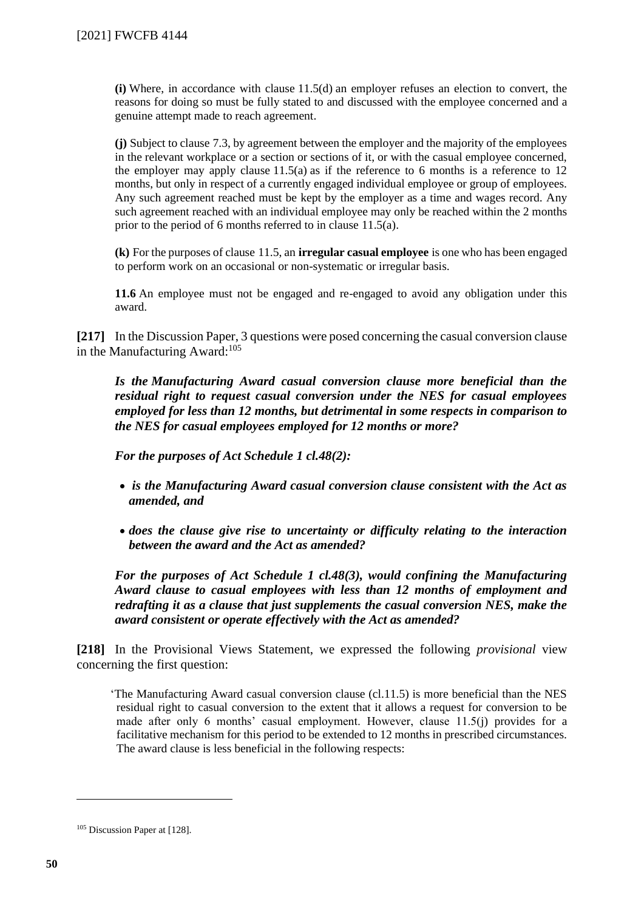**(i)** Where, in accordance with clause 11.5(d) an employer refuses an election to convert, the reasons for doing so must be fully stated to and discussed with the employee concerned and a genuine attempt made to reach agreement.

**(j)** Subject to clause 7.3, by agreement between the employer and the majority of the employees in the relevant workplace or a section or sections of it, or with the casual employee concerned, the employer may apply clause 11.5(a) as if the reference to 6 months is a reference to 12 months, but only in respect of a currently engaged individual employee or group of employees. Any such agreement reached must be kept by the employer as a time and wages record. Any such agreement reached with an individual employee may only be reached within the 2 months prior to the period of 6 months referred to in clause 11.5(a).

**(k)** For the purposes of clause 11.5, an **irregular casual employee** is one who has been engaged to perform work on an occasional or non-systematic or irregular basis.

**11.6** An employee must not be engaged and re-engaged to avoid any obligation under this award.

**[217]** In the Discussion Paper, 3 questions were posed concerning the casual conversion clause in the Manufacturing Award:[105]

> ***Is the Manufacturing Award casual conversion clause more beneficial than the residual right to request casual conversion under the NES for casual employees employed for less than 12 months, but detrimental in some respects in comparison to the NES for casual employees employed for 12 months or more?***
>
> ***For the purposes of Act Schedule 1 cl.48(2):***
>
> - ***is the Manufacturing Award casual conversion clause consistent with the Act as amended, and***
> - ***does the clause give rise to uncertainty or difficulty relating to the interaction between the award and the Act as amended?***
>
> ***For the purposes of Act Schedule 1 cl.48(3), would confining the Manufacturing Award clause to casual employees with less than 12 months of employment and redrafting it as a clause that just supplements the casual conversion NES, make the award consistent or operate effectively with the Act as amended?***

**[218]** In the Provisional Views Statement, we expressed the following *provisional* view concerning the first question:

> 'The Manufacturing Award casual conversion clause (cl.11.5) is more beneficial than the NES residual right to casual conversion to the extent that it allows a request for conversion to be made after only 6 months' casual employment. However, clause 11.5(j) provides for a facilitative mechanism for this period to be extended to 12 months in prescribed circumstances. The award clause is less beneficial in the following respects:

---

[105] Discussion Paper at [128].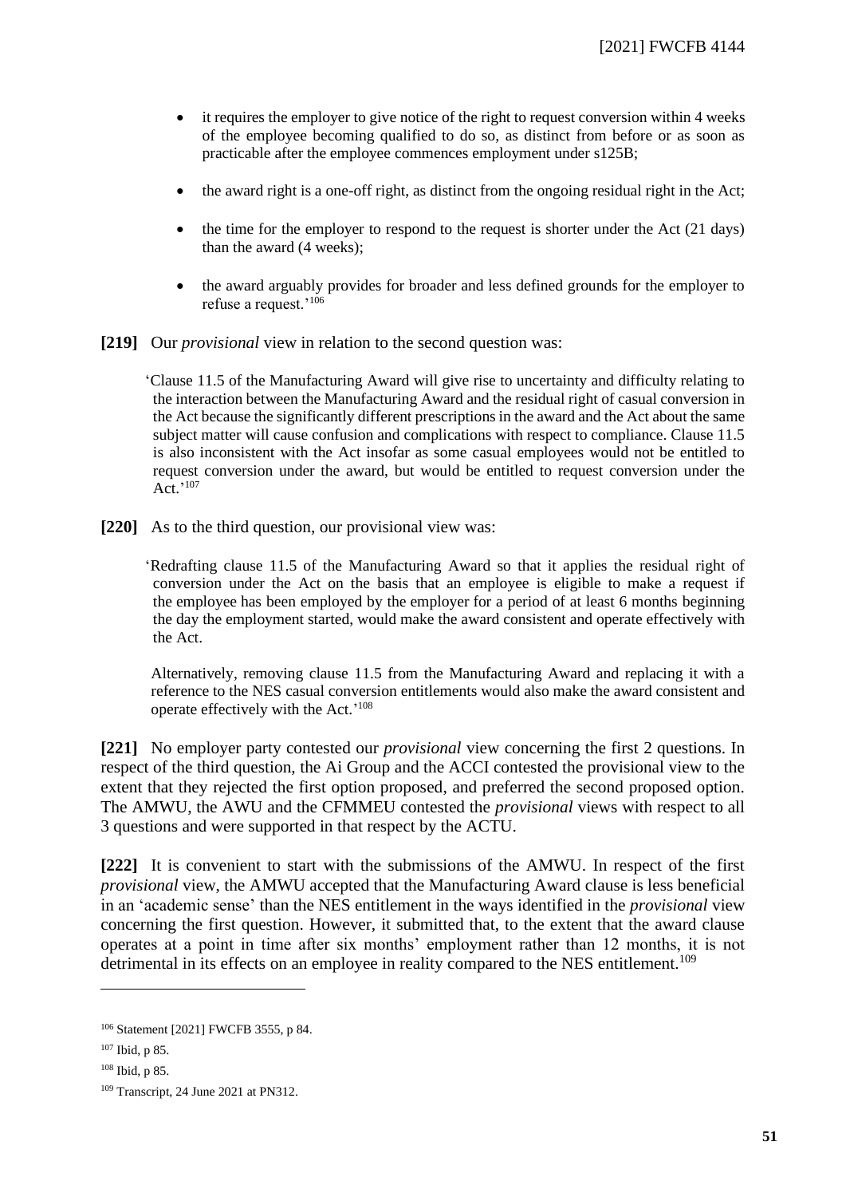- it requires the employer to give notice of the right to request conversion within 4 weeks of the employee becoming qualified to do so, as distinct from before or as soon as practicable after the employee commences employment under s125B;
- the award right is a one-off right, as distinct from the ongoing residual right in the Act;
- the time for the employer to respond to the request is shorter under the Act (21 days) than the award (4 weeks);
- the award arguably provides for broader and less defined grounds for the employer to refuse a request.'[106]

**[219]** Our *provisional* view in relation to the second question was:

> 'Clause 11.5 of the Manufacturing Award will give rise to uncertainty and difficulty relating to the interaction between the Manufacturing Award and the residual right of casual conversion in the Act because the significantly different prescriptions in the award and the Act about the same subject matter will cause confusion and complications with respect to compliance. Clause 11.5 is also inconsistent with the Act insofar as some casual employees would not be entitled to request conversion under the award, but would be entitled to request conversion under the Act.'[107]

**[220]** As to the third question, our provisional view was:

> 'Redrafting clause 11.5 of the Manufacturing Award so that it applies the residual right of conversion under the Act on the basis that an employee is eligible to make a request if the employee has been employed by the employer for a period of at least 6 months beginning the day the employment started, would make the award consistent and operate effectively with the Act.
>
> Alternatively, removing clause 11.5 from the Manufacturing Award and replacing it with a reference to the NES casual conversion entitlements would also make the award consistent and operate effectively with the Act.'[108]

**[221]** No employer party contested our *provisional* view concerning the first 2 questions. In respect of the third question, the Ai Group and the ACCI contested the provisional view to the extent that they rejected the first option proposed, and preferred the second proposed option. The AMWU, the AWU and the CFMMEU contested the *provisional* views with respect to all 3 questions and were supported in that respect by the ACTU.

**[222]** It is convenient to start with the submissions of the AMWU. In respect of the first *provisional* view, the AMWU accepted that the Manufacturing Award clause is less beneficial in an 'academic sense' than the NES entitlement in the ways identified in the *provisional* view concerning the first question. However, it submitted that, to the extent that the award clause operates at a point in time after six months' employment rather than 12 months, it is not detrimental in its effects on an employee in reality compared to the NES entitlement.[109]

---

[106] Statement [2021] FWCFB 3555, p 84.

[107] Ibid, p 85.

[108] Ibid, p 85.

[109] Transcript, 24 June 2021 at PN312.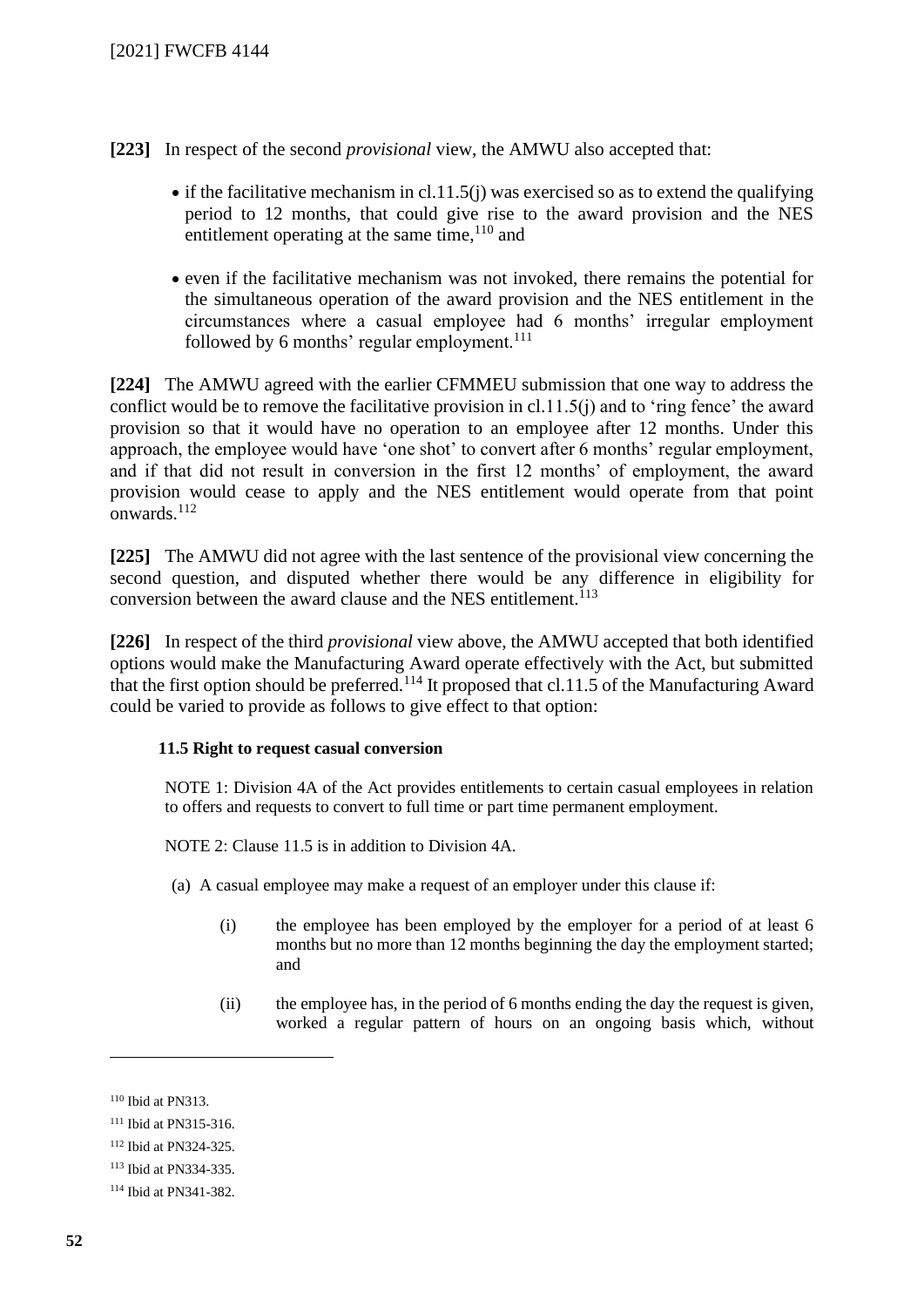**[223]** In respect of the second *provisional* view, the AMWU also accepted that:

- if the facilitative mechanism in cl.11.5(j) was exercised so as to extend the qualifying period to 12 months, that could give rise to the award provision and the NES entitlement operating at the same time,[110] and
- even if the facilitative mechanism was not invoked, there remains the potential for the simultaneous operation of the award provision and the NES entitlement in the circumstances where a casual employee had 6 months' irregular employment followed by 6 months' regular employment.[111]

**[224]** The AMWU agreed with the earlier CFMMEU submission that one way to address the conflict would be to remove the facilitative provision in cl.11.5(j) and to 'ring fence' the award provision so that it would have no operation to an employee after 12 months. Under this approach, the employee would have 'one shot' to convert after 6 months' regular employment, and if that did not result in conversion in the first 12 months' of employment, the award provision would cease to apply and the NES entitlement would operate from that point onwards.[112]

**[225]** The AMWU did not agree with the last sentence of the provisional view concerning the second question, and disputed whether there would be any difference in eligibility for conversion between the award clause and the NES entitlement.[113]

**[226]** In respect of the third *provisional* view above, the AMWU accepted that both identified options would make the Manufacturing Award operate effectively with the Act, but submitted that the first option should be preferred.[114] It proposed that cl.11.5 of the Manufacturing Award could be varied to provide as follows to give effect to that option:

> **11.5 Right to request casual conversion**
>
> NOTE 1: Division 4A of the Act provides entitlements to certain casual employees in relation to offers and requests to convert to full time or part time permanent employment.
>
> NOTE 2: Clause 11.5 is in addition to Division 4A.
>
> (a) A casual employee may make a request of an employer under this clause if:
>
> (i) the employee has been employed by the employer for a period of at least 6 months but no more than 12 months beginning the day the employment started; and
>
> (ii) the employee has, in the period of 6 months ending the day the request is given, worked a regular pattern of hours on an ongoing basis which, without

---

[110] Ibid at PN313.

[111] Ibid at PN315-316.

[112] Ibid at PN324-325.

[113] Ibid at PN334-335.

[114] Ibid at PN341-382.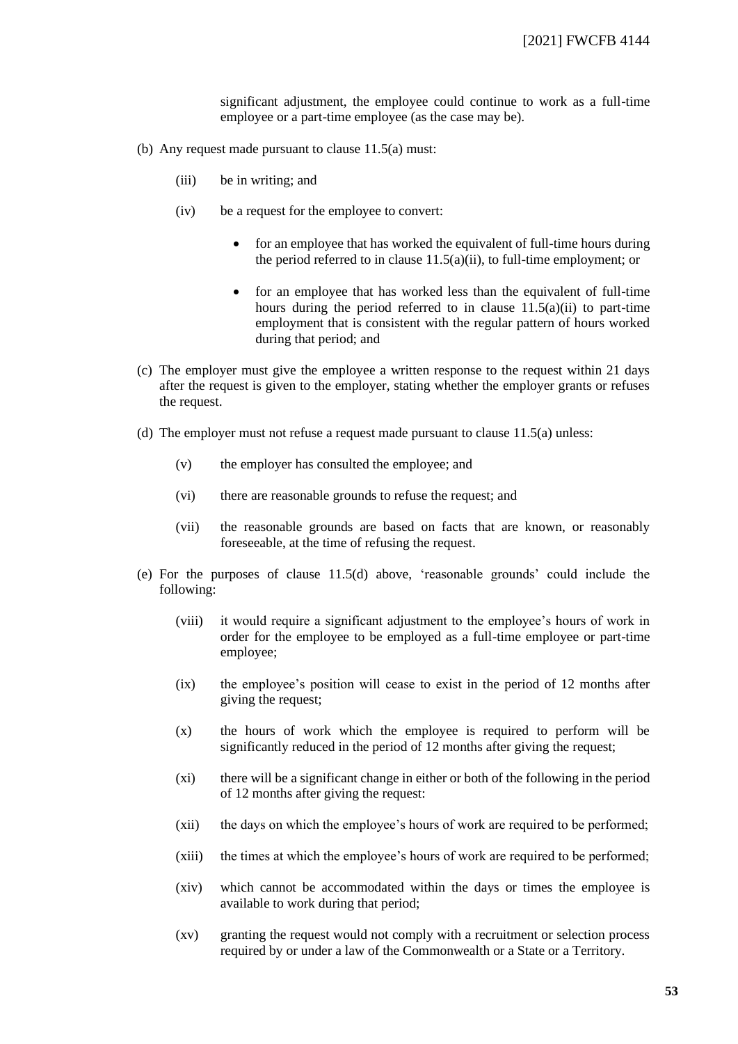significant adjustment, the employee could continue to work as a full-time employee or a part-time employee (as the case may be).

(b) Any request made pursuant to clause 11.5(a) must:

  (iii) be in writing; and

  (iv) be a request for the employee to convert:

  - for an employee that has worked the equivalent of full-time hours during the period referred to in clause 11.5(a)(ii), to full-time employment; or

  - for an employee that has worked less than the equivalent of full-time hours during the period referred to in clause 11.5(a)(ii) to part-time employment that is consistent with the regular pattern of hours worked during that period; and

(c) The employer must give the employee a written response to the request within 21 days after the request is given to the employer, stating whether the employer grants or refuses the request.

(d) The employer must not refuse a request made pursuant to clause 11.5(a) unless:

  (v) the employer has consulted the employee; and

  (vi) there are reasonable grounds to refuse the request; and

  (vii) the reasonable grounds are based on facts that are known, or reasonably foreseeable, at the time of refusing the request.

(e) For the purposes of clause 11.5(d) above, 'reasonable grounds' could include the following:

  (viii) it would require a significant adjustment to the employee's hours of work in order for the employee to be employed as a full-time employee or part-time employee;

  (ix) the employee's position will cease to exist in the period of 12 months after giving the request;

  (x) the hours of work which the employee is required to perform will be significantly reduced in the period of 12 months after giving the request;

  (xi) there will be a significant change in either or both of the following in the period of 12 months after giving the request:

  (xii) the days on which the employee's hours of work are required to be performed;

  (xiii) the times at which the employee's hours of work are required to be performed;

  (xiv) which cannot be accommodated within the days or times the employee is available to work during that period;

  (xv) granting the request would not comply with a recruitment or selection process required by or under a law of the Commonwealth or a State or a Territory.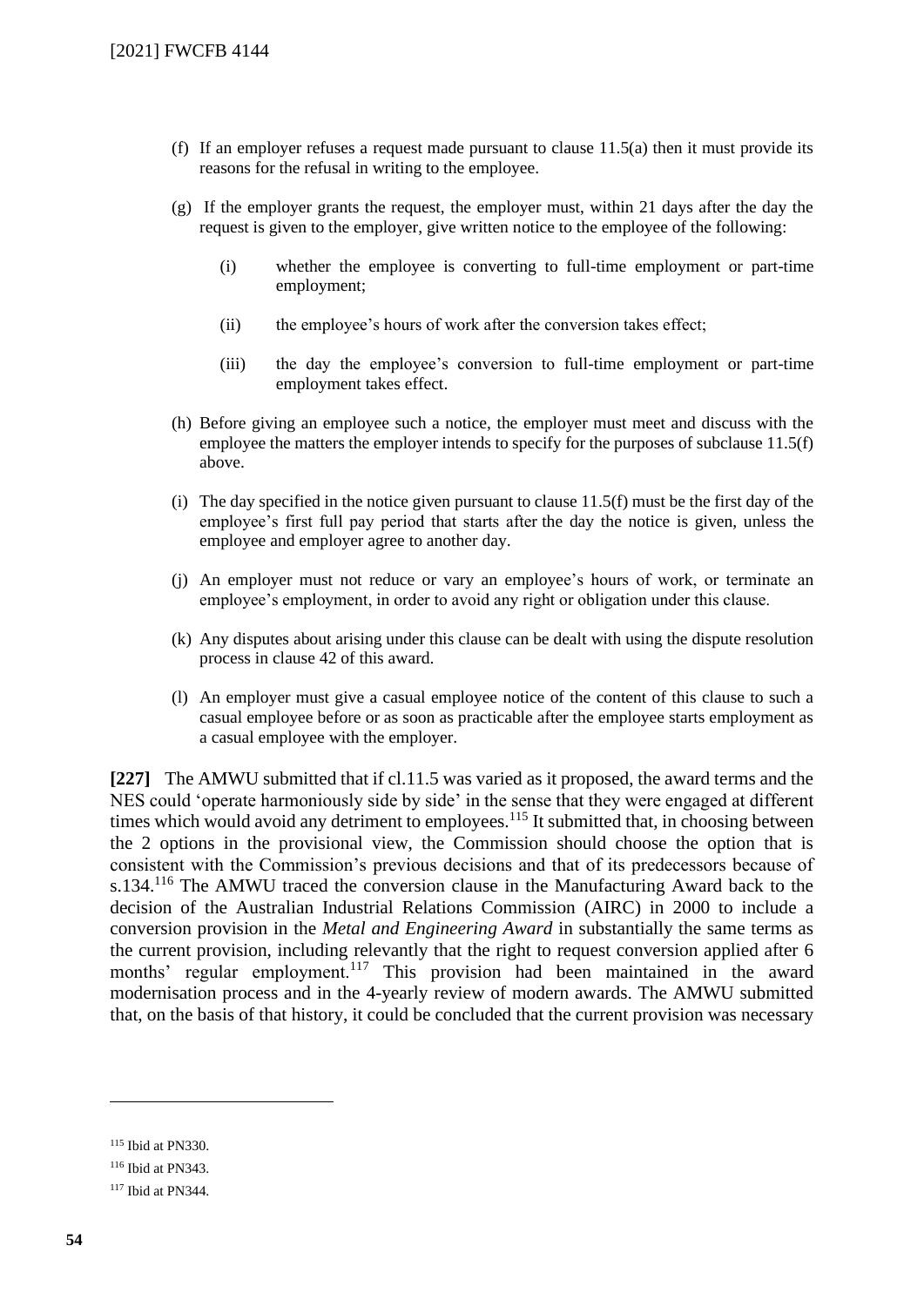(f) If an employer refuses a request made pursuant to clause 11.5(a) then it must provide its reasons for the refusal in writing to the employee.

(g) If the employer grants the request, the employer must, within 21 days after the day the request is given to the employer, give written notice to the employee of the following:

   (i) whether the employee is converting to full-time employment or part-time employment;

   (ii) the employee's hours of work after the conversion takes effect;

   (iii) the day the employee's conversion to full-time employment or part-time employment takes effect.

(h) Before giving an employee such a notice, the employer must meet and discuss with the employee the matters the employer intends to specify for the purposes of subclause 11.5(f) above.

(i) The day specified in the notice given pursuant to clause 11.5(f) must be the first day of the employee's first full pay period that starts after the day the notice is given, unless the employee and employer agree to another day.

(j) An employer must not reduce or vary an employee's hours of work, or terminate an employee's employment, in order to avoid any right or obligation under this clause.

(k) Any disputes about arising under this clause can be dealt with using the dispute resolution process in clause 42 of this award.

(l) An employer must give a casual employee notice of the content of this clause to such a casual employee before or as soon as practicable after the employee starts employment as a casual employee with the employer.

**[227]** The AMWU submitted that if cl.11.5 was varied as it proposed, the award terms and the NES could 'operate harmoniously side by side' in the sense that they were engaged at different times which would avoid any detriment to employees.[115] It submitted that, in choosing between the 2 options in the provisional view, the Commission should choose the option that is consistent with the Commission's previous decisions and that of its predecessors because of s.134.[116] The AMWU traced the conversion clause in the Manufacturing Award back to the decision of the Australian Industrial Relations Commission (AIRC) in 2000 to include a conversion provision in the *Metal and Engineering Award* in substantially the same terms as the current provision, including relevantly that the right to request conversion applied after 6 months' regular employment.[117] This provision had been maintained in the award modernisation process and in the 4-yearly review of modern awards. The AMWU submitted that, on the basis of that history, it could be concluded that the current provision was necessary

---

[115] Ibid at PN330.

[116] Ibid at PN343.

[117] Ibid at PN344.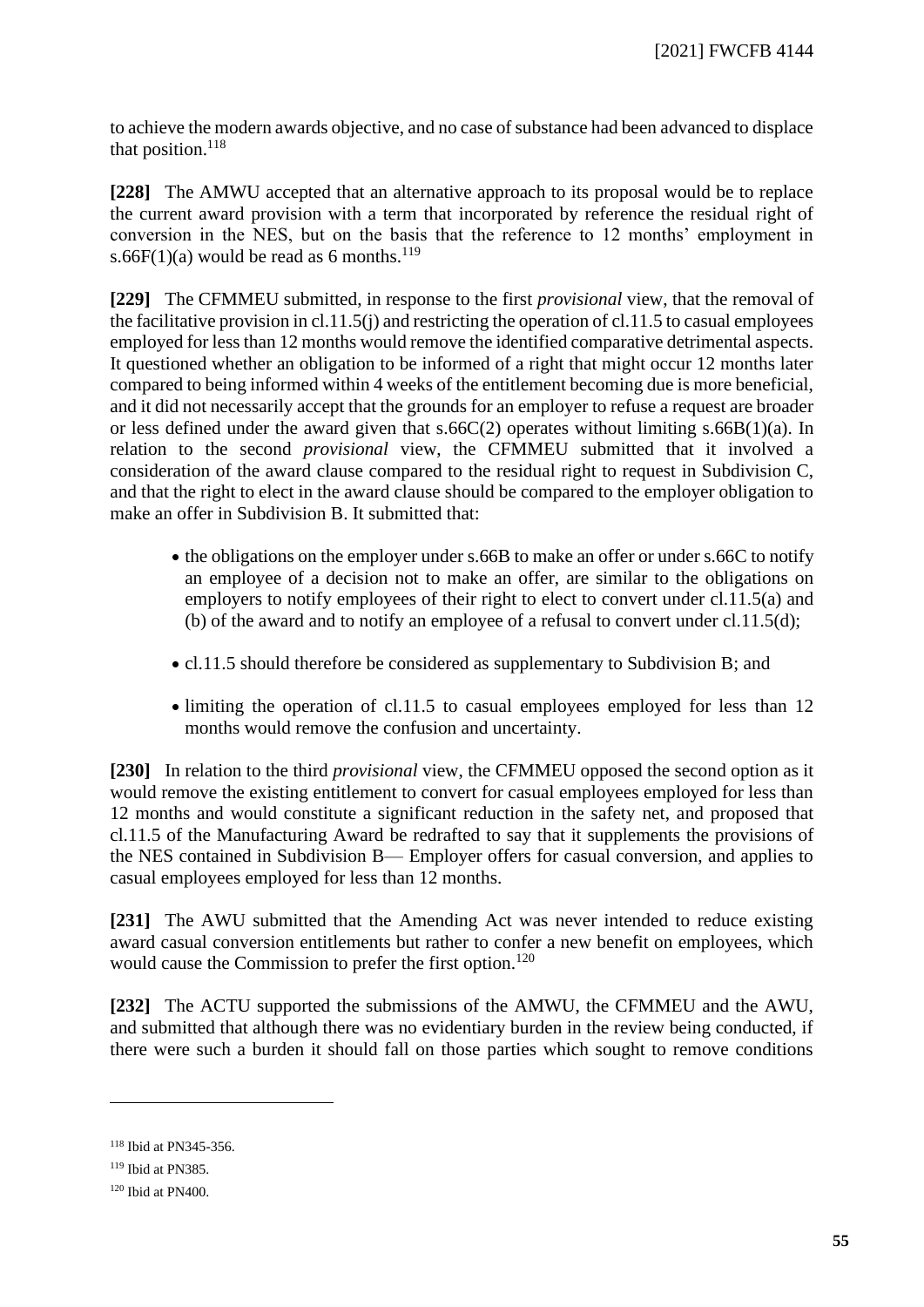to achieve the modern awards objective, and no case of substance had been advanced to displace that position.[118]

**[228]** The AMWU accepted that an alternative approach to its proposal would be to replace the current award provision with a term that incorporated by reference the residual right of conversion in the NES, but on the basis that the reference to 12 months' employment in s.66F(1)(a) would be read as 6 months.[119]

**[229]** The CFMMEU submitted, in response to the first *provisional* view, that the removal of the facilitative provision in cl.11.5(j) and restricting the operation of cl.11.5 to casual employees employed for less than 12 months would remove the identified comparative detrimental aspects. It questioned whether an obligation to be informed of a right that might occur 12 months later compared to being informed within 4 weeks of the entitlement becoming due is more beneficial, and it did not necessarily accept that the grounds for an employer to refuse a request are broader or less defined under the award given that s.66C(2) operates without limiting s.66B(1)(a). In relation to the second *provisional* view, the CFMMEU submitted that it involved a consideration of the award clause compared to the residual right to request in Subdivision C, and that the right to elect in the award clause should be compared to the employer obligation to make an offer in Subdivision B. It submitted that:

- the obligations on the employer under s.66B to make an offer or under s.66C to notify an employee of a decision not to make an offer, are similar to the obligations on employers to notify employees of their right to elect to convert under cl.11.5(a) and (b) of the award and to notify an employee of a refusal to convert under cl.11.5(d);
- cl.11.5 should therefore be considered as supplementary to Subdivision B; and
- limiting the operation of cl.11.5 to casual employees employed for less than 12 months would remove the confusion and uncertainty.

**[230]** In relation to the third *provisional* view, the CFMMEU opposed the second option as it would remove the existing entitlement to convert for casual employees employed for less than 12 months and would constitute a significant reduction in the safety net, and proposed that cl.11.5 of the Manufacturing Award be redrafted to say that it supplements the provisions of the NES contained in Subdivision B— Employer offers for casual conversion, and applies to casual employees employed for less than 12 months.

**[231]** The AWU submitted that the Amending Act was never intended to reduce existing award casual conversion entitlements but rather to confer a new benefit on employees, which would cause the Commission to prefer the first option.[120]

**[232]** The ACTU supported the submissions of the AMWU, the CFMMEU and the AWU, and submitted that although there was no evidentiary burden in the review being conducted, if there were such a burden it should fall on those parties which sought to remove conditions

---

[118] Ibid at PN345-356.

[119] Ibid at PN385.

[120] Ibid at PN400.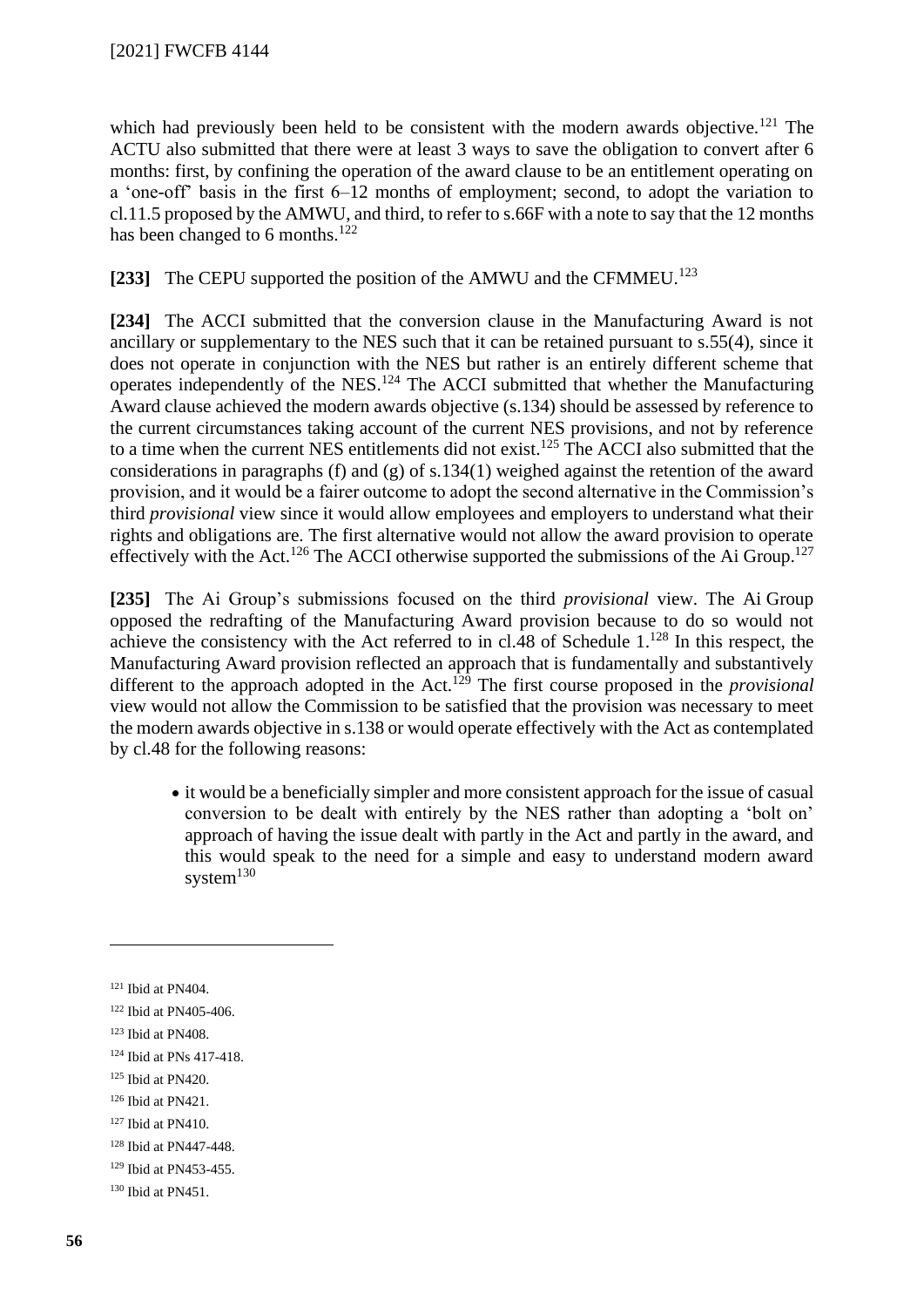which had previously been held to be consistent with the modern awards objective.[121] The ACTU also submitted that there were at least 3 ways to save the obligation to convert after 6 months: first, by confining the operation of the award clause to be an entitlement operating on a 'one-off' basis in the first 6–12 months of employment; second, to adopt the variation to cl.11.5 proposed by the AMWU, and third, to refer to s.66F with a note to say that the 12 months has been changed to 6 months.[122]

**[233]** The CEPU supported the position of the AMWU and the CFMMEU.[123]

**[234]** The ACCI submitted that the conversion clause in the Manufacturing Award is not ancillary or supplementary to the NES such that it can be retained pursuant to s.55(4), since it does not operate in conjunction with the NES but rather is an entirely different scheme that operates independently of the NES.[124] The ACCI submitted that whether the Manufacturing Award clause achieved the modern awards objective (s.134) should be assessed by reference to the current circumstances taking account of the current NES provisions, and not by reference to a time when the current NES entitlements did not exist.[125] The ACCI also submitted that the considerations in paragraphs (f) and (g) of s.134(1) weighed against the retention of the award provision, and it would be a fairer outcome to adopt the second alternative in the Commission's third *provisional* view since it would allow employees and employers to understand what their rights and obligations are. The first alternative would not allow the award provision to operate effectively with the Act.[126] The ACCI otherwise supported the submissions of the Ai Group.[127]

**[235]** The Ai Group's submissions focused on the third *provisional* view. The Ai Group opposed the redrafting of the Manufacturing Award provision because to do so would not achieve the consistency with the Act referred to in cl.48 of Schedule 1.[128] In this respect, the Manufacturing Award provision reflected an approach that is fundamentally and substantively different to the approach adopted in the Act.[129] The first course proposed in the *provisional* view would not allow the Commission to be satisfied that the provision was necessary to meet the modern awards objective in s.138 or would operate effectively with the Act as contemplated by cl.48 for the following reasons:

- it would be a beneficially simpler and more consistent approach for the issue of casual conversion to be dealt with entirely by the NES rather than adopting a 'bolt on' approach of having the issue dealt with partly in the Act and partly in the award, and this would speak to the need for a simple and easy to understand modern award system[130]

---

[121] Ibid at PN404.

[122] Ibid at PN405-406.

[123] Ibid at PN408.

[124] Ibid at PNs 417-418.

[125] Ibid at PN420.

[126] Ibid at PN421.

[127] Ibid at PN410.

[128] Ibid at PN447-448.

[129] Ibid at PN453-455.

[130] Ibid at PN451.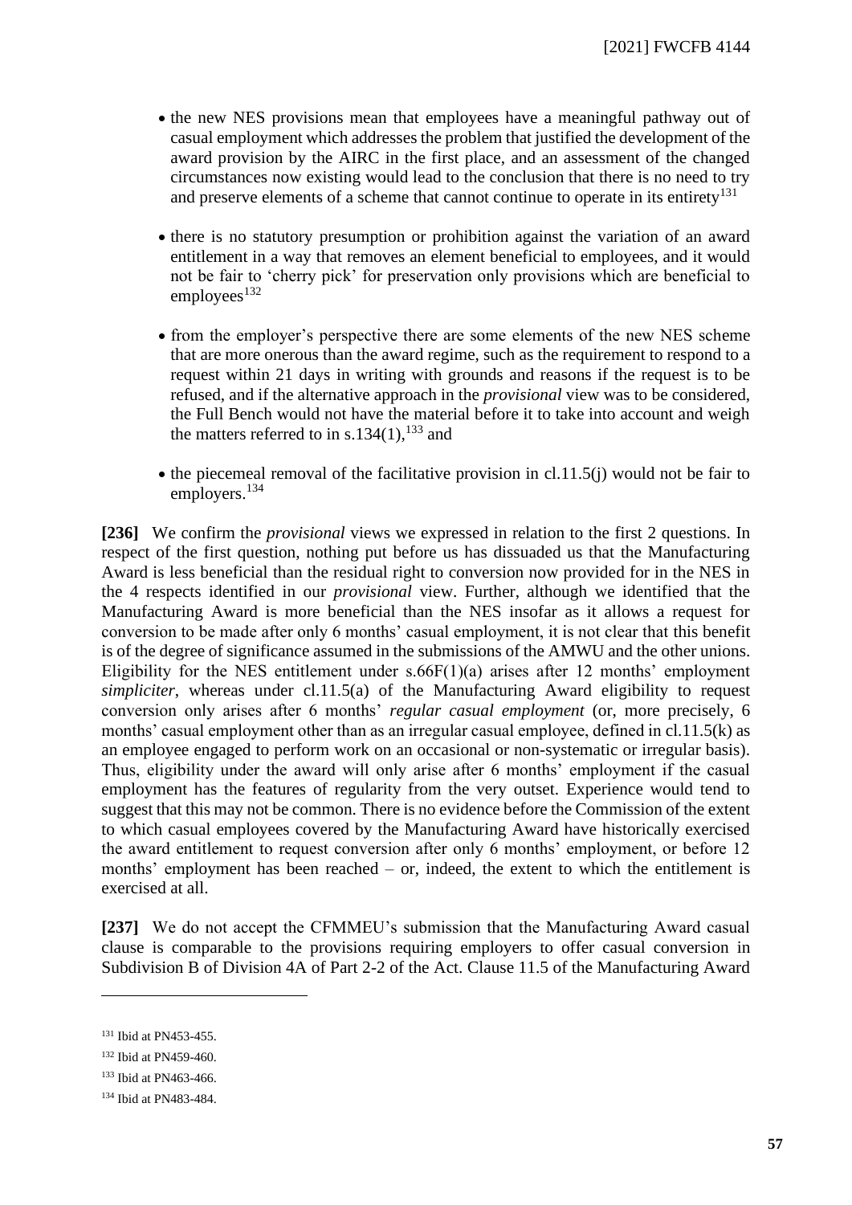- the new NES provisions mean that employees have a meaningful pathway out of casual employment which addresses the problem that justified the development of the award provision by the AIRC in the first place, and an assessment of the changed circumstances now existing would lead to the conclusion that there is no need to try and preserve elements of a scheme that cannot continue to operate in its entirety[131]

- there is no statutory presumption or prohibition against the variation of an award entitlement in a way that removes an element beneficial to employees, and it would not be fair to 'cherry pick' for preservation only provisions which are beneficial to employees[132]

- from the employer's perspective there are some elements of the new NES scheme that are more onerous than the award regime, such as the requirement to respond to a request within 21 days in writing with grounds and reasons if the request is to be refused, and if the alternative approach in the *provisional* view was to be considered, the Full Bench would not have the material before it to take into account and weigh the matters referred to in s.134(1),[133] and

- the piecemeal removal of the facilitative provision in cl.11.5(j) would not be fair to employers.[134]

**[236]** We confirm the *provisional* views we expressed in relation to the first 2 questions. In respect of the first question, nothing put before us has dissuaded us that the Manufacturing Award is less beneficial than the residual right to conversion now provided for in the NES in the 4 respects identified in our *provisional* view. Further, although we identified that the Manufacturing Award is more beneficial than the NES insofar as it allows a request for conversion to be made after only 6 months' casual employment, it is not clear that this benefit is of the degree of significance assumed in the submissions of the AMWU and the other unions. Eligibility for the NES entitlement under s.66F(1)(a) arises after 12 months' employment *simpliciter*, whereas under cl.11.5(a) of the Manufacturing Award eligibility to request conversion only arises after 6 months' *regular casual employment* (or, more precisely, 6 months' casual employment other than as an irregular casual employee, defined in cl.11.5(k) as an employee engaged to perform work on an occasional or non-systematic or irregular basis). Thus, eligibility under the award will only arise after 6 months' employment if the casual employment has the features of regularity from the very outset. Experience would tend to suggest that this may not be common. There is no evidence before the Commission of the extent to which casual employees covered by the Manufacturing Award have historically exercised the award entitlement to request conversion after only 6 months' employment, or before 12 months' employment has been reached – or, indeed, the extent to which the entitlement is exercised at all.

**[237]** We do not accept the CFMMEU's submission that the Manufacturing Award casual clause is comparable to the provisions requiring employers to offer casual conversion in Subdivision B of Division 4A of Part 2-2 of the Act. Clause 11.5 of the Manufacturing Award

---

[131] Ibid at PN453-455.

[132] Ibid at PN459-460.

[133] Ibid at PN463-466.

[134] Ibid at PN483-484.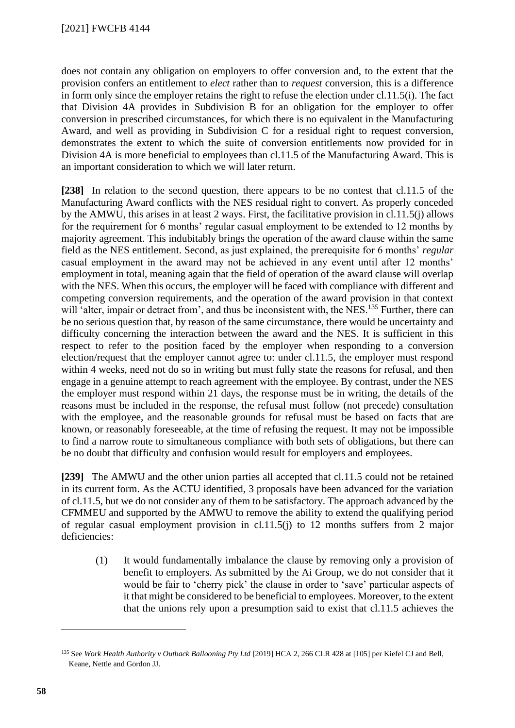does not contain any obligation on employers to offer conversion and, to the extent that the provision confers an entitlement to *elect* rather than to *request* conversion, this is a difference in form only since the employer retains the right to refuse the election under cl.11.5(i). The fact that Division 4A provides in Subdivision B for an obligation for the employer to offer conversion in prescribed circumstances, for which there is no equivalent in the Manufacturing Award, and well as providing in Subdivision C for a residual right to request conversion, demonstrates the extent to which the suite of conversion entitlements now provided for in Division 4A is more beneficial to employees than cl.11.5 of the Manufacturing Award. This is an important consideration to which we will later return.

**[238]** In relation to the second question, there appears to be no contest that cl.11.5 of the Manufacturing Award conflicts with the NES residual right to convert. As properly conceded by the AMWU, this arises in at least 2 ways. First, the facilitative provision in cl.11.5(j) allows for the requirement for 6 months' regular casual employment to be extended to 12 months by majority agreement. This indubitably brings the operation of the award clause within the same field as the NES entitlement. Second, as just explained, the prerequisite for 6 months' *regular* casual employment in the award may not be achieved in any event until after 12 months' employment in total, meaning again that the field of operation of the award clause will overlap with the NES. When this occurs, the employer will be faced with compliance with different and competing conversion requirements, and the operation of the award provision in that context will 'alter, impair or detract from', and thus be inconsistent with, the NES.[135] Further, there can be no serious question that, by reason of the same circumstance, there would be uncertainty and difficulty concerning the interaction between the award and the NES. It is sufficient in this respect to refer to the position faced by the employer when responding to a conversion election/request that the employer cannot agree to: under cl.11.5, the employer must respond within 4 weeks, need not do so in writing but must fully state the reasons for refusal, and then engage in a genuine attempt to reach agreement with the employee. By contrast, under the NES the employer must respond within 21 days, the response must be in writing, the details of the reasons must be included in the response, the refusal must follow (not precede) consultation with the employee, and the reasonable grounds for refusal must be based on facts that are known, or reasonably foreseeable, at the time of refusing the request. It may not be impossible to find a narrow route to simultaneous compliance with both sets of obligations, but there can be no doubt that difficulty and confusion would result for employers and employees.

**[239]** The AMWU and the other union parties all accepted that cl.11.5 could not be retained in its current form. As the ACTU identified, 3 proposals have been advanced for the variation of cl.11.5, but we do not consider any of them to be satisfactory. The approach advanced by the CFMMEU and supported by the AMWU to remove the ability to extend the qualifying period of regular casual employment provision in cl.11.5(j) to 12 months suffers from 2 major deficiencies:

(1) It would fundamentally imbalance the clause by removing only a provision of benefit to employers. As submitted by the Ai Group, we do not consider that it would be fair to 'cherry pick' the clause in order to 'save' particular aspects of it that might be considered to be beneficial to employees. Moreover, to the extent that the unions rely upon a presumption said to exist that cl.11.5 achieves the

---

[135] See *Work Health Authority v Outback Ballooning Pty Ltd* [2019] HCA 2, 266 CLR 428 at [105] per Kiefel CJ and Bell, Keane, Nettle and Gordon JJ.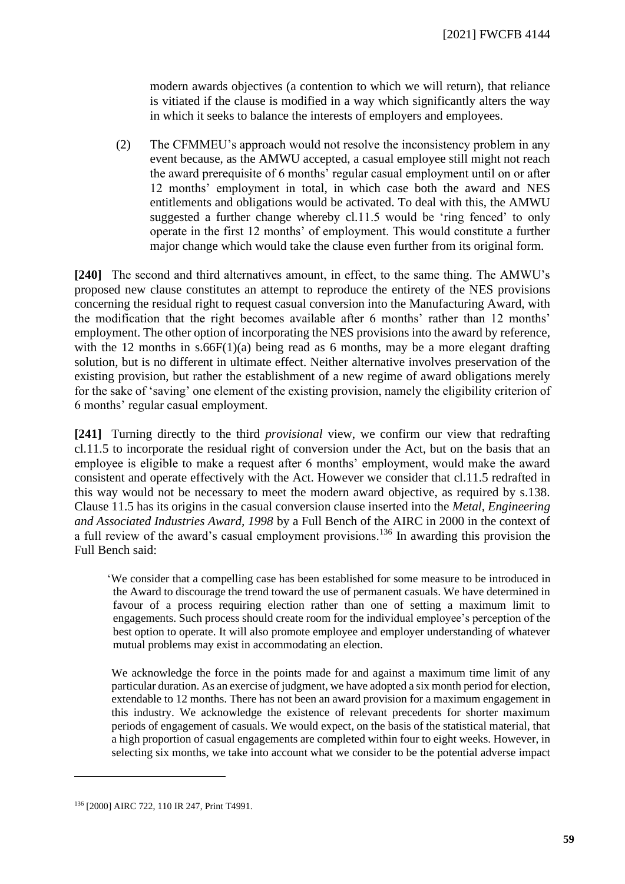modern awards objectives (a contention to which we will return), that reliance is vitiated if the clause is modified in a way which significantly alters the way in which it seeks to balance the interests of employers and employees.

(2) The CFMMEU's approach would not resolve the inconsistency problem in any event because, as the AMWU accepted, a casual employee still might not reach the award prerequisite of 6 months' regular casual employment until on or after 12 months' employment in total, in which case both the award and NES entitlements and obligations would be activated. To deal with this, the AMWU suggested a further change whereby cl.11.5 would be 'ring fenced' to only operate in the first 12 months' of employment. This would constitute a further major change which would take the clause even further from its original form.

**[240]** The second and third alternatives amount, in effect, to the same thing. The AMWU's proposed new clause constitutes an attempt to reproduce the entirety of the NES provisions concerning the residual right to request casual conversion into the Manufacturing Award, with the modification that the right becomes available after 6 months' rather than 12 months' employment. The other option of incorporating the NES provisions into the award by reference, with the 12 months in s.66F(1)(a) being read as 6 months, may be a more elegant drafting solution, but is no different in ultimate effect. Neither alternative involves preservation of the existing provision, but rather the establishment of a new regime of award obligations merely for the sake of 'saving' one element of the existing provision, namely the eligibility criterion of 6 months' regular casual employment.

**[241]** Turning directly to the third *provisional* view, we confirm our view that redrafting cl.11.5 to incorporate the residual right of conversion under the Act, but on the basis that an employee is eligible to make a request after 6 months' employment, would make the award consistent and operate effectively with the Act. However we consider that cl.11.5 redrafted in this way would not be necessary to meet the modern award objective, as required by s.138. Clause 11.5 has its origins in the casual conversion clause inserted into the *Metal, Engineering and Associated Industries Award, 1998* by a Full Bench of the AIRC in 2000 in the context of a full review of the award's casual employment provisions.[136] In awarding this provision the Full Bench said:

> 'We consider that a compelling case has been established for some measure to be introduced in the Award to discourage the trend toward the use of permanent casuals. We have determined in favour of a process requiring election rather than one of setting a maximum limit to engagements. Such process should create room for the individual employee's perception of the best option to operate. It will also promote employee and employer understanding of whatever mutual problems may exist in accommodating an election.
>
> We acknowledge the force in the points made for and against a maximum time limit of any particular duration. As an exercise of judgment, we have adopted a six month period for election, extendable to 12 months. There has not been an award provision for a maximum engagement in this industry. We acknowledge the existence of relevant precedents for shorter maximum periods of engagement of casuals. We would expect, on the basis of the statistical material, that a high proportion of casual engagements are completed within four to eight weeks. However, in selecting six months, we take into account what we consider to be the potential adverse impact

[136] [2000] AIRC 722, 110 IR 247, Print T4991.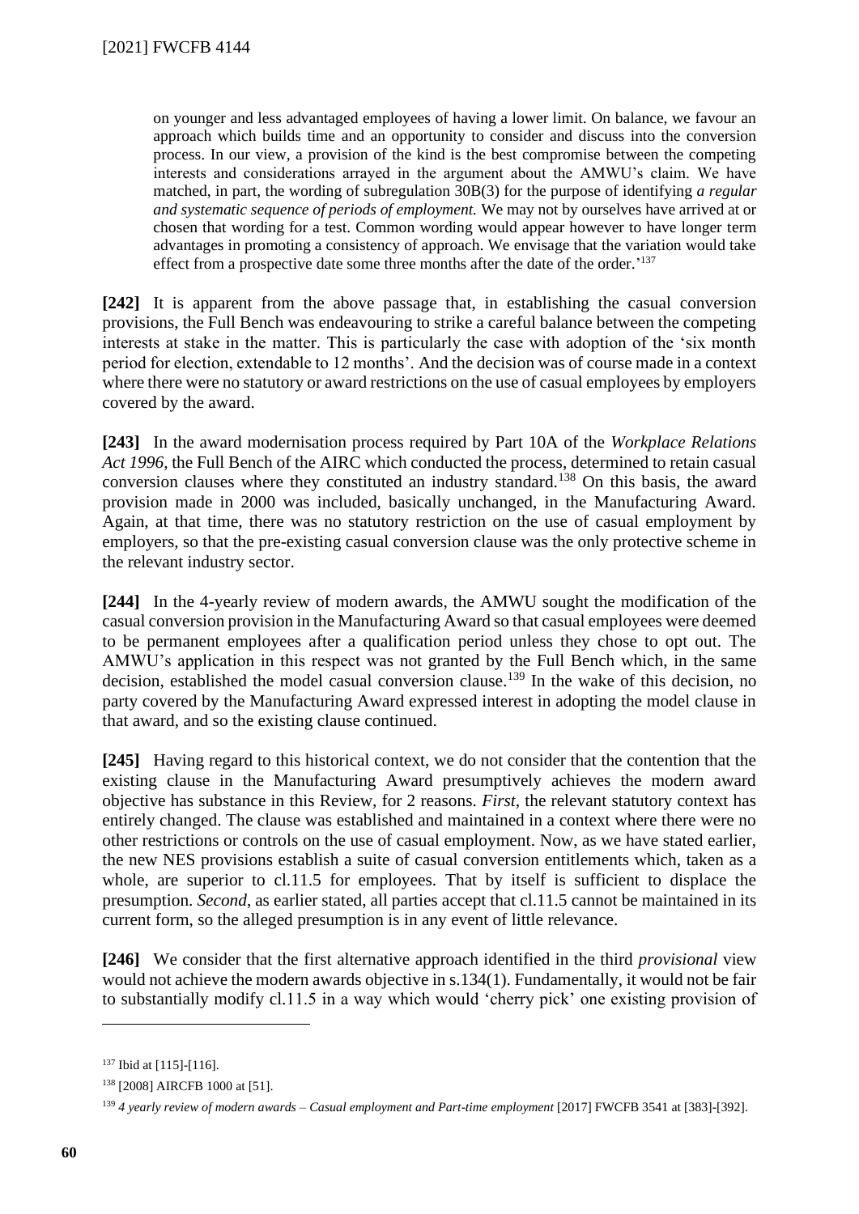> on younger and less advantaged employees of having a lower limit. On balance, we favour an approach which builds time and an opportunity to consider and discuss into the conversion process. In our view, a provision of the kind is the best compromise between the competing interests and considerations arrayed in the argument about the AMWU's claim. We have matched, in part, the wording of subregulation 30B(3) for the purpose of identifying *a regular and systematic sequence of periods of employment.* We may not by ourselves have arrived at or chosen that wording for a test. Common wording would appear however to have longer term advantages in promoting a consistency of approach. We envisage that the variation would take effect from a prospective date some three months after the date of the order.'[137]

**[242]** It is apparent from the above passage that, in establishing the casual conversion provisions, the Full Bench was endeavouring to strike a careful balance between the competing interests at stake in the matter. This is particularly the case with adoption of the 'six month period for election, extendable to 12 months'. And the decision was of course made in a context where there were no statutory or award restrictions on the use of casual employees by employers covered by the award.

**[243]** In the award modernisation process required by Part 10A of the *Workplace Relations Act 1996*, the Full Bench of the AIRC which conducted the process, determined to retain casual conversion clauses where they constituted an industry standard.[138] On this basis, the award provision made in 2000 was included, basically unchanged, in the Manufacturing Award. Again, at that time, there was no statutory restriction on the use of casual employment by employers, so that the pre-existing casual conversion clause was the only protective scheme in the relevant industry sector.

**[244]** In the 4-yearly review of modern awards, the AMWU sought the modification of the casual conversion provision in the Manufacturing Award so that casual employees were deemed to be permanent employees after a qualification period unless they chose to opt out. The AMWU's application in this respect was not granted by the Full Bench which, in the same decision, established the model casual conversion clause.[139] In the wake of this decision, no party covered by the Manufacturing Award expressed interest in adopting the model clause in that award, and so the existing clause continued.

**[245]** Having regard to this historical context, we do not consider that the contention that the existing clause in the Manufacturing Award presumptively achieves the modern award objective has substance in this Review, for 2 reasons. *First*, the relevant statutory context has entirely changed. The clause was established and maintained in a context where there were no other restrictions or controls on the use of casual employment. Now, as we have stated earlier, the new NES provisions establish a suite of casual conversion entitlements which, taken as a whole, are superior to cl.11.5 for employees. That by itself is sufficient to displace the presumption. *Second*, as earlier stated, all parties accept that cl.11.5 cannot be maintained in its current form, so the alleged presumption is in any event of little relevance.

**[246]** We consider that the first alternative approach identified in the third *provisional* view would not achieve the modern awards objective in s.134(1). Fundamentally, it would not be fair to substantially modify cl.11.5 in a way which would 'cherry pick' one existing provision of

---

[137] Ibid at [115]-[116].

[138] [2008] AIRCFB 1000 at [51].

[139] *4 yearly review of modern awards – Casual employment and Part-time employment* [2017] FWCFB 3541 at [383]-[392].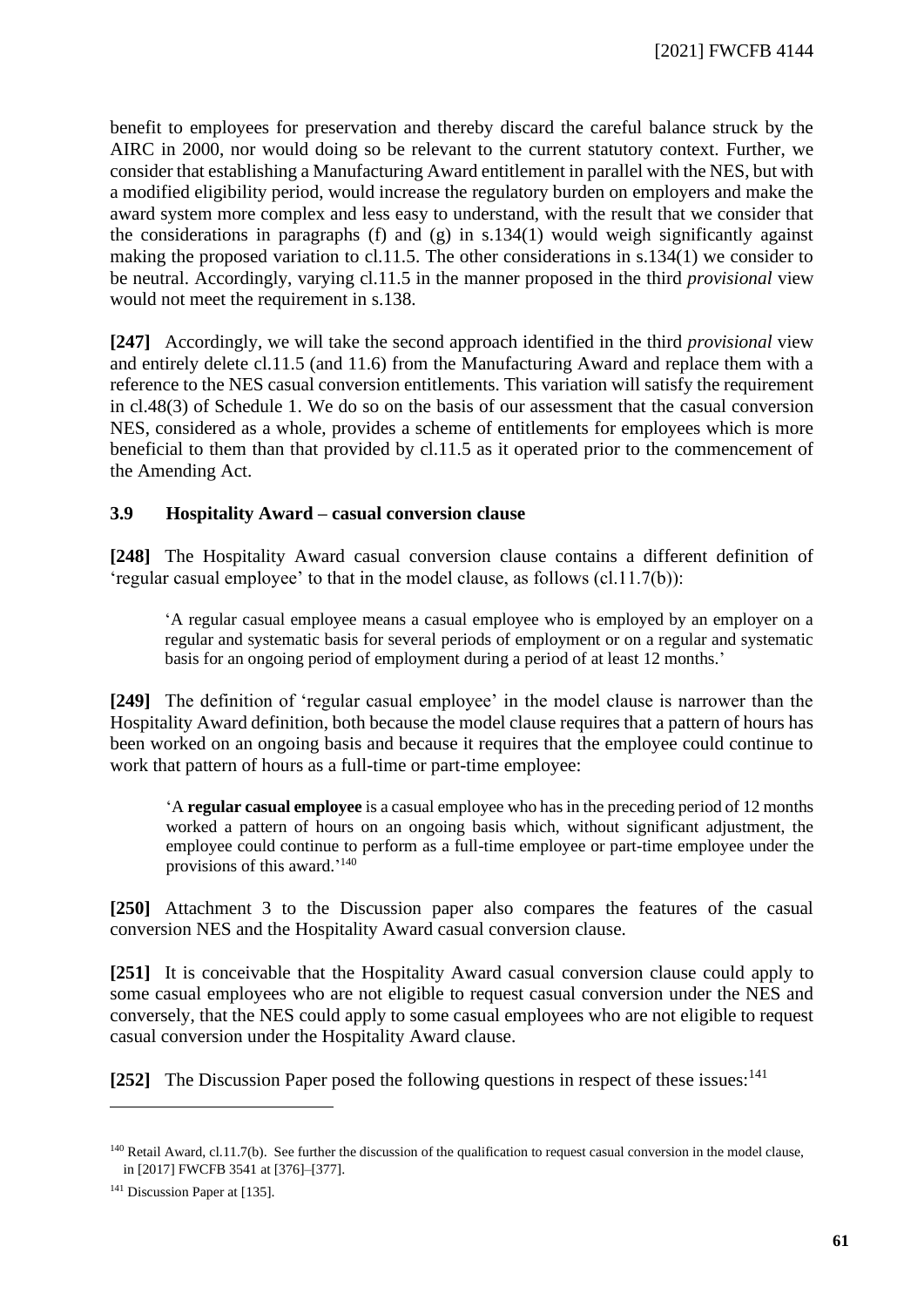benefit to employees for preservation and thereby discard the careful balance struck by the AIRC in 2000, nor would doing so be relevant to the current statutory context. Further, we consider that establishing a Manufacturing Award entitlement in parallel with the NES, but with a modified eligibility period, would increase the regulatory burden on employers and make the award system more complex and less easy to understand, with the result that we consider that the considerations in paragraphs (f) and (g) in s.134(1) would weigh significantly against making the proposed variation to cl.11.5. The other considerations in s.134(1) we consider to be neutral. Accordingly, varying cl.11.5 in the manner proposed in the third *provisional* view would not meet the requirement in s.138.

**[247]** Accordingly, we will take the second approach identified in the third *provisional* view and entirely delete cl.11.5 (and 11.6) from the Manufacturing Award and replace them with a reference to the NES casual conversion entitlements. This variation will satisfy the requirement in cl.48(3) of Schedule 1. We do so on the basis of our assessment that the casual conversion NES, considered as a whole, provides a scheme of entitlements for employees which is more beneficial to them than that provided by cl.11.5 as it operated prior to the commencement of the Amending Act.

### 3.9 Hospitality Award – casual conversion clause

**[248]** The Hospitality Award casual conversion clause contains a different definition of 'regular casual employee' to that in the model clause, as follows (cl.11.7(b)):

> 'A regular casual employee means a casual employee who is employed by an employer on a regular and systematic basis for several periods of employment or on a regular and systematic basis for an ongoing period of employment during a period of at least 12 months.'

**[249]** The definition of 'regular casual employee' in the model clause is narrower than the Hospitality Award definition, both because the model clause requires that a pattern of hours has been worked on an ongoing basis and because it requires that the employee could continue to work that pattern of hours as a full-time or part-time employee:

> 'A **regular casual employee** is a casual employee who has in the preceding period of 12 months worked a pattern of hours on an ongoing basis which, without significant adjustment, the employee could continue to perform as a full-time employee or part-time employee under the provisions of this award.'[140]

**[250]** Attachment 3 to the Discussion paper also compares the features of the casual conversion NES and the Hospitality Award casual conversion clause.

**[251]** It is conceivable that the Hospitality Award casual conversion clause could apply to some casual employees who are not eligible to request casual conversion under the NES and conversely, that the NES could apply to some casual employees who are not eligible to request casual conversion under the Hospitality Award clause.

**[252]** The Discussion Paper posed the following questions in respect of these issues:[141]

---

[140] Retail Award, cl.11.7(b). See further the discussion of the qualification to request casual conversion in the model clause, in [2017] FWCFB 3541 at [376]–[377].

[141] Discussion Paper at [135].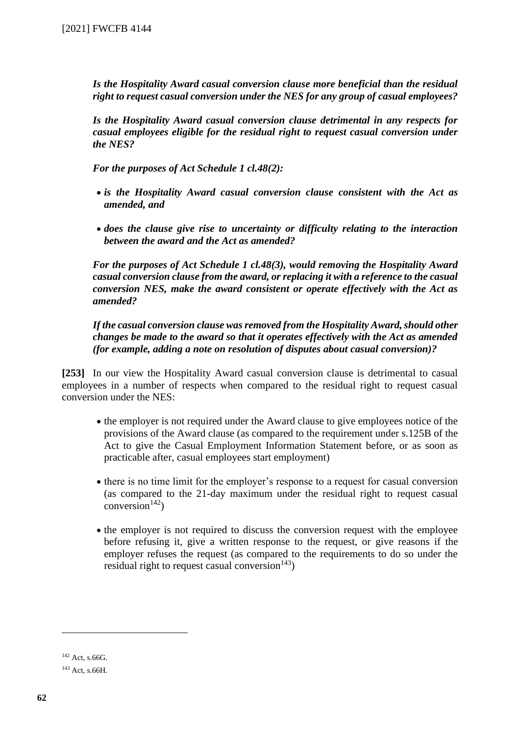***Is the Hospitality Award casual conversion clause more beneficial than the residual right to request casual conversion under the NES for any group of casual employees?***

***Is the Hospitality Award casual conversion clause detrimental in any respects for casual employees eligible for the residual right to request casual conversion under the NES?***

***For the purposes of Act Schedule 1 cl.48(2):***

- ***is the Hospitality Award casual conversion clause consistent with the Act as amended, and***
- ***does the clause give rise to uncertainty or difficulty relating to the interaction between the award and the Act as amended?***

***For the purposes of Act Schedule 1 cl.48(3), would removing the Hospitality Award casual conversion clause from the award, or replacing it with a reference to the casual conversion NES, make the award consistent or operate effectively with the Act as amended?***

***If the casual conversion clause was removed from the Hospitality Award, should other changes be made to the award so that it operates effectively with the Act as amended (for example, adding a note on resolution of disputes about casual conversion)?***

**[253]** In our view the Hospitality Award casual conversion clause is detrimental to casual employees in a number of respects when compared to the residual right to request casual conversion under the NES:

- the employer is not required under the Award clause to give employees notice of the provisions of the Award clause (as compared to the requirement under s.125B of the Act to give the Casual Employment Information Statement before, or as soon as practicable after, casual employees start employment)
- there is no time limit for the employer's response to a request for casual conversion (as compared to the 21-day maximum under the residual right to request casual conversion[142])
- the employer is not required to discuss the conversion request with the employee before refusing it, give a written response to the request, or give reasons if the employer refuses the request (as compared to the requirements to do so under the residual right to request casual conversion[143])

---

[142] Act, s.66G.

[143] Act, s.66H.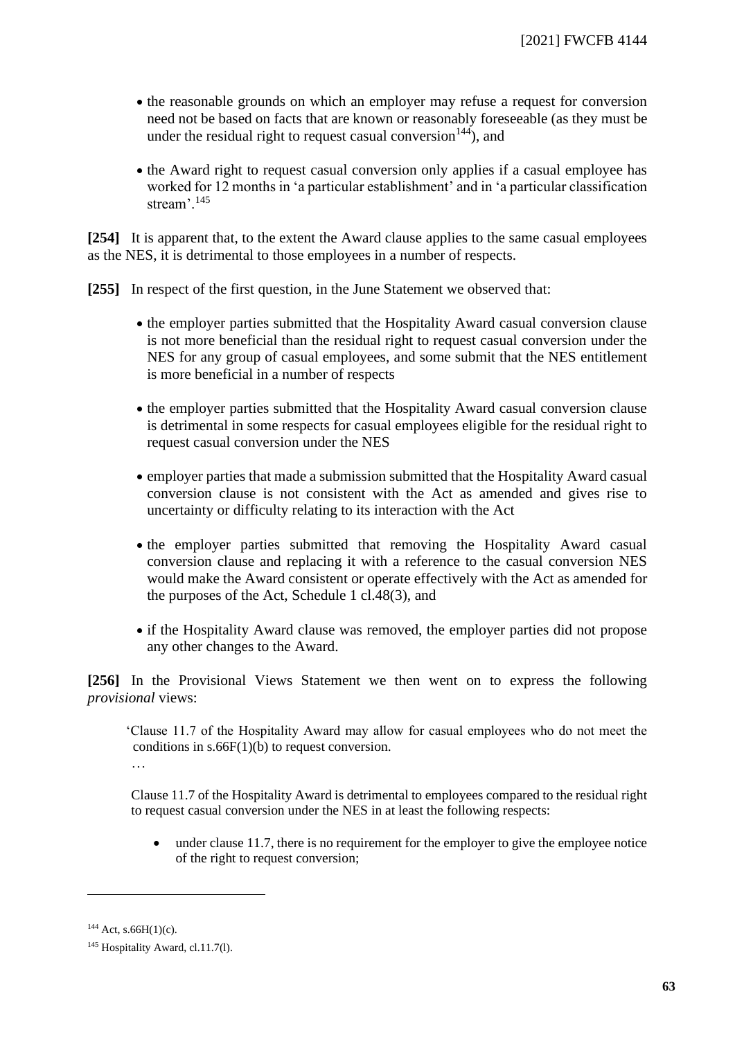- the reasonable grounds on which an employer may refuse a request for conversion need not be based on facts that are known or reasonably foreseeable (as they must be under the residual right to request casual conversion[144]), and
- the Award right to request casual conversion only applies if a casual employee has worked for 12 months in 'a particular establishment' and in 'a particular classification stream'.[145]

**[254]** It is apparent that, to the extent the Award clause applies to the same casual employees as the NES, it is detrimental to those employees in a number of respects.

**[255]** In respect of the first question, in the June Statement we observed that:

- the employer parties submitted that the Hospitality Award casual conversion clause is not more beneficial than the residual right to request casual conversion under the NES for any group of casual employees, and some submit that the NES entitlement is more beneficial in a number of respects
- the employer parties submitted that the Hospitality Award casual conversion clause is detrimental in some respects for casual employees eligible for the residual right to request casual conversion under the NES
- employer parties that made a submission submitted that the Hospitality Award casual conversion clause is not consistent with the Act as amended and gives rise to uncertainty or difficulty relating to its interaction with the Act
- the employer parties submitted that removing the Hospitality Award casual conversion clause and replacing it with a reference to the casual conversion NES would make the Award consistent or operate effectively with the Act as amended for the purposes of the Act, Schedule 1 cl.48(3), and
- if the Hospitality Award clause was removed, the employer parties did not propose any other changes to the Award.

**[256]** In the Provisional Views Statement we then went on to express the following *provisional* views:

> 'Clause 11.7 of the Hospitality Award may allow for casual employees who do not meet the conditions in s.66F(1)(b) to request conversion.
>
> …
>
> Clause 11.7 of the Hospitality Award is detrimental to employees compared to the residual right to request casual conversion under the NES in at least the following respects:
>
> - under clause 11.7, there is no requirement for the employer to give the employee notice of the right to request conversion;

---

[144] Act, s.66H(1)(c).

[145] Hospitality Award, cl.11.7(l).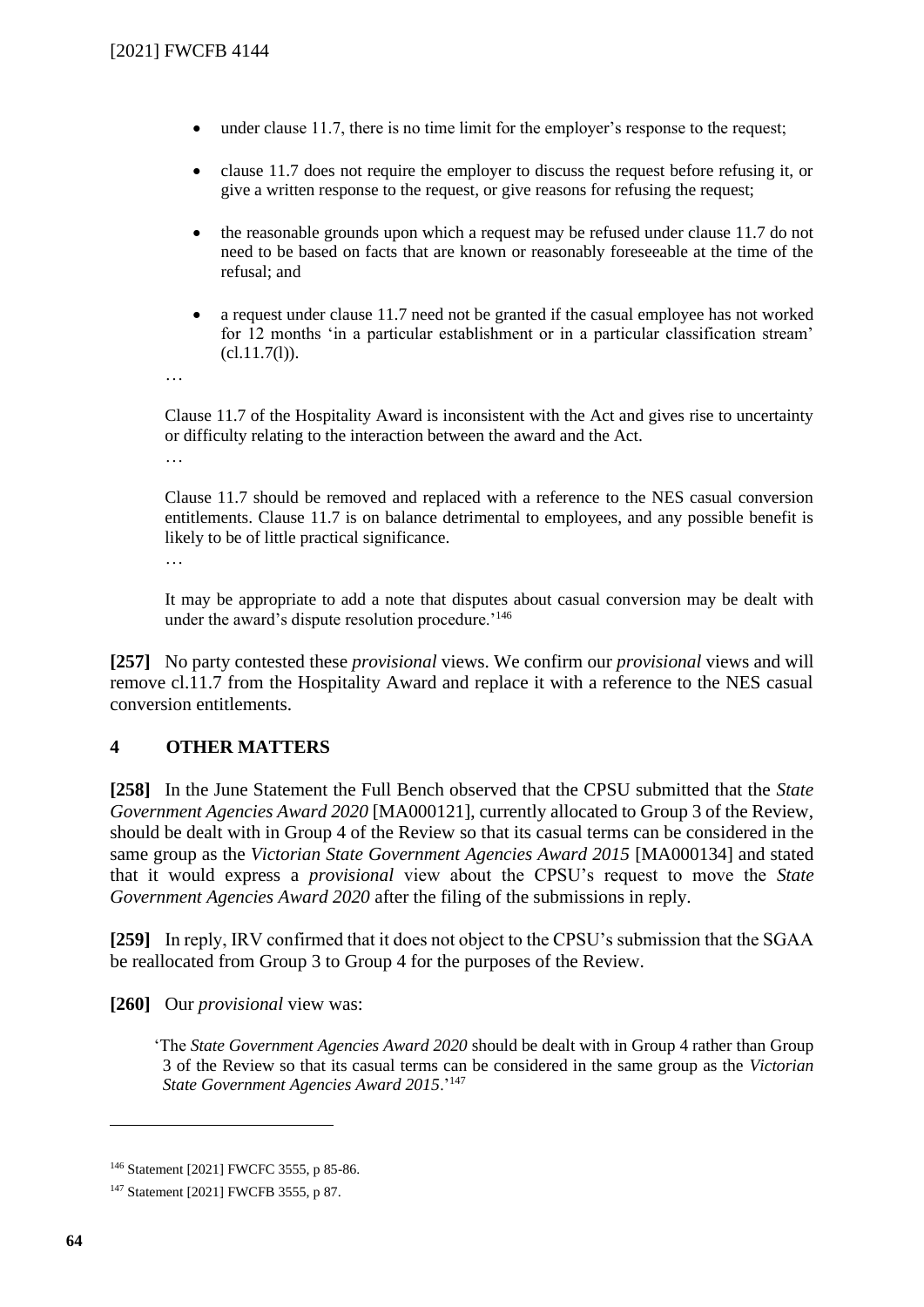- under clause 11.7, there is no time limit for the employer's response to the request;
- clause 11.7 does not require the employer to discuss the request before refusing it, or give a written response to the request, or give reasons for refusing the request;
- the reasonable grounds upon which a request may be refused under clause 11.7 do not need to be based on facts that are known or reasonably foreseeable at the time of the refusal; and
- a request under clause 11.7 need not be granted if the casual employee has not worked for 12 months 'in a particular establishment or in a particular classification stream' (cl.11.7(l)).

…

Clause 11.7 of the Hospitality Award is inconsistent with the Act and gives rise to uncertainty or difficulty relating to the interaction between the award and the Act.

…

Clause 11.7 should be removed and replaced with a reference to the NES casual conversion entitlements. Clause 11.7 is on balance detrimental to employees, and any possible benefit is likely to be of little practical significance.

…

It may be appropriate to add a note that disputes about casual conversion may be dealt with under the award's dispute resolution procedure.'[146]

**[257]** No party contested these *provisional* views. We confirm our *provisional* views and will remove cl.11.7 from the Hospitality Award and replace it with a reference to the NES casual conversion entitlements.

## 4 OTHER MATTERS

**[258]** In the June Statement the Full Bench observed that the CPSU submitted that the *State Government Agencies Award 2020* [MA000121], currently allocated to Group 3 of the Review, should be dealt with in Group 4 of the Review so that its casual terms can be considered in the same group as the *Victorian State Government Agencies Award 2015* [MA000134] and stated that it would express a *provisional* view about the CPSU's request to move the *State Government Agencies Award 2020* after the filing of the submissions in reply.

**[259]** In reply, IRV confirmed that it does not object to the CPSU's submission that the SGAA be reallocated from Group 3 to Group 4 for the purposes of the Review.

**[260]** Our *provisional* view was:

'The *State Government Agencies Award 2020* should be dealt with in Group 4 rather than Group 3 of the Review so that its casual terms can be considered in the same group as the *Victorian State Government Agencies Award 2015*.'[147]

---

[146] Statement [2021] FWCFC 3555, p 85-86.

[147] Statement [2021] FWCFB 3555, p 87.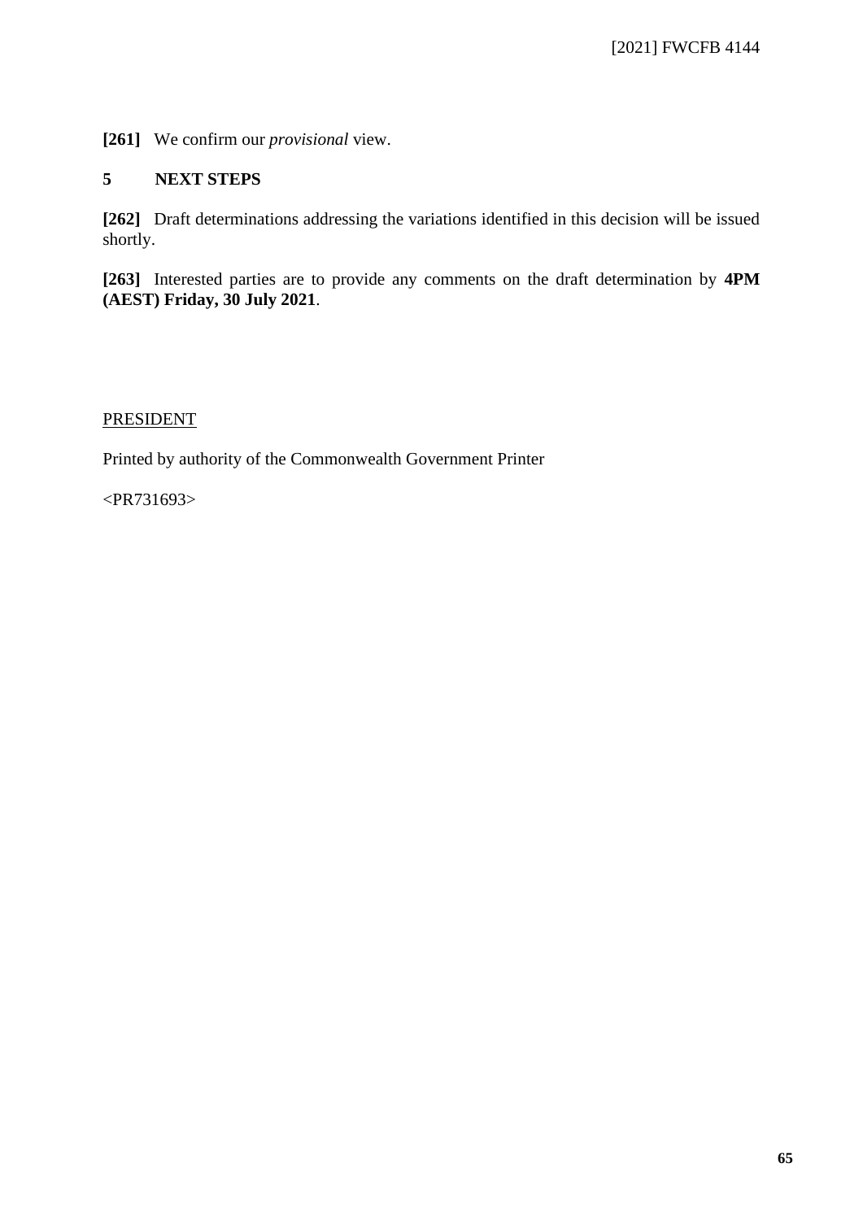**[261]** We confirm our *provisional* view.

## 5 NEXT STEPS

**[262]** Draft determinations addressing the variations identified in this decision will be issued shortly.

**[263]** Interested parties are to provide any comments on the draft determination by **4PM (AEST) Friday, 30 July 2021**.

PRESIDENT

Printed by authority of the Commonwealth Government Printer

<PR731693>